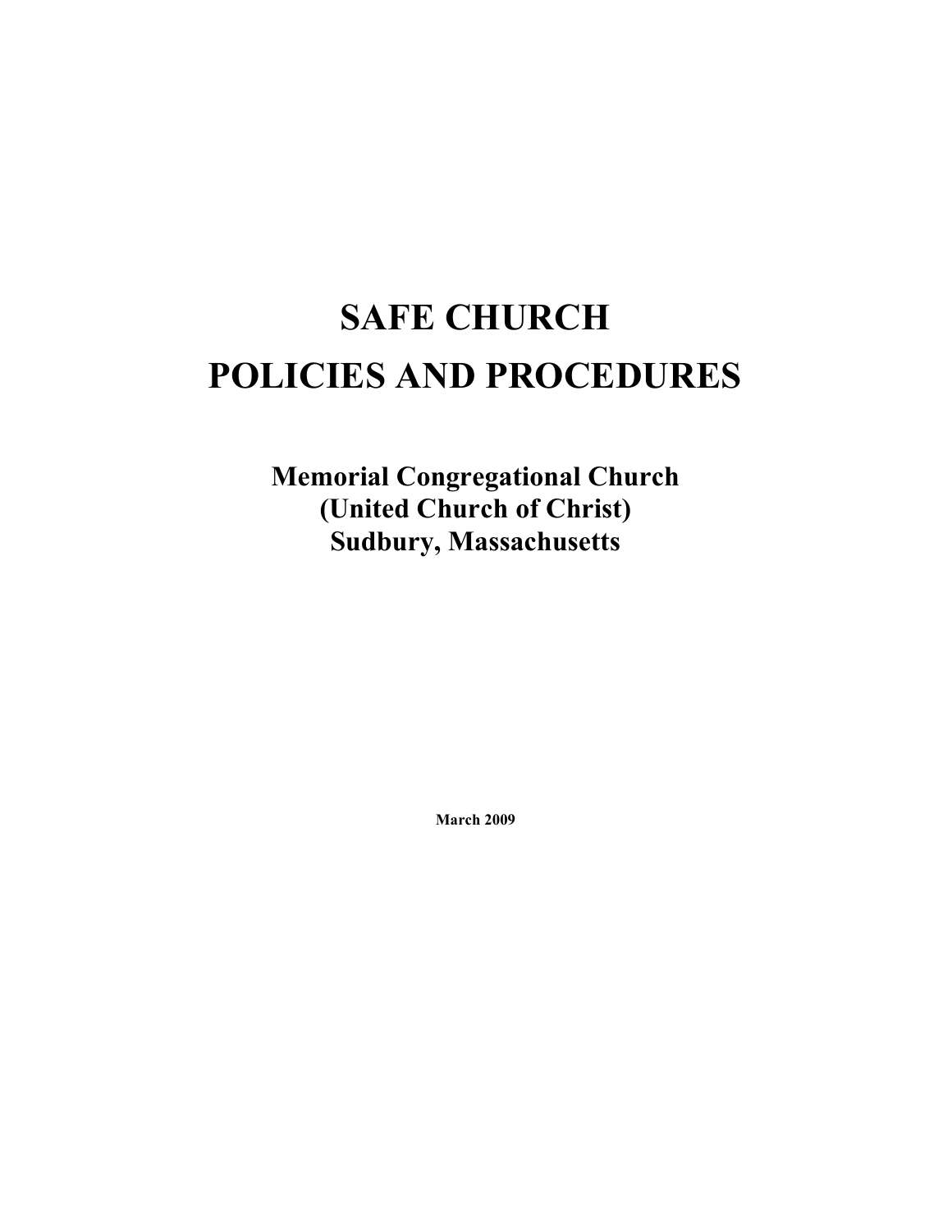# SAFE CHURCH
# POLICIES AND PROCEDURES

**Memorial Congregational Church**
**(United Church of Christ)**
**Sudbury, Massachusetts**

**March 2009**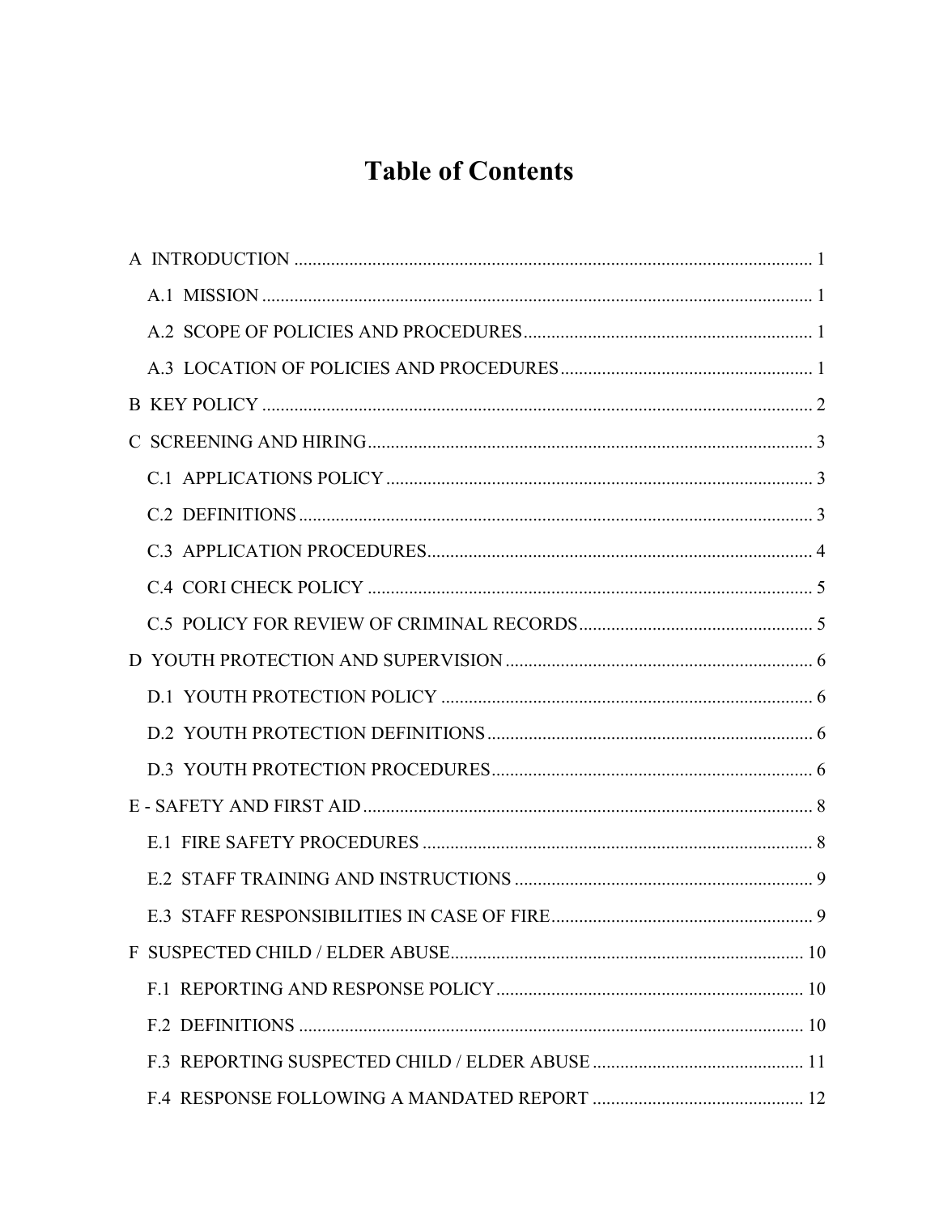# Table of Contents

A INTRODUCTION ........................................................................................................ 1

  A.1 MISSION ........................................................................................................ 1

  A.2 SCOPE OF POLICIES AND PROCEDURES ..................................................... 1

  A.3 LOCATION OF POLICIES AND PROCEDURES ............................................... 1

B KEY POLICY ........................................................................................................ 2

C SCREENING AND HIRING ................................................................................... 3

  C.1 APPLICATIONS POLICY ................................................................................ 3

  C.2 DEFINITIONS ................................................................................................ 3

  C.3 APPLICATION PROCEDURES ....................................................................... 4

  C.4 CORI CHECK POLICY ................................................................................... 5

  C.5 POLICY FOR REVIEW OF CRIMINAL RECORDS ............................................ 5

D YOUTH PROTECTION AND SUPERVISION ......................................................... 6

  D.1 YOUTH PROTECTION POLICY ...................................................................... 6

  D.2 YOUTH PROTECTION DEFINITIONS ............................................................. 6

  D.3 YOUTH PROTECTION PROCEDURES ............................................................ 6

E - SAFETY AND FIRST AID ................................................................................... 8

  E.1 FIRE SAFETY PROCEDURES ........................................................................ 8

  E.2 STAFF TRAINING AND INSTRUCTIONS ........................................................ 9

  E.3 STAFF RESPONSIBILITIES IN CASE OF FIRE ............................................... 9

F SUSPECTED CHILD / ELDER ABUSE ................................................................. 10

  F.1 REPORTING AND RESPONSE POLICY ........................................................ 10

  F.2 DEFINITIONS .............................................................................................. 10

  F.3 REPORTING SUSPECTED CHILD / ELDER ABUSE ....................................... 11

  F.4 RESPONSE FOLLOWING A MANDATED REPORT ........................................ 12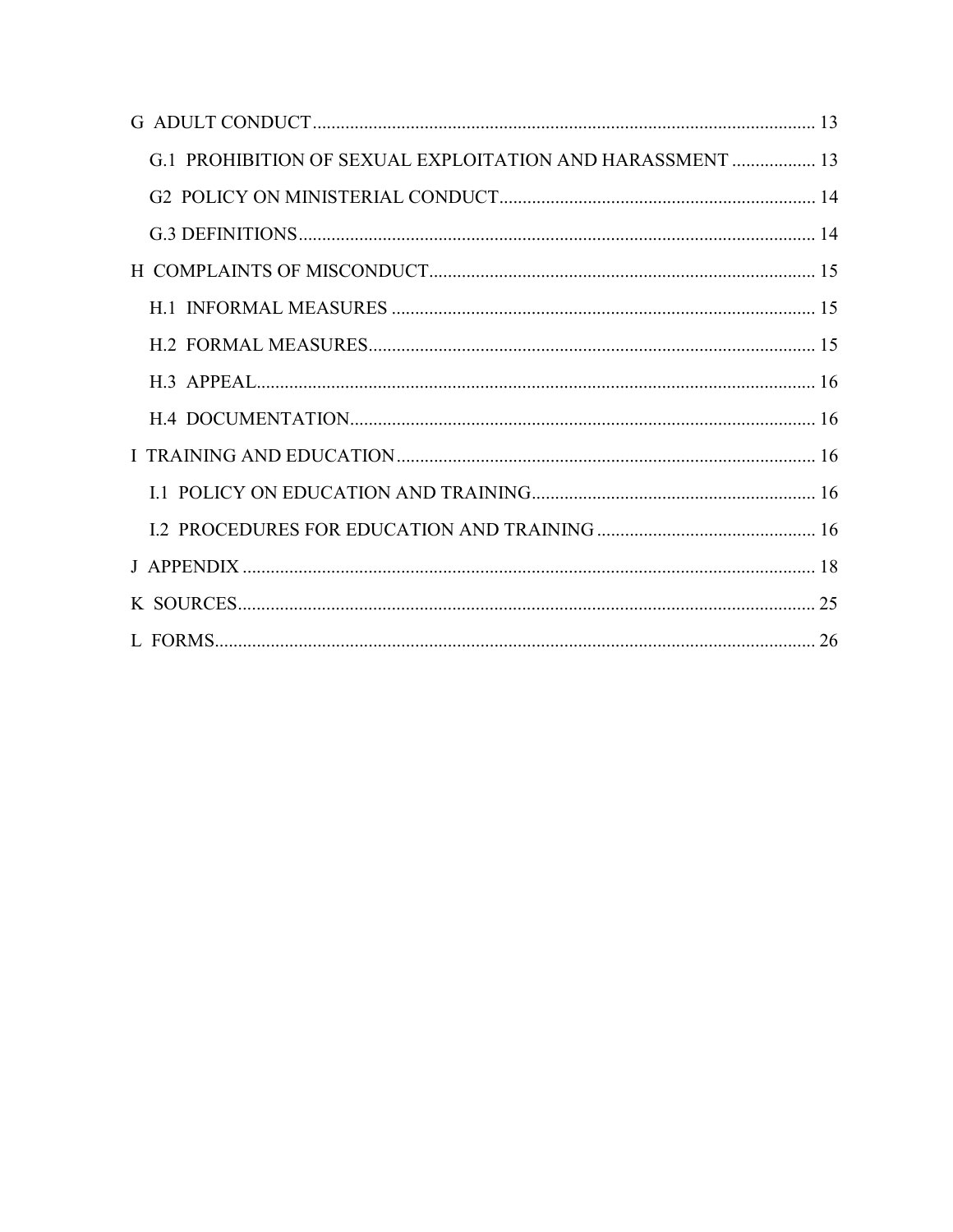G ADULT CONDUCT ........................................................................................................... 13

G.1 PROHIBITION OF SEXUAL EXPLOITATION AND HARASSMENT .................. 13

G2 POLICY ON MINISTERIAL CONDUCT.................................................................. 14

G.3 DEFINITIONS ............................................................................................................ 14

H COMPLAINTS OF MISCONDUCT .................................................................................. 15

H.1 INFORMAL MEASURES .......................................................................................... 15

H.2 FORMAL MEASURES ............................................................................................... 15

H.3 APPEAL ....................................................................................................................... 16

H.4 DOCUMENTATION ................................................................................................... 16

I TRAINING AND EDUCATION .......................................................................................... 16

I.1 POLICY ON EDUCATION AND TRAINING ............................................................ 16

I.2 PROCEDURES FOR EDUCATION AND TRAINING .............................................. 16

J APPENDIX ........................................................................................................................... 18

K SOURCES ............................................................................................................................ 25

L FORMS ................................................................................................................................. 26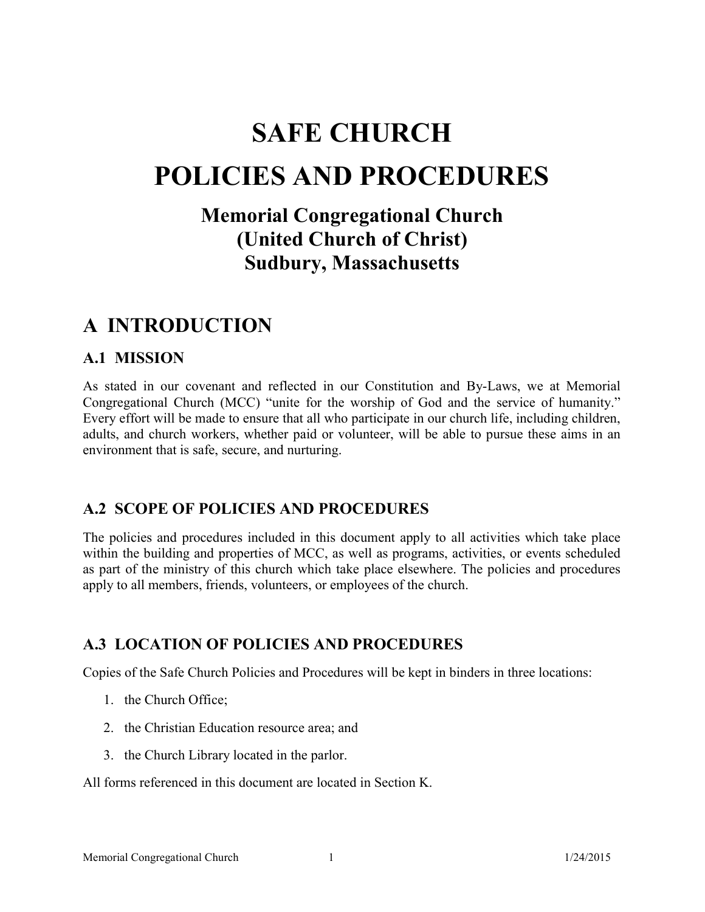# SAFE CHURCH
# POLICIES AND PROCEDURES

### Memorial Congregational Church
### (United Church of Christ)
### Sudbury, Massachusetts

## A INTRODUCTION

### A.1 MISSION

As stated in our covenant and reflected in our Constitution and By-Laws, we at Memorial Congregational Church (MCC) "unite for the worship of God and the service of humanity." Every effort will be made to ensure that all who participate in our church life, including children, adults, and church workers, whether paid or volunteer, will be able to pursue these aims in an environment that is safe, secure, and nurturing.

### A.2 SCOPE OF POLICIES AND PROCEDURES

The policies and procedures included in this document apply to all activities which take place within the building and properties of MCC, as well as programs, activities, or events scheduled as part of the ministry of this church which take place elsewhere. The policies and procedures apply to all members, friends, volunteers, or employees of the church.

### A.3 LOCATION OF POLICIES AND PROCEDURES

Copies of the Safe Church Policies and Procedures will be kept in binders in three locations:

1. the Church Office;
2. the Christian Education resource area; and
3. the Church Library located in the parlor.

All forms referenced in this document are located in Section K.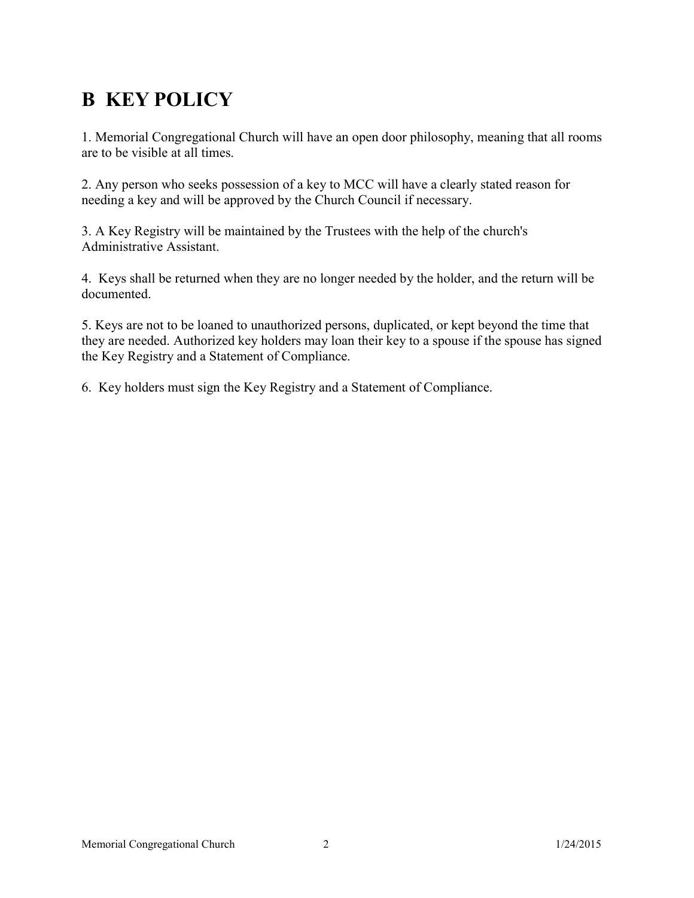# B KEY POLICY

1. Memorial Congregational Church will have an open door philosophy, meaning that all rooms are to be visible at all times.

2. Any person who seeks possession of a key to MCC will have a clearly stated reason for needing a key and will be approved by the Church Council if necessary.

3. A Key Registry will be maintained by the Trustees with the help of the church's Administrative Assistant.

4. Keys shall be returned when they are no longer needed by the holder, and the return will be documented.

5. Keys are not to be loaned to unauthorized persons, duplicated, or kept beyond the time that they are needed. Authorized key holders may loan their key to a spouse if the spouse has signed the Key Registry and a Statement of Compliance.

6. Key holders must sign the Key Registry and a Statement of Compliance.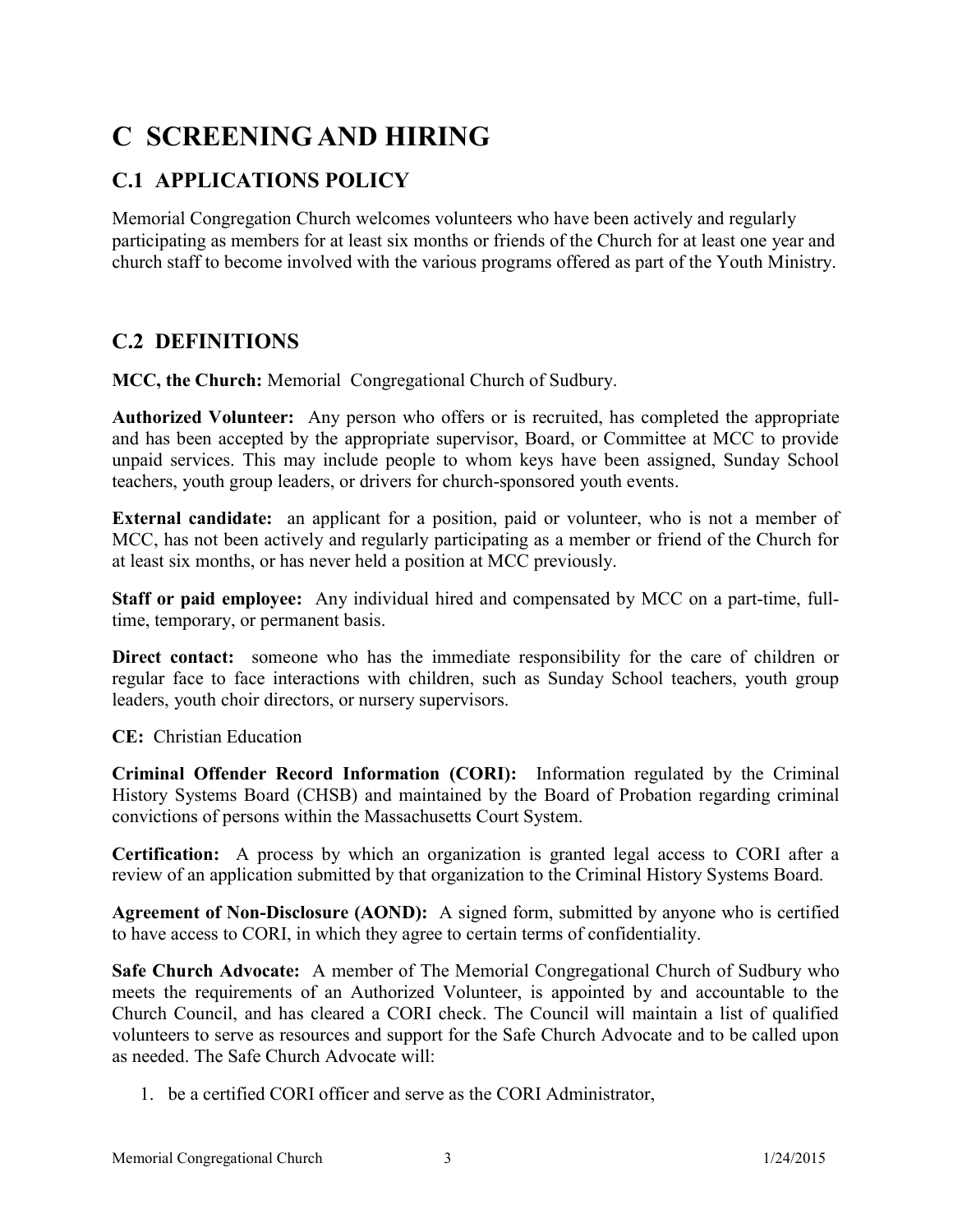# C SCREENING AND HIRING

## C.1 APPLICATIONS POLICY

Memorial Congregation Church welcomes volunteers who have been actively and regularly participating as members for at least six months or friends of the Church for at least one year and church staff to become involved with the various programs offered as part of the Youth Ministry.

## C.2 DEFINITIONS

**MCC, the Church:** Memorial Congregational Church of Sudbury.

**Authorized Volunteer:** Any person who offers or is recruited, has completed the appropriate and has been accepted by the appropriate supervisor, Board, or Committee at MCC to provide unpaid services. This may include people to whom keys have been assigned, Sunday School teachers, youth group leaders, or drivers for church-sponsored youth events.

**External candidate:** an applicant for a position, paid or volunteer, who is not a member of MCC, has not been actively and regularly participating as a member or friend of the Church for at least six months, or has never held a position at MCC previously.

**Staff or paid employee:** Any individual hired and compensated by MCC on a part-time, full-time, temporary, or permanent basis.

**Direct contact:** someone who has the immediate responsibility for the care of children or regular face to face interactions with children, such as Sunday School teachers, youth group leaders, youth choir directors, or nursery supervisors.

**CE:** Christian Education

**Criminal Offender Record Information (CORI):** Information regulated by the Criminal History Systems Board (CHSB) and maintained by the Board of Probation regarding criminal convictions of persons within the Massachusetts Court System.

**Certification:** A process by which an organization is granted legal access to CORI after a review of an application submitted by that organization to the Criminal History Systems Board.

**Agreement of Non-Disclosure (AOND):** A signed form, submitted by anyone who is certified to have access to CORI, in which they agree to certain terms of confidentiality.

**Safe Church Advocate:** A member of The Memorial Congregational Church of Sudbury who meets the requirements of an Authorized Volunteer, is appointed by and accountable to the Church Council, and has cleared a CORI check. The Council will maintain a list of qualified volunteers to serve as resources and support for the Safe Church Advocate and to be called upon as needed. The Safe Church Advocate will:

1. be a certified CORI officer and serve as the CORI Administrator,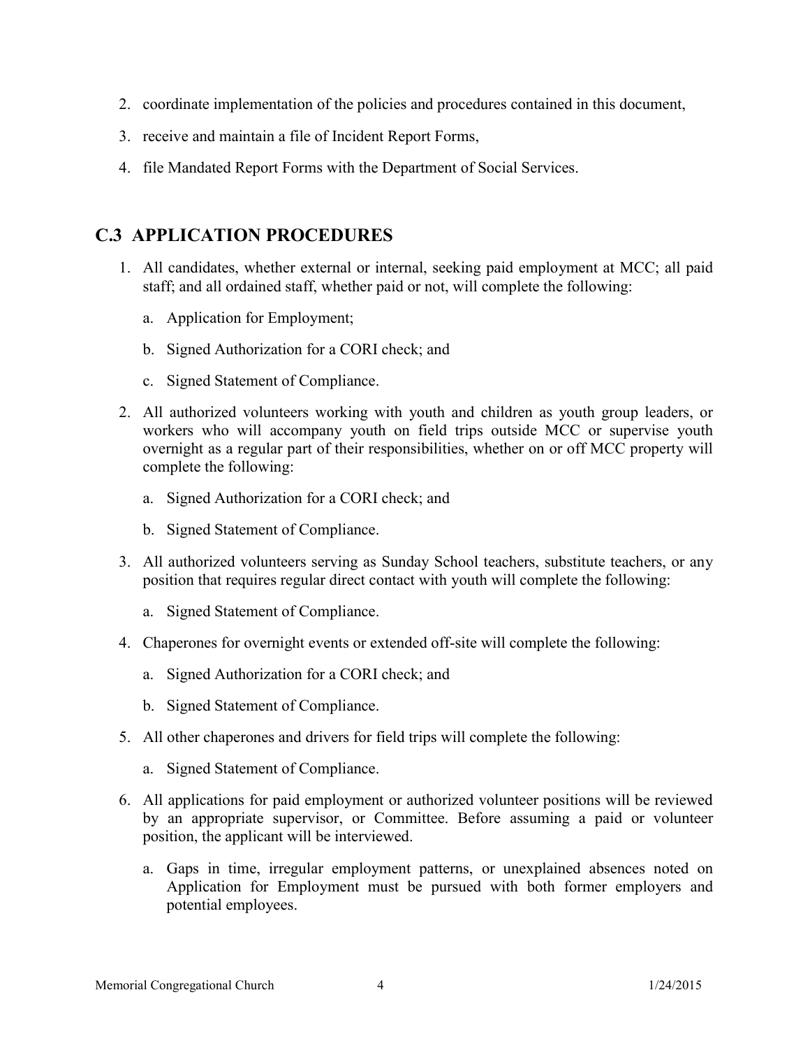2. coordinate implementation of the policies and procedures contained in this document,
3. receive and maintain a file of Incident Report Forms,
4. file Mandated Report Forms with the Department of Social Services.

## C.3 APPLICATION PROCEDURES

1. All candidates, whether external or internal, seeking paid employment at MCC; all paid staff; and all ordained staff, whether paid or not, will complete the following:
   a. Application for Employment;
   b. Signed Authorization for a CORI check; and
   c. Signed Statement of Compliance.
2. All authorized volunteers working with youth and children as youth group leaders, or workers who will accompany youth on field trips outside MCC or supervise youth overnight as a regular part of their responsibilities, whether on or off MCC property will complete the following:
   a. Signed Authorization for a CORI check; and
   b. Signed Statement of Compliance.
3. All authorized volunteers serving as Sunday School teachers, substitute teachers, or any position that requires regular direct contact with youth will complete the following:
   a. Signed Statement of Compliance.
4. Chaperones for overnight events or extended off-site will complete the following:
   a. Signed Authorization for a CORI check; and
   b. Signed Statement of Compliance.
5. All other chaperones and drivers for field trips will complete the following:
   a. Signed Statement of Compliance.
6. All applications for paid employment or authorized volunteer positions will be reviewed by an appropriate supervisor, or Committee. Before assuming a paid or volunteer position, the applicant will be interviewed.
   a. Gaps in time, irregular employment patterns, or unexplained absences noted on Application for Employment must be pursued with both former employers and potential employees.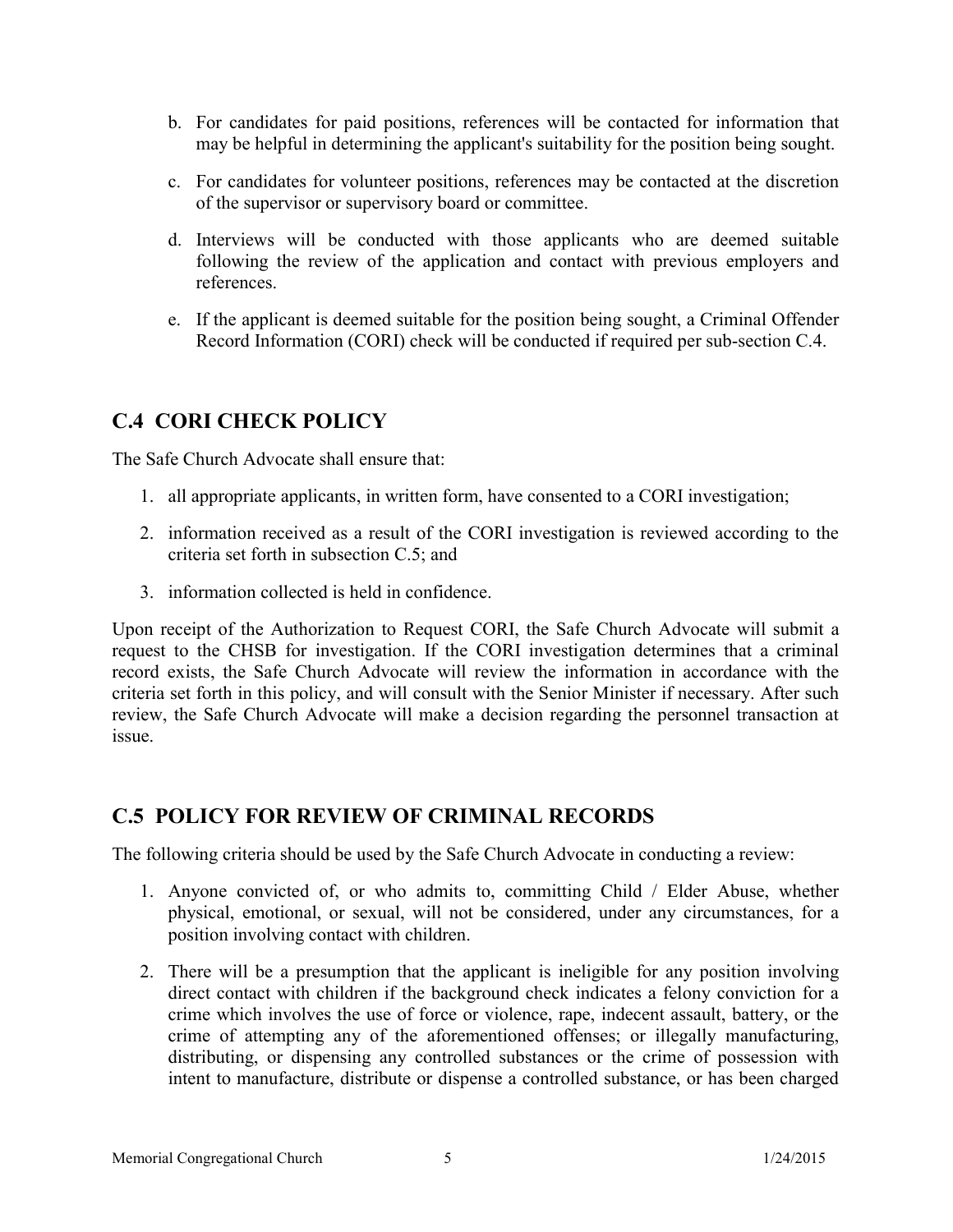b. For candidates for paid positions, references will be contacted for information that may be helpful in determining the applicant's suitability for the position being sought.

c. For candidates for volunteer positions, references may be contacted at the discretion of the supervisor or supervisory board or committee.

d. Interviews will be conducted with those applicants who are deemed suitable following the review of the application and contact with previous employers and references.

e. If the applicant is deemed suitable for the position being sought, a Criminal Offender Record Information (CORI) check will be conducted if required per sub-section C.4.

## C.4 CORI CHECK POLICY

The Safe Church Advocate shall ensure that:

1. all appropriate applicants, in written form, have consented to a CORI investigation;
2. information received as a result of the CORI investigation is reviewed according to the criteria set forth in subsection C.5; and
3. information collected is held in confidence.

Upon receipt of the Authorization to Request CORI, the Safe Church Advocate will submit a request to the CHSB for investigation. If the CORI investigation determines that a criminal record exists, the Safe Church Advocate will review the information in accordance with the criteria set forth in this policy, and will consult with the Senior Minister if necessary. After such review, the Safe Church Advocate will make a decision regarding the personnel transaction at issue.

## C.5 POLICY FOR REVIEW OF CRIMINAL RECORDS

The following criteria should be used by the Safe Church Advocate in conducting a review:

1. Anyone convicted of, or who admits to, committing Child / Elder Abuse, whether physical, emotional, or sexual, will not be considered, under any circumstances, for a position involving contact with children.
2. There will be a presumption that the applicant is ineligible for any position involving direct contact with children if the background check indicates a felony conviction for a crime which involves the use of force or violence, rape, indecent assault, battery, or the crime of attempting any of the aforementioned offenses; or illegally manufacturing, distributing, or dispensing any controlled substances or the crime of possession with intent to manufacture, distribute or dispense a controlled substance, or has been charged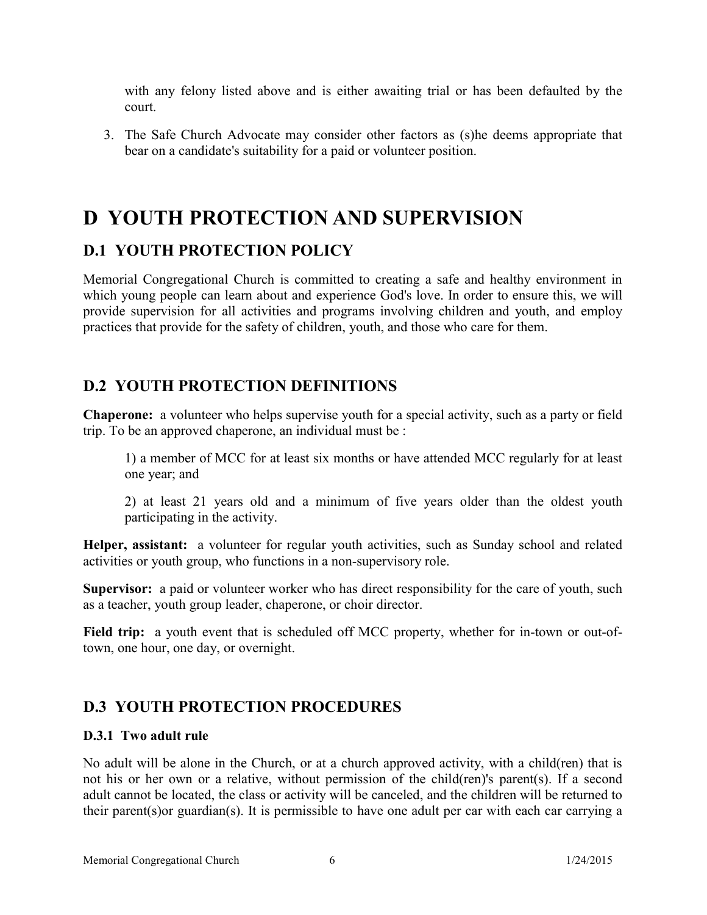with any felony listed above and is either awaiting trial or has been defaulted by the court.

3. The Safe Church Advocate may consider other factors as (s)he deems appropriate that bear on a candidate's suitability for a paid or volunteer position.

# D YOUTH PROTECTION AND SUPERVISION

## D.1 YOUTH PROTECTION POLICY

Memorial Congregational Church is committed to creating a safe and healthy environment in which young people can learn about and experience God's love. In order to ensure this, we will provide supervision for all activities and programs involving children and youth, and employ practices that provide for the safety of children, youth, and those who care for them.

## D.2 YOUTH PROTECTION DEFINITIONS

**Chaperone:** a volunteer who helps supervise youth for a special activity, such as a party or field trip. To be an approved chaperone, an individual must be :

> 1) a member of MCC for at least six months or have attended MCC regularly for at least one year; and
>
> 2) at least 21 years old and a minimum of five years older than the oldest youth participating in the activity.

**Helper, assistant:** a volunteer for regular youth activities, such as Sunday school and related activities or youth group, who functions in a non-supervisory role.

**Supervisor:** a paid or volunteer worker who has direct responsibility for the care of youth, such as a teacher, youth group leader, chaperone, or choir director.

**Field trip:** a youth event that is scheduled off MCC property, whether for in-town or out-of-town, one hour, one day, or overnight.

## D.3 YOUTH PROTECTION PROCEDURES

### D.3.1 Two adult rule

No adult will be alone in the Church, or at a church approved activity, with a child(ren) that is not his or her own or a relative, without permission of the child(ren)'s parent(s). If a second adult cannot be located, the class or activity will be canceled, and the children will be returned to their parent(s)or guardian(s). It is permissible to have one adult per car with each car carrying a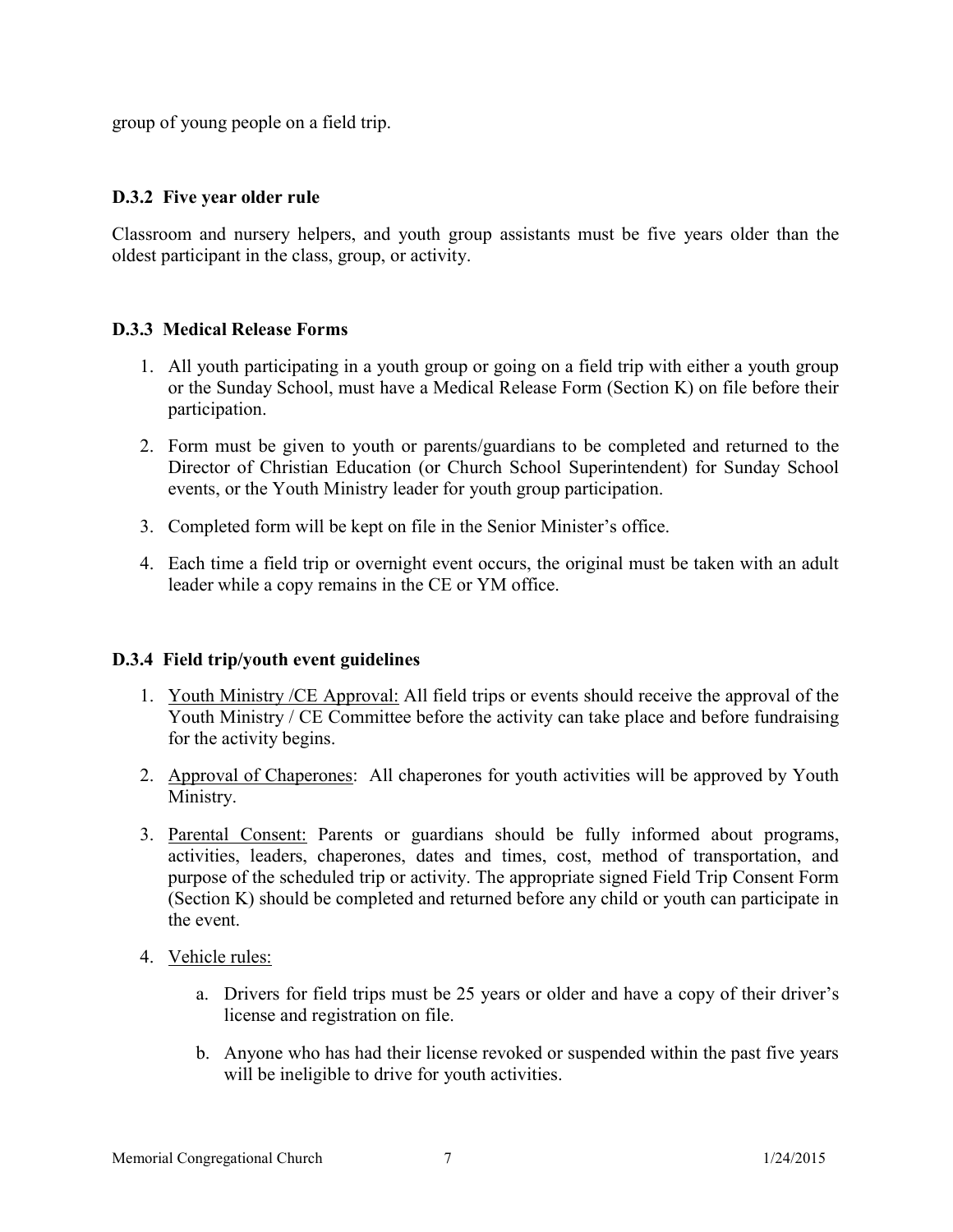group of young people on a field trip.

### D.3.2 Five year older rule

Classroom and nursery helpers, and youth group assistants must be five years older than the oldest participant in the class, group, or activity.

### D.3.3 Medical Release Forms

1. All youth participating in a youth group or going on a field trip with either a youth group or the Sunday School, must have a Medical Release Form (Section K) on file before their participation.
2. Form must be given to youth or parents/guardians to be completed and returned to the Director of Christian Education (or Church School Superintendent) for Sunday School events, or the Youth Ministry leader for youth group participation.
3. Completed form will be kept on file in the Senior Minister's office.
4. Each time a field trip or overnight event occurs, the original must be taken with an adult leader while a copy remains in the CE or YM office.

### D.3.4 Field trip/youth event guidelines

1. Youth Ministry /CE Approval: All field trips or events should receive the approval of the Youth Ministry / CE Committee before the activity can take place and before fundraising for the activity begins.
2. Approval of Chaperones: All chaperones for youth activities will be approved by Youth Ministry.
3. Parental Consent: Parents or guardians should be fully informed about programs, activities, leaders, chaperones, dates and times, cost, method of transportation, and purpose of the scheduled trip or activity. The appropriate signed Field Trip Consent Form (Section K) should be completed and returned before any child or youth can participate in the event.
4. Vehicle rules:
    a. Drivers for field trips must be 25 years or older and have a copy of their driver's license and registration on file.
    b. Anyone who has had their license revoked or suspended within the past five years will be ineligible to drive for youth activities.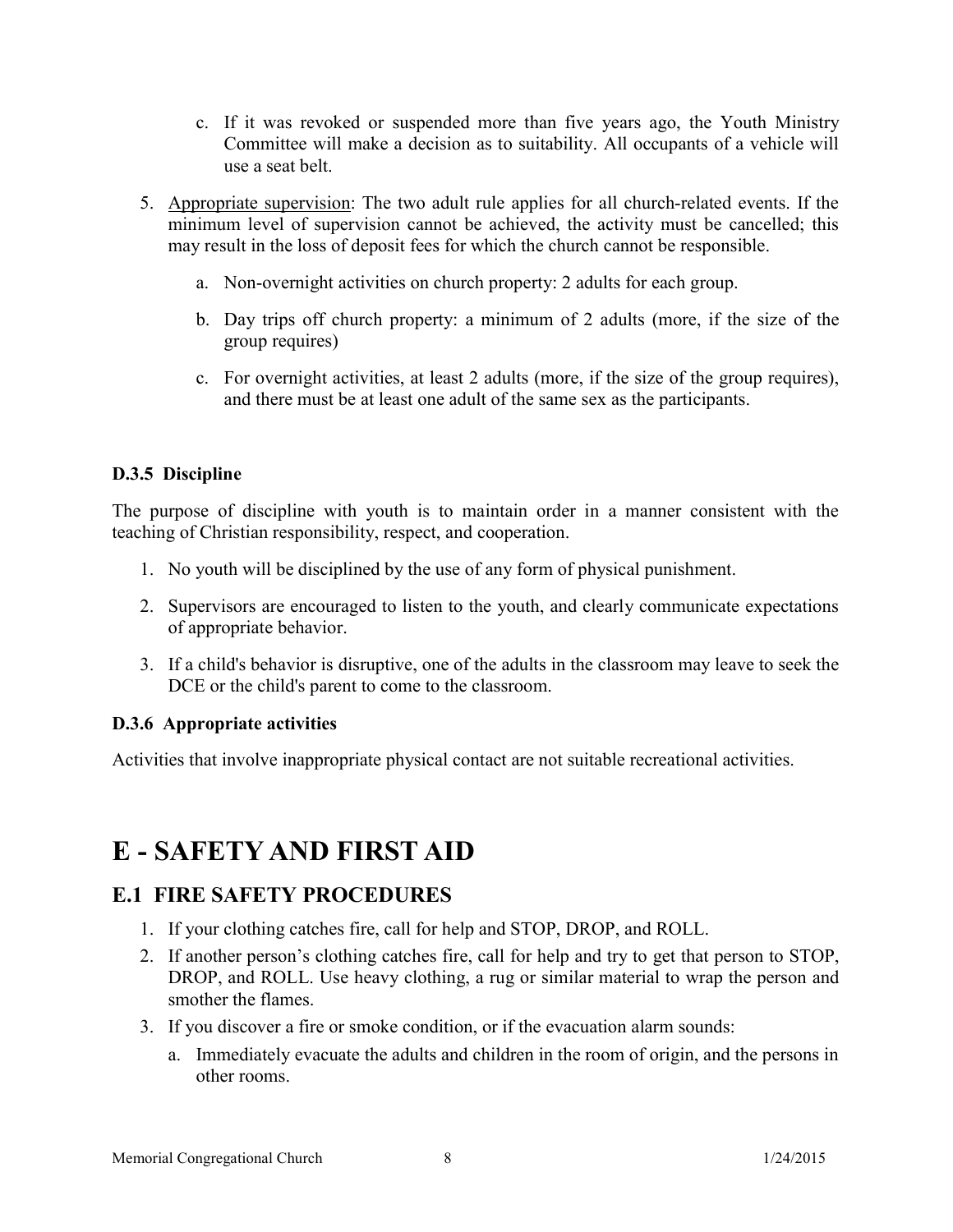c. If it was revoked or suspended more than five years ago, the Youth Ministry Committee will make a decision as to suitability. All occupants of a vehicle will use a seat belt.

5. Appropriate supervision: The two adult rule applies for all church-related events. If the minimum level of supervision cannot be achieved, the activity must be cancelled; this may result in the loss of deposit fees for which the church cannot be responsible.

   a. Non-overnight activities on church property: 2 adults for each group.

   b. Day trips off church property: a minimum of 2 adults (more, if the size of the group requires)

   c. For overnight activities, at least 2 adults (more, if the size of the group requires), and there must be at least one adult of the same sex as the participants.

**D.3.5 Discipline**

The purpose of discipline with youth is to maintain order in a manner consistent with the teaching of Christian responsibility, respect, and cooperation.

1. No youth will be disciplined by the use of any form of physical punishment.

2. Supervisors are encouraged to listen to the youth, and clearly communicate expectations of appropriate behavior.

3. If a child's behavior is disruptive, one of the adults in the classroom may leave to seek the DCE or the child's parent to come to the classroom.

**D.3.6 Appropriate activities**

Activities that involve inappropriate physical contact are not suitable recreational activities.

# E - SAFETY AND FIRST AID

## E.1 FIRE SAFETY PROCEDURES

1. If your clothing catches fire, call for help and STOP, DROP, and ROLL.
2. If another person's clothing catches fire, call for help and try to get that person to STOP, DROP, and ROLL. Use heavy clothing, a rug or similar material to wrap the person and smother the flames.
3. If you discover a fire or smoke condition, or if the evacuation alarm sounds:
   a. Immediately evacuate the adults and children in the room of origin, and the persons in other rooms.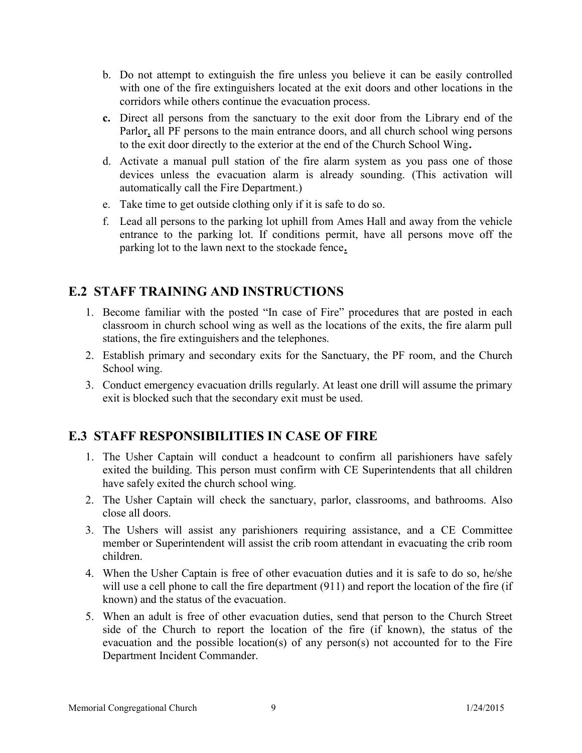b. Do not attempt to extinguish the fire unless you believe it can be easily controlled with one of the fire extinguishers located at the exit doors and other locations in the corridors while others continue the evacuation process.

**c.** Direct all persons from the sanctuary to the exit door from the Library end of the Parlor, all PF persons to the main entrance doors, and all church school wing persons to the exit door directly to the exterior at the end of the Church School Wing.

d. Activate a manual pull station of the fire alarm system as you pass one of those devices unless the evacuation alarm is already sounding. (This activation will automatically call the Fire Department.)

e. Take time to get outside clothing only if it is safe to do so.

f. Lead all persons to the parking lot uphill from Ames Hall and away from the vehicle entrance to the parking lot. If conditions permit, have all persons move off the parking lot to the lawn next to the stockade fence.

## E.2 STAFF TRAINING AND INSTRUCTIONS

1. Become familiar with the posted "In case of Fire" procedures that are posted in each classroom in church school wing as well as the locations of the exits, the fire alarm pull stations, the fire extinguishers and the telephones.
2. Establish primary and secondary exits for the Sanctuary, the PF room, and the Church School wing.
3. Conduct emergency evacuation drills regularly. At least one drill will assume the primary exit is blocked such that the secondary exit must be used.

## E.3 STAFF RESPONSIBILITIES IN CASE OF FIRE

1. The Usher Captain will conduct a headcount to confirm all parishioners have safely exited the building. This person must confirm with CE Superintendents that all children have safely exited the church school wing.
2. The Usher Captain will check the sanctuary, parlor, classrooms, and bathrooms. Also close all doors.
3. The Ushers will assist any parishioners requiring assistance, and a CE Committee member or Superintendent will assist the crib room attendant in evacuating the crib room children.
4. When the Usher Captain is free of other evacuation duties and it is safe to do so, he/she will use a cell phone to call the fire department (911) and report the location of the fire (if known) and the status of the evacuation.
5. When an adult is free of other evacuation duties, send that person to the Church Street side of the Church to report the location of the fire (if known), the status of the evacuation and the possible location(s) of any person(s) not accounted for to the Fire Department Incident Commander.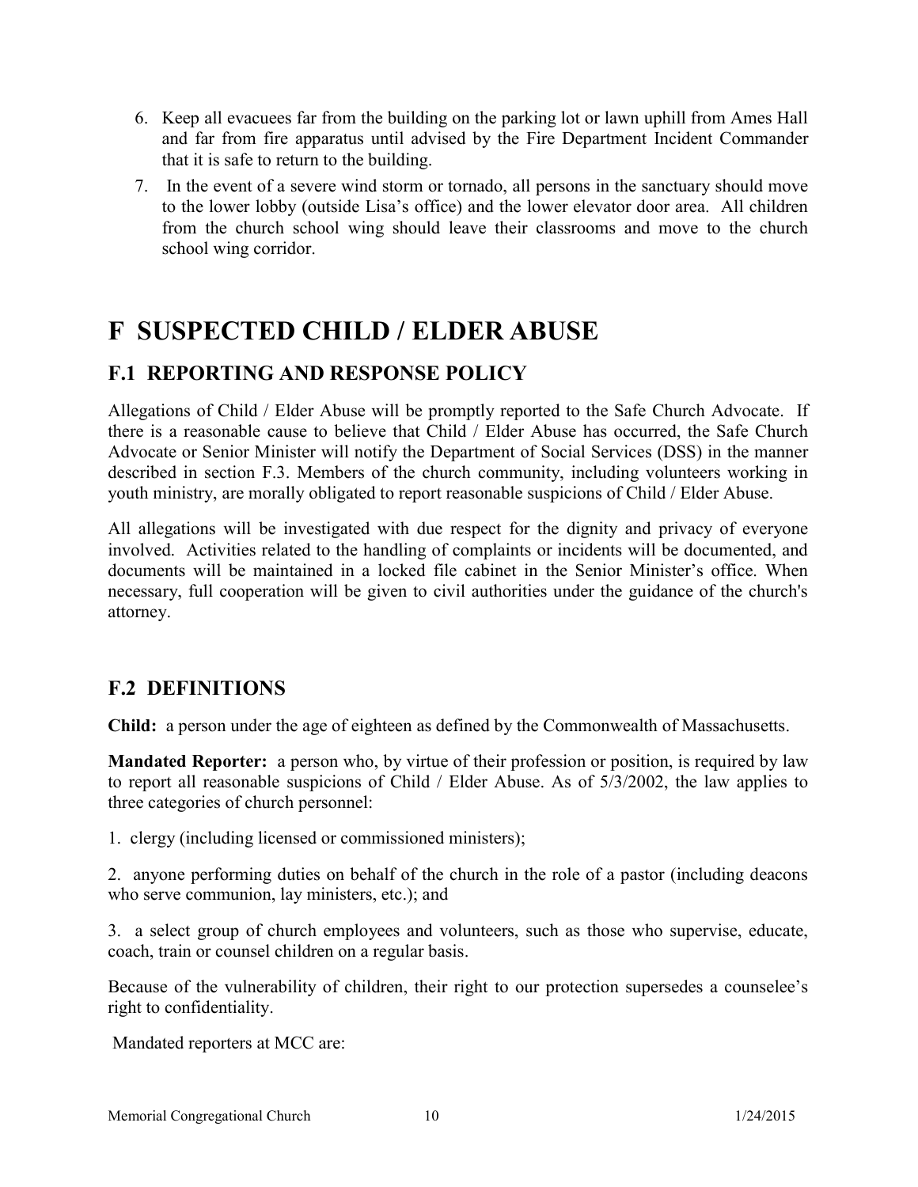6. Keep all evacuees far from the building on the parking lot or lawn uphill from Ames Hall and far from fire apparatus until advised by the Fire Department Incident Commander that it is safe to return to the building.
7. In the event of a severe wind storm or tornado, all persons in the sanctuary should move to the lower lobby (outside Lisa's office) and the lower elevator door area. All children from the church school wing should leave their classrooms and move to the church school wing corridor.

# F SUSPECTED CHILD / ELDER ABUSE

## F.1 REPORTING AND RESPONSE POLICY

Allegations of Child / Elder Abuse will be promptly reported to the Safe Church Advocate. If there is a reasonable cause to believe that Child / Elder Abuse has occurred, the Safe Church Advocate or Senior Minister will notify the Department of Social Services (DSS) in the manner described in section F.3. Members of the church community, including volunteers working in youth ministry, are morally obligated to report reasonable suspicions of Child / Elder Abuse.

All allegations will be investigated with due respect for the dignity and privacy of everyone involved. Activities related to the handling of complaints or incidents will be documented, and documents will be maintained in a locked file cabinet in the Senior Minister's office. When necessary, full cooperation will be given to civil authorities under the guidance of the church's attorney.

## F.2 DEFINITIONS

**Child:** a person under the age of eighteen as defined by the Commonwealth of Massachusetts.

**Mandated Reporter:** a person who, by virtue of their profession or position, is required by law to report all reasonable suspicions of Child / Elder Abuse. As of 5/3/2002, the law applies to three categories of church personnel:

1. clergy (including licensed or commissioned ministers);

2. anyone performing duties on behalf of the church in the role of a pastor (including deacons who serve communion, lay ministers, etc.); and

3. a select group of church employees and volunteers, such as those who supervise, educate, coach, train or counsel children on a regular basis.

Because of the vulnerability of children, their right to our protection supersedes a counselee's right to confidentiality.

Mandated reporters at MCC are: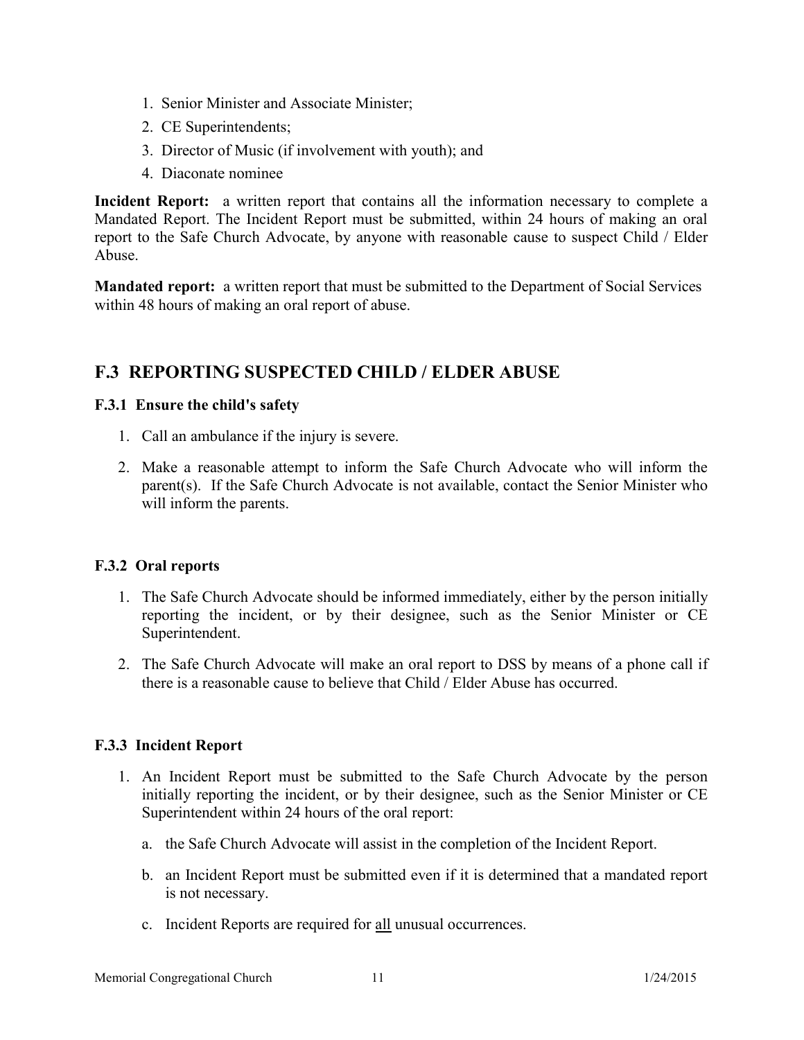1. Senior Minister and Associate Minister;
2. CE Superintendents;
3. Director of Music (if involvement with youth); and
4. Diaconate nominee

**Incident Report:** a written report that contains all the information necessary to complete a Mandated Report. The Incident Report must be submitted, within 24 hours of making an oral report to the Safe Church Advocate, by anyone with reasonable cause to suspect Child / Elder Abuse.

**Mandated report:** a written report that must be submitted to the Department of Social Services within 48 hours of making an oral report of abuse.

## F.3 REPORTING SUSPECTED CHILD / ELDER ABUSE

### F.3.1 Ensure the child's safety

1. Call an ambulance if the injury is severe.
2. Make a reasonable attempt to inform the Safe Church Advocate who will inform the parent(s). If the Safe Church Advocate is not available, contact the Senior Minister who will inform the parents.

### F.3.2 Oral reports

1. The Safe Church Advocate should be informed immediately, either by the person initially reporting the incident, or by their designee, such as the Senior Minister or CE Superintendent.
2. The Safe Church Advocate will make an oral report to DSS by means of a phone call if there is a reasonable cause to believe that Child / Elder Abuse has occurred.

### F.3.3 Incident Report

1. An Incident Report must be submitted to the Safe Church Advocate by the person initially reporting the incident, or by their designee, such as the Senior Minister or CE Superintendent within 24 hours of the oral report:
   a. the Safe Church Advocate will assist in the completion of the Incident Report.
   b. an Incident Report must be submitted even if it is determined that a mandated report is not necessary.
   c. Incident Reports are required for <u>all</u> unusual occurrences.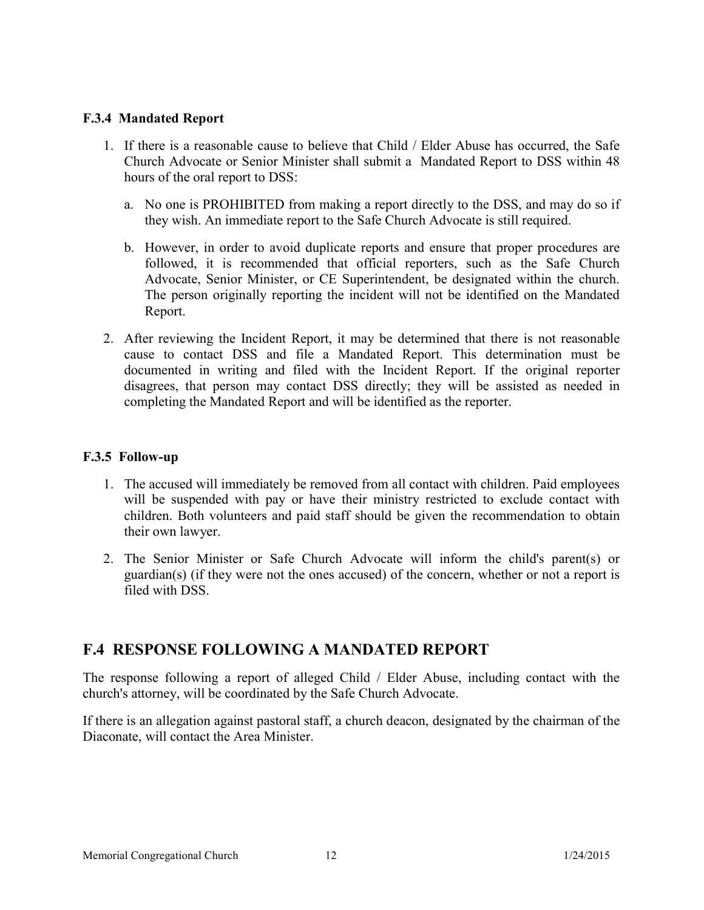### F.3.4 Mandated Report

1. If there is a reasonable cause to believe that Child / Elder Abuse has occurred, the Safe Church Advocate or Senior Minister shall submit a Mandated Report to DSS within 48 hours of the oral report to DSS:

   a. No one is PROHIBITED from making a report directly to the DSS, and may do so if they wish. An immediate report to the Safe Church Advocate is still required.

   b. However, in order to avoid duplicate reports and ensure that proper procedures are followed, it is recommended that official reporters, such as the Safe Church Advocate, Senior Minister, or CE Superintendent, be designated within the church. The person originally reporting the incident will not be identified on the Mandated Report.

2. After reviewing the Incident Report, it may be determined that there is not reasonable cause to contact DSS and file a Mandated Report. This determination must be documented in writing and filed with the Incident Report. If the original reporter disagrees, that person may contact DSS directly; they will be assisted as needed in completing the Mandated Report and will be identified as the reporter.

### F.3.5 Follow-up

1. The accused will immediately be removed from all contact with children. Paid employees will be suspended with pay or have their ministry restricted to exclude contact with children. Both volunteers and paid staff should be given the recommendation to obtain their own lawyer.

2. The Senior Minister or Safe Church Advocate will inform the child's parent(s) or guardian(s) (if they were not the ones accused) of the concern, whether or not a report is filed with DSS.

## F.4 RESPONSE FOLLOWING A MANDATED REPORT

The response following a report of alleged Child / Elder Abuse, including contact with the church's attorney, will be coordinated by the Safe Church Advocate.

If there is an allegation against pastoral staff, a church deacon, designated by the chairman of the Diaconate, will contact the Area Minister.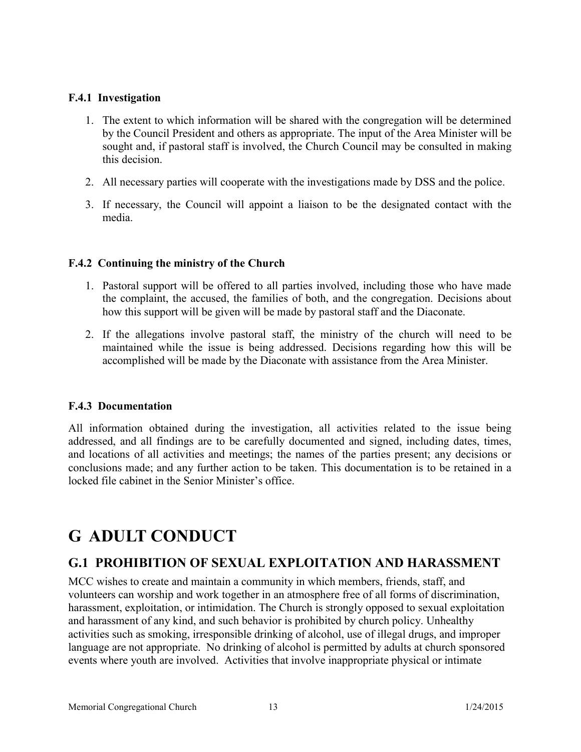### F.4.1 Investigation

1. The extent to which information will be shared with the congregation will be determined by the Council President and others as appropriate. The input of the Area Minister will be sought and, if pastoral staff is involved, the Church Council may be consulted in making this decision.
2. All necessary parties will cooperate with the investigations made by DSS and the police.
3. If necessary, the Council will appoint a liaison to be the designated contact with the media.

### F.4.2 Continuing the ministry of the Church

1. Pastoral support will be offered to all parties involved, including those who have made the complaint, the accused, the families of both, and the congregation. Decisions about how this support will be given will be made by pastoral staff and the Diaconate.
2. If the allegations involve pastoral staff, the ministry of the church will need to be maintained while the issue is being addressed. Decisions regarding how this will be accomplished will be made by the Diaconate with assistance from the Area Minister.

### F.4.3 Documentation

All information obtained during the investigation, all activities related to the issue being addressed, and all findings are to be carefully documented and signed, including dates, times, and locations of all activities and meetings; the names of the parties present; any decisions or conclusions made; and any further action to be taken. This documentation is to be retained in a locked file cabinet in the Senior Minister's office.

# G ADULT CONDUCT

## G.1 PROHIBITION OF SEXUAL EXPLOITATION AND HARASSMENT

MCC wishes to create and maintain a community in which members, friends, staff, and volunteers can worship and work together in an atmosphere free of all forms of discrimination, harassment, exploitation, or intimidation. The Church is strongly opposed to sexual exploitation and harassment of any kind, and such behavior is prohibited by church policy. Unhealthy activities such as smoking, irresponsible drinking of alcohol, use of illegal drugs, and improper language are not appropriate. No drinking of alcohol is permitted by adults at church sponsored events where youth are involved. Activities that involve inappropriate physical or intimate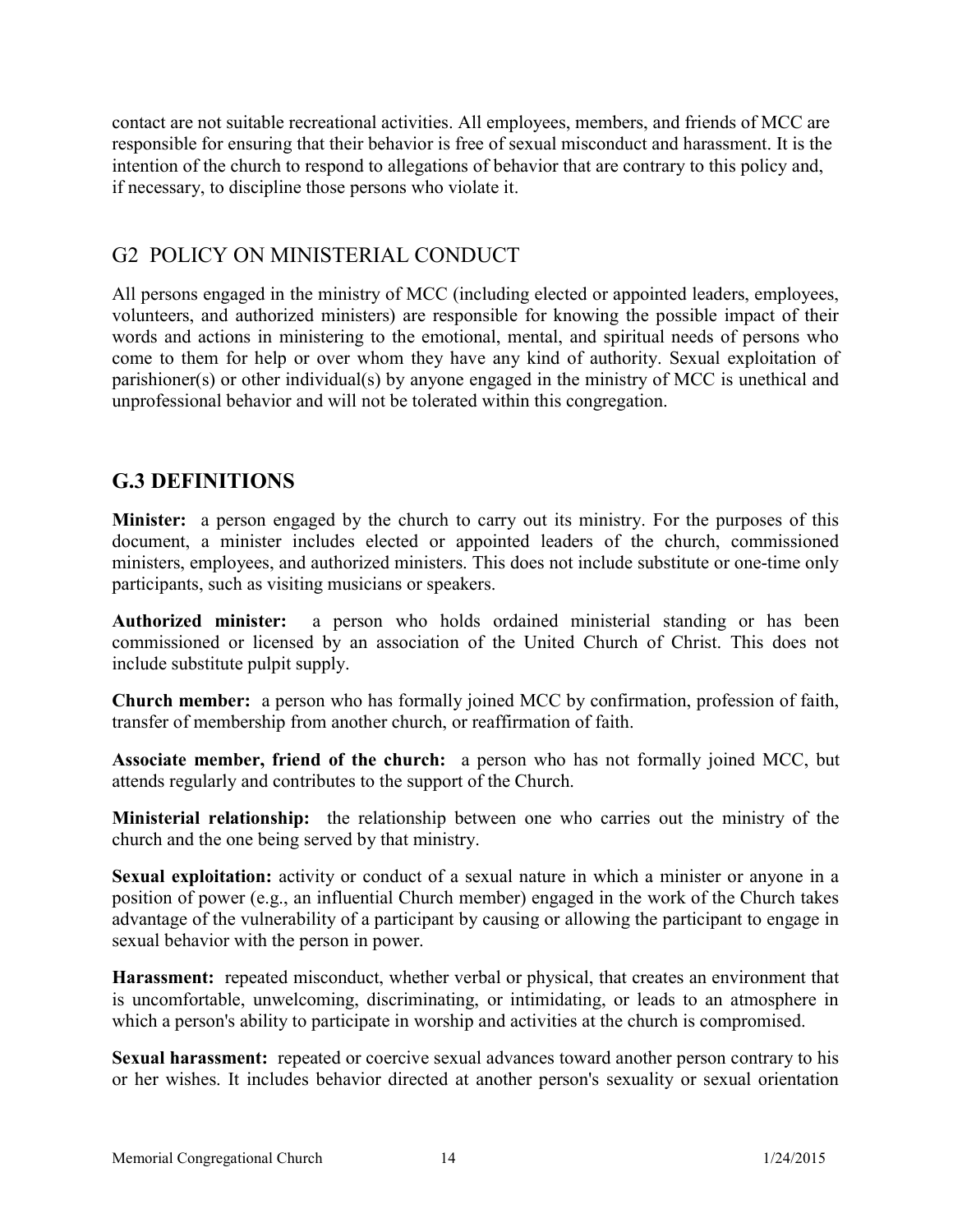contact are not suitable recreational activities. All employees, members, and friends of MCC are responsible for ensuring that their behavior is free of sexual misconduct and harassment. It is the intention of the church to respond to allegations of behavior that are contrary to this policy and, if necessary, to discipline those persons who violate it.

## G2 POLICY ON MINISTERIAL CONDUCT

All persons engaged in the ministry of MCC (including elected or appointed leaders, employees, volunteers, and authorized ministers) are responsible for knowing the possible impact of their words and actions in ministering to the emotional, mental, and spiritual needs of persons who come to them for help or over whom they have any kind of authority. Sexual exploitation of parishioner(s) or other individual(s) by anyone engaged in the ministry of MCC is unethical and unprofessional behavior and will not be tolerated within this congregation.

## G.3 DEFINITIONS

**Minister:** a person engaged by the church to carry out its ministry. For the purposes of this document, a minister includes elected or appointed leaders of the church, commissioned ministers, employees, and authorized ministers. This does not include substitute or one-time only participants, such as visiting musicians or speakers.

**Authorized minister:** a person who holds ordained ministerial standing or has been commissioned or licensed by an association of the United Church of Christ. This does not include substitute pulpit supply.

**Church member:** a person who has formally joined MCC by confirmation, profession of faith, transfer of membership from another church, or reaffirmation of faith.

**Associate member, friend of the church:** a person who has not formally joined MCC, but attends regularly and contributes to the support of the Church.

**Ministerial relationship:** the relationship between one who carries out the ministry of the church and the one being served by that ministry.

**Sexual exploitation:** activity or conduct of a sexual nature in which a minister or anyone in a position of power (e.g., an influential Church member) engaged in the work of the Church takes advantage of the vulnerability of a participant by causing or allowing the participant to engage in sexual behavior with the person in power.

**Harassment:** repeated misconduct, whether verbal or physical, that creates an environment that is uncomfortable, unwelcoming, discriminating, or intimidating, or leads to an atmosphere in which a person's ability to participate in worship and activities at the church is compromised.

**Sexual harassment:** repeated or coercive sexual advances toward another person contrary to his or her wishes. It includes behavior directed at another person's sexuality or sexual orientation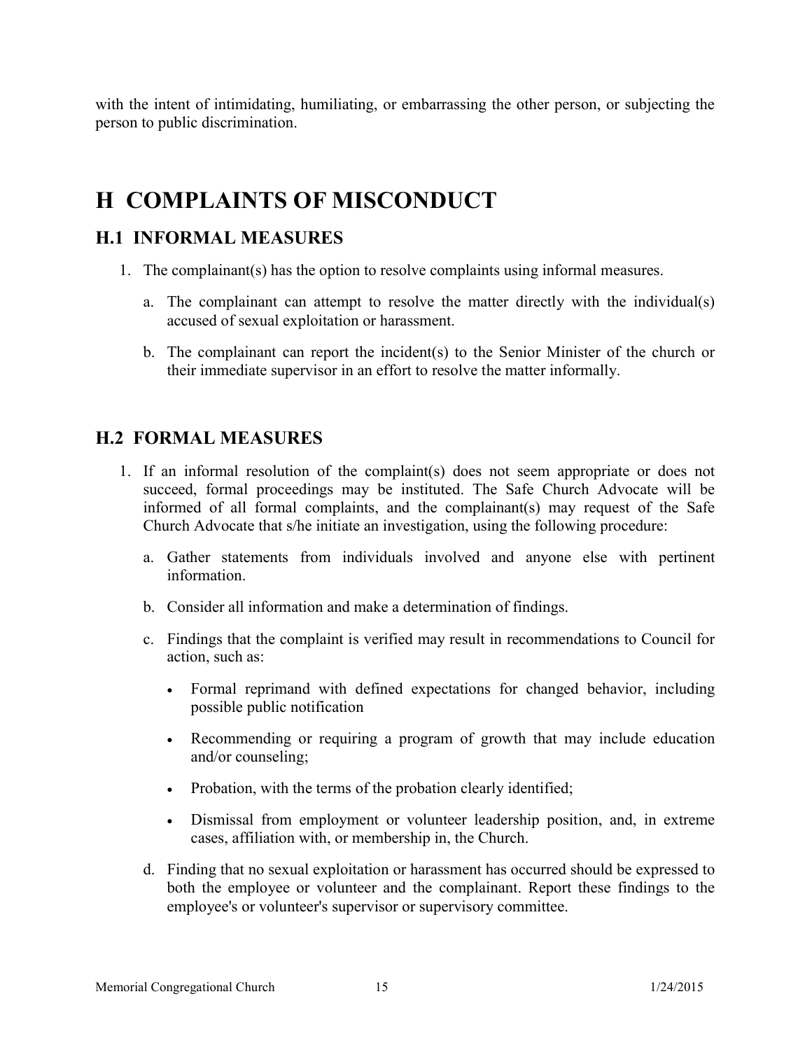with the intent of intimidating, humiliating, or embarrassing the other person, or subjecting the person to public discrimination.

# H COMPLAINTS OF MISCONDUCT

## H.1 INFORMAL MEASURES

1. The complainant(s) has the option to resolve complaints using informal measures.

   a. The complainant can attempt to resolve the matter directly with the individual(s) accused of sexual exploitation or harassment.

   b. The complainant can report the incident(s) to the Senior Minister of the church or their immediate supervisor in an effort to resolve the matter informally.

## H.2 FORMAL MEASURES

1. If an informal resolution of the complaint(s) does not seem appropriate or does not succeed, formal proceedings may be instituted. The Safe Church Advocate will be informed of all formal complaints, and the complainant(s) may request of the Safe Church Advocate that s/he initiate an investigation, using the following procedure:

   a. Gather statements from individuals involved and anyone else with pertinent information.

   b. Consider all information and make a determination of findings.

   c. Findings that the complaint is verified may result in recommendations to Council for action, such as:

      - Formal reprimand with defined expectations for changed behavior, including possible public notification
      - Recommending or requiring a program of growth that may include education and/or counseling;
      - Probation, with the terms of the probation clearly identified;
      - Dismissal from employment or volunteer leadership position, and, in extreme cases, affiliation with, or membership in, the Church.

   d. Finding that no sexual exploitation or harassment has occurred should be expressed to both the employee or volunteer and the complainant. Report these findings to the employee's or volunteer's supervisor or supervisory committee.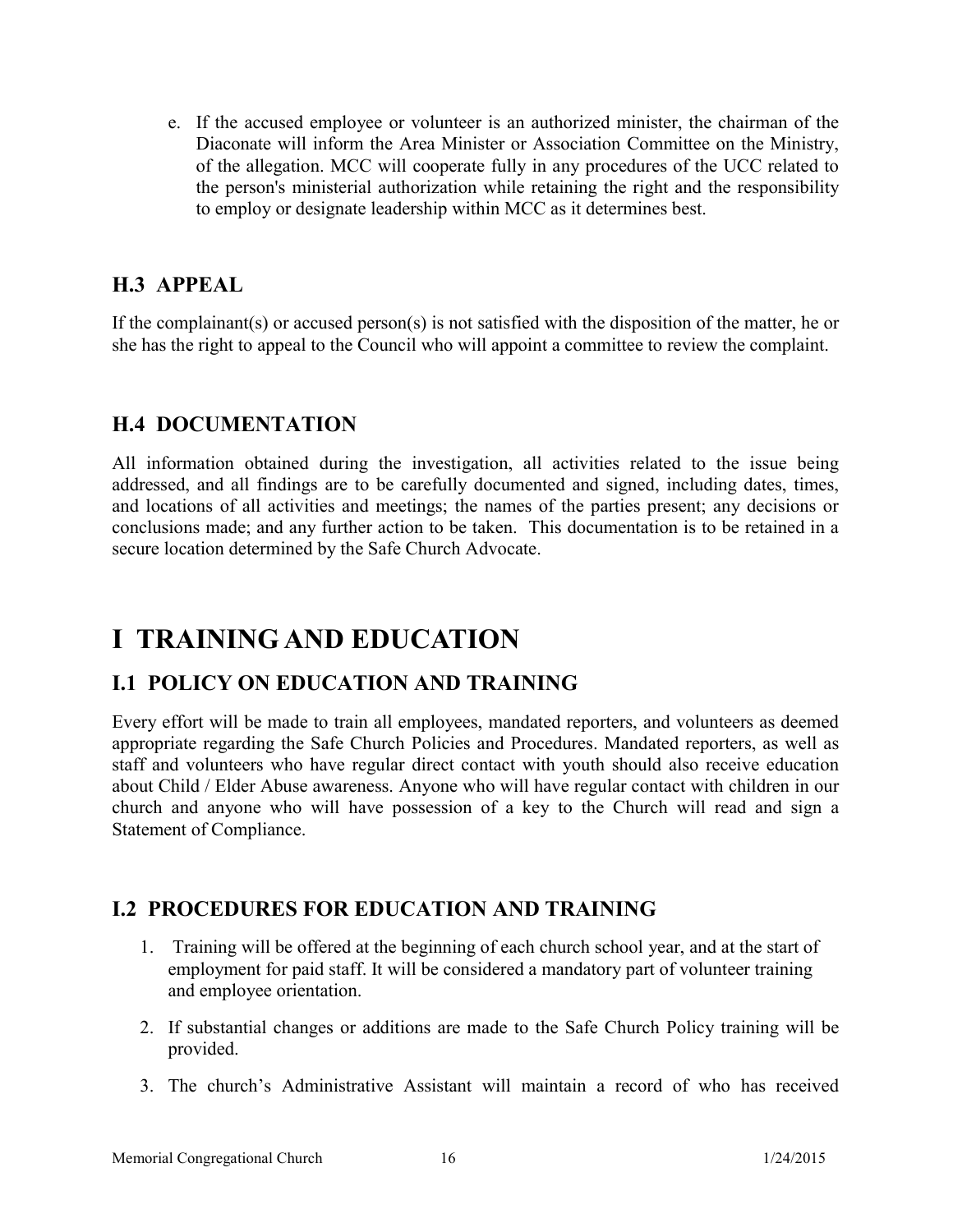e. If the accused employee or volunteer is an authorized minister, the chairman of the Diaconate will inform the Area Minister or Association Committee on the Ministry, of the allegation. MCC will cooperate fully in any procedures of the UCC related to the person's ministerial authorization while retaining the right and the responsibility to employ or designate leadership within MCC as it determines best.

## H.3 APPEAL

If the complainant(s) or accused person(s) is not satisfied with the disposition of the matter, he or she has the right to appeal to the Council who will appoint a committee to review the complaint.

## H.4 DOCUMENTATION

All information obtained during the investigation, all activities related to the issue being addressed, and all findings are to be carefully documented and signed, including dates, times, and locations of all activities and meetings; the names of the parties present; any decisions or conclusions made; and any further action to be taken. This documentation is to be retained in a secure location determined by the Safe Church Advocate.

# I TRAINING AND EDUCATION

## I.1 POLICY ON EDUCATION AND TRAINING

Every effort will be made to train all employees, mandated reporters, and volunteers as deemed appropriate regarding the Safe Church Policies and Procedures. Mandated reporters, as well as staff and volunteers who have regular direct contact with youth should also receive education about Child / Elder Abuse awareness. Anyone who will have regular contact with children in our church and anyone who will have possession of a key to the Church will read and sign a Statement of Compliance.

## I.2 PROCEDURES FOR EDUCATION AND TRAINING

1. Training will be offered at the beginning of each church school year, and at the start of employment for paid staff. It will be considered a mandatory part of volunteer training and employee orientation.
2. If substantial changes or additions are made to the Safe Church Policy training will be provided.
3. The church's Administrative Assistant will maintain a record of who has received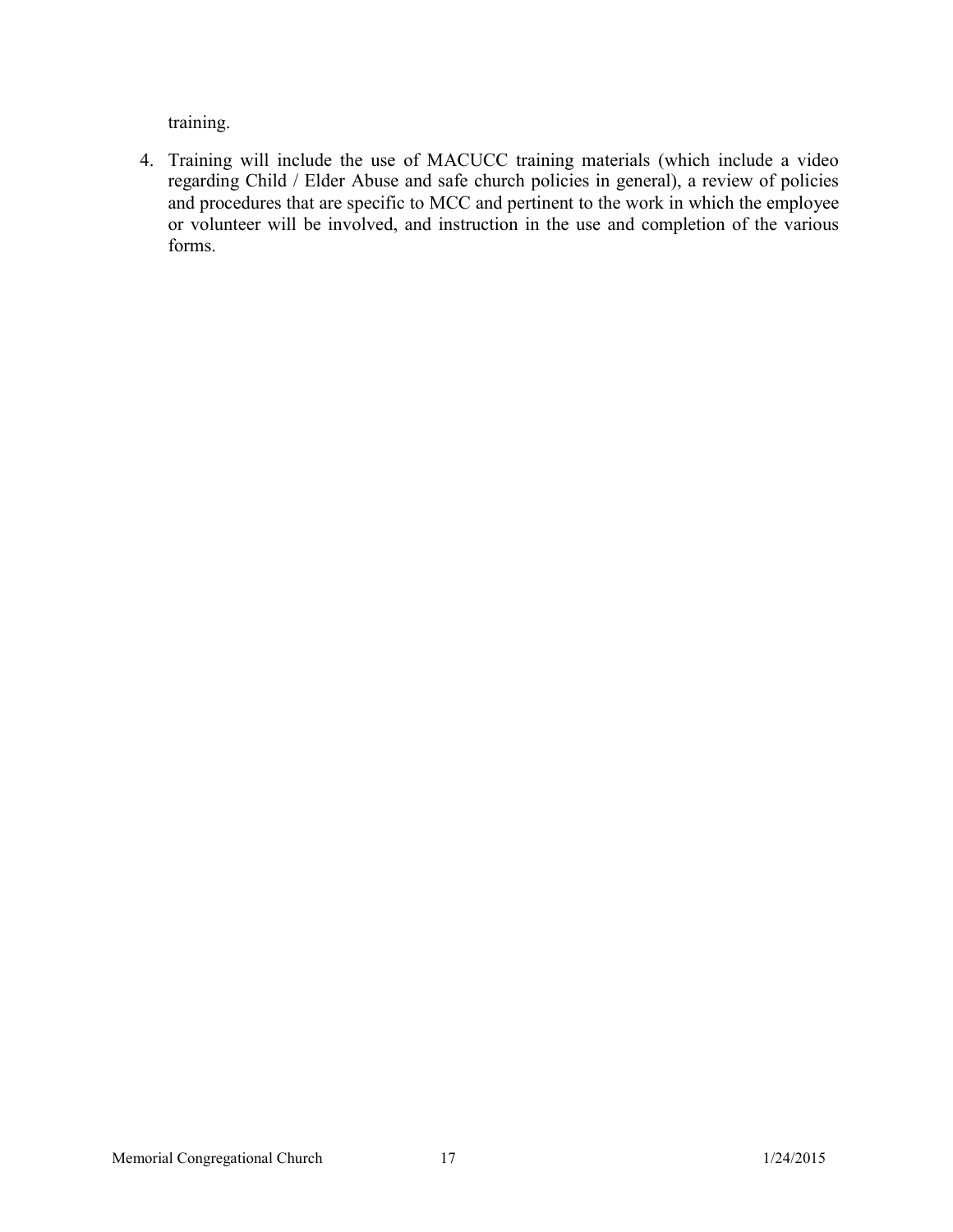training.

4. Training will include the use of MACUCC training materials (which include a video regarding Child / Elder Abuse and safe church policies in general), a review of policies and procedures that are specific to MCC and pertinent to the work in which the employee or volunteer will be involved, and instruction in the use and completion of the various forms.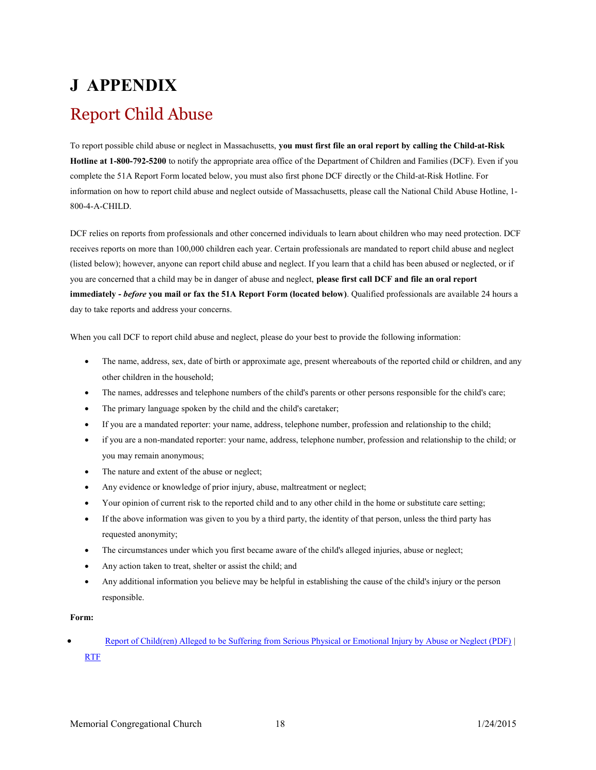# J APPENDIX

## Report Child Abuse

To report possible child abuse or neglect in Massachusetts, **you must first file an oral report by calling the Child-at-Risk Hotline at 1-800-792-5200** to notify the appropriate area office of the Department of Children and Families (DCF). Even if you complete the 51A Report Form located below, you must also first phone DCF directly or the Child-at-Risk Hotline. For information on how to report child abuse and neglect outside of Massachusetts, please call the National Child Abuse Hotline, 1-800-4-A-CHILD.

DCF relies on reports from professionals and other concerned individuals to learn about children who may need protection. DCF receives reports on more than 100,000 children each year. Certain professionals are mandated to report child abuse and neglect (listed below); however, anyone can report child abuse and neglect. If you learn that a child has been abused or neglected, or if you are concerned that a child may be in danger of abuse and neglect, **please first call DCF and file an oral report immediately -** ***before*** **you mail or fax the 51A Report Form (located below)**. Qualified professionals are available 24 hours a day to take reports and address your concerns.

When you call DCF to report child abuse and neglect, please do your best to provide the following information:

- The name, address, sex, date of birth or approximate age, present whereabouts of the reported child or children, and any other children in the household;
- The names, addresses and telephone numbers of the child's parents or other persons responsible for the child's care;
- The primary language spoken by the child and the child's caretaker;
- If you are a mandated reporter: your name, address, telephone number, profession and relationship to the child;
- if you are a non-mandated reporter: your name, address, telephone number, profession and relationship to the child; or you may remain anonymous;
- The nature and extent of the abuse or neglect;
- Any evidence or knowledge of prior injury, abuse, maltreatment or neglect;
- Your opinion of current risk to the reported child and to any other child in the home or substitute care setting;
- If the above information was given to you by a third party, the identity of that person, unless the third party has requested anonymity;
- The circumstances under which you first became aware of the child's alleged injuries, abuse or neglect;
- Any action taken to treat, shelter or assist the child; and
- Any additional information you believe may be helpful in establishing the cause of the child's injury or the person responsible.

**Form:**

- Report of Child(ren) Alleged to be Suffering from Serious Physical or Emotional Injury by Abuse or Neglect (PDF) | RTF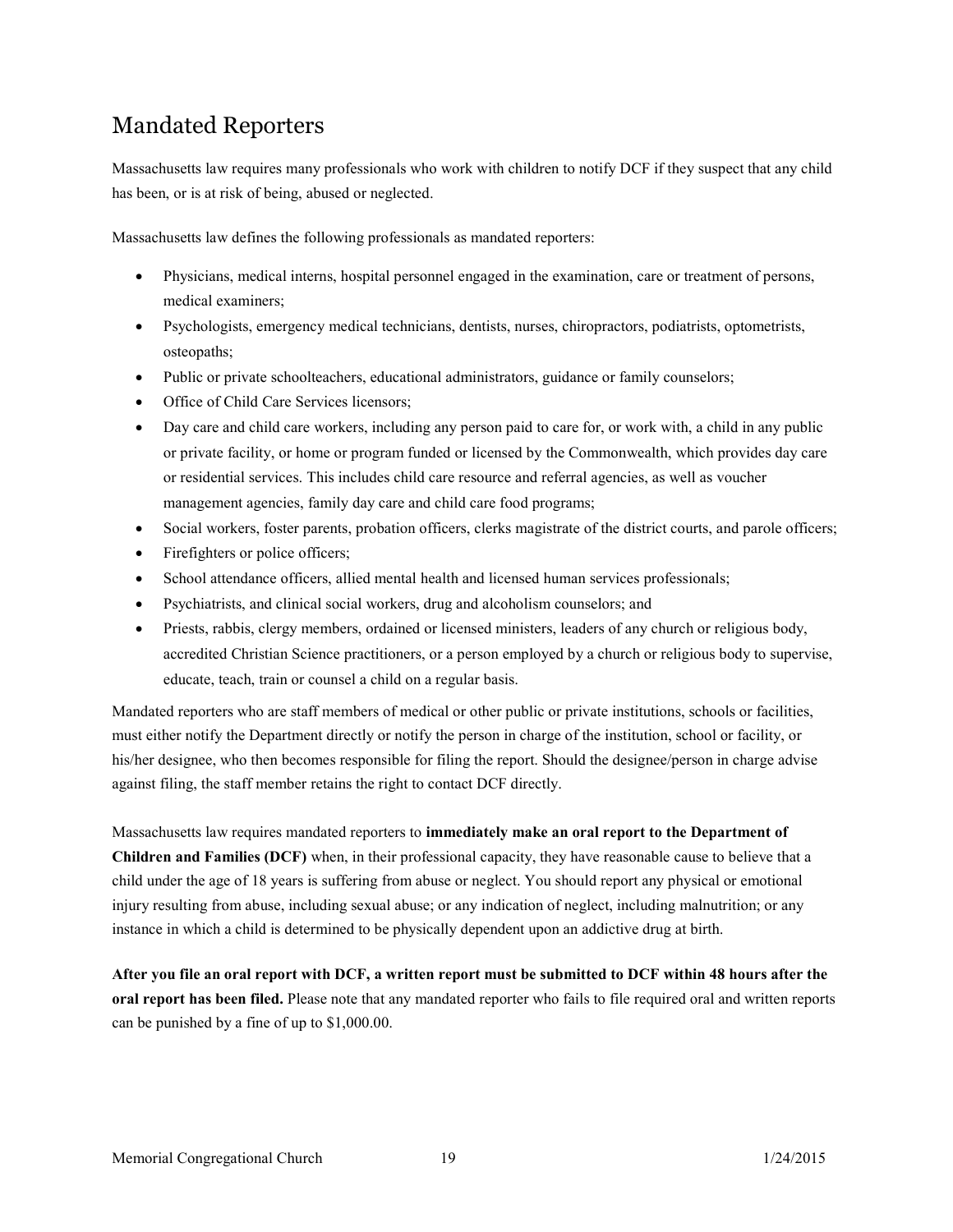# Mandated Reporters

Massachusetts law requires many professionals who work with children to notify DCF if they suspect that any child has been, or is at risk of being, abused or neglected.

Massachusetts law defines the following professionals as mandated reporters:

- Physicians, medical interns, hospital personnel engaged in the examination, care or treatment of persons, medical examiners;
- Psychologists, emergency medical technicians, dentists, nurses, chiropractors, podiatrists, optometrists, osteopaths;
- Public or private schoolteachers, educational administrators, guidance or family counselors;
- Office of Child Care Services licensors;
- Day care and child care workers, including any person paid to care for, or work with, a child in any public or private facility, or home or program funded or licensed by the Commonwealth, which provides day care or residential services. This includes child care resource and referral agencies, as well as voucher management agencies, family day care and child care food programs;
- Social workers, foster parents, probation officers, clerks magistrate of the district courts, and parole officers;
- Firefighters or police officers;
- School attendance officers, allied mental health and licensed human services professionals;
- Psychiatrists, and clinical social workers, drug and alcoholism counselors; and
- Priests, rabbis, clergy members, ordained or licensed ministers, leaders of any church or religious body, accredited Christian Science practitioners, or a person employed by a church or religious body to supervise, educate, teach, train or counsel a child on a regular basis.

Mandated reporters who are staff members of medical or other public or private institutions, schools or facilities, must either notify the Department directly or notify the person in charge of the institution, school or facility, or his/her designee, who then becomes responsible for filing the report. Should the designee/person in charge advise against filing, the staff member retains the right to contact DCF directly.

Massachusetts law requires mandated reporters to **immediately make an oral report to the Department of Children and Families (DCF)** when, in their professional capacity, they have reasonable cause to believe that a child under the age of 18 years is suffering from abuse or neglect. You should report any physical or emotional injury resulting from abuse, including sexual abuse; or any indication of neglect, including malnutrition; or any instance in which a child is determined to be physically dependent upon an addictive drug at birth.

**After you file an oral report with DCF, a written report must be submitted to DCF within 48 hours after the oral report has been filed.** Please note that any mandated reporter who fails to file required oral and written reports can be punished by a fine of up to $1,000.00.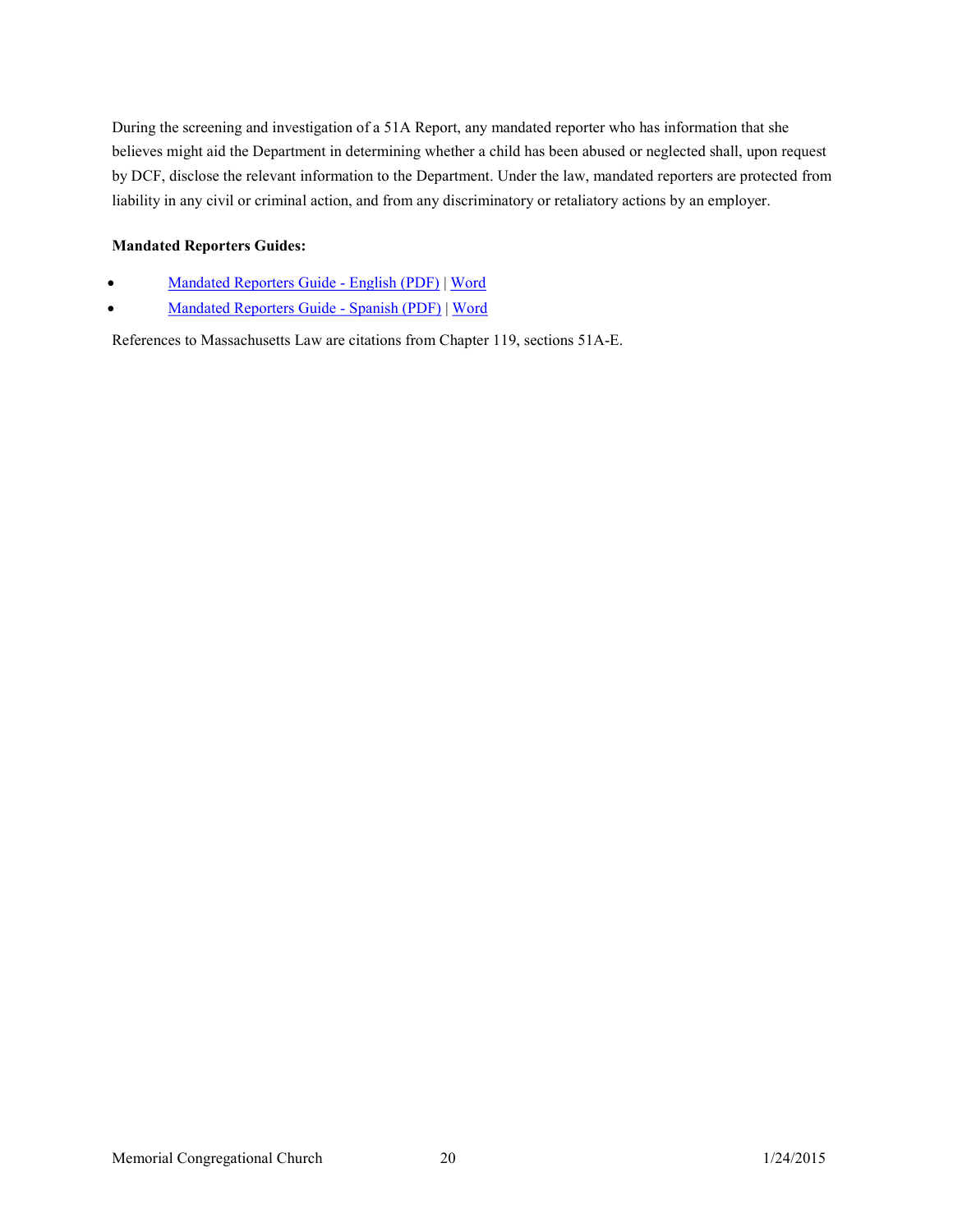During the screening and investigation of a 51A Report, any mandated reporter who has information that she believes might aid the Department in determining whether a child has been abused or neglected shall, upon request by DCF, disclose the relevant information to the Department. Under the law, mandated reporters are protected from liability in any civil or criminal action, and from any discriminatory or retaliatory actions by an employer.

**Mandated Reporters Guides:**

- Mandated Reporters Guide - English (PDF) | Word
- Mandated Reporters Guide - Spanish (PDF) | Word

References to Massachusetts Law are citations from Chapter 119, sections 51A-E.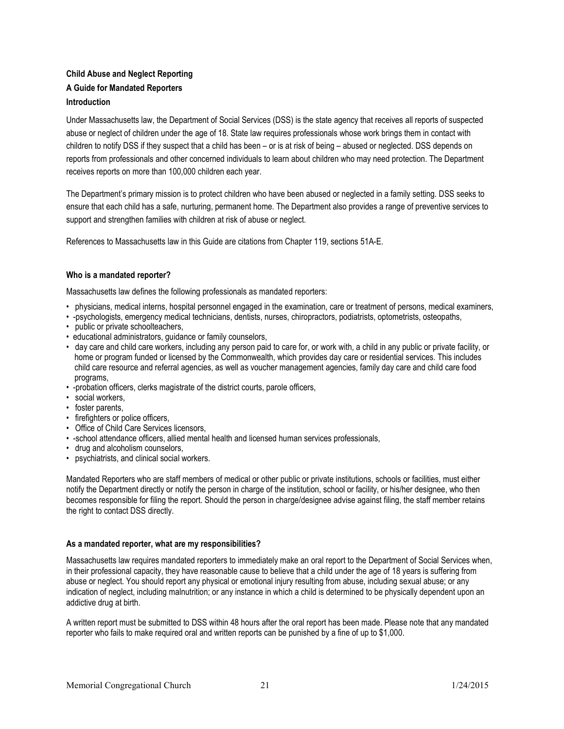**Child Abuse and Neglect Reporting**

**A Guide for Mandated Reporters**

**Introduction**

Under Massachusetts law, the Department of Social Services (DSS) is the state agency that receives all reports of suspected abuse or neglect of children under the age of 18. State law requires professionals whose work brings them in contact with children to notify DSS if they suspect that a child has been – or is at risk of being – abused or neglected. DSS depends on reports from professionals and other concerned individuals to learn about children who may need protection. The Department receives reports on more than 100,000 children each year.

The Department's primary mission is to protect children who have been abused or neglected in a family setting. DSS seeks to ensure that each child has a safe, nurturing, permanent home. The Department also provides a range of preventive services to support and strengthen families with children at risk of abuse or neglect.

References to Massachusetts law in this Guide are citations from Chapter 119, sections 51A-E.

**Who is a mandated reporter?**

Massachusetts law defines the following professionals as mandated reporters:

- physicians, medical interns, hospital personnel engaged in the examination, care or treatment of persons, medical examiners,
- -psychologists, emergency medical technicians, dentists, nurses, chiropractors, podiatrists, optometrists, osteopaths,
- public or private schoolteachers,
- educational administrators, guidance or family counselors,
- day care and child care workers, including any person paid to care for, or work with, a child in any public or private facility, or home or program funded or licensed by the Commonwealth, which provides day care or residential services. This includes child care resource and referral agencies, as well as voucher management agencies, family day care and child care food programs,
- -probation officers, clerks magistrate of the district courts, parole officers,
- social workers,
- foster parents,
- firefighters or police officers,
- Office of Child Care Services licensors,
- -school attendance officers, allied mental health and licensed human services professionals,
- drug and alcoholism counselors,
- psychiatrists, and clinical social workers.

Mandated Reporters who are staff members of medical or other public or private institutions, schools or facilities, must either notify the Department directly or notify the person in charge of the institution, school or facility, or his/her designee, who then becomes responsible for filing the report. Should the person in charge/designee advise against filing, the staff member retains the right to contact DSS directly.

**As a mandated reporter, what are my responsibilities?**

Massachusetts law requires mandated reporters to immediately make an oral report to the Department of Social Services when, in their professional capacity, they have reasonable cause to believe that a child under the age of 18 years is suffering from abuse or neglect. You should report any physical or emotional injury resulting from abuse, including sexual abuse; or any indication of neglect, including malnutrition; or any instance in which a child is determined to be physically dependent upon an addictive drug at birth.

A written report must be submitted to DSS within 48 hours after the oral report has been made. Please note that any mandated reporter who fails to make required oral and written reports can be punished by a fine of up to $1,000.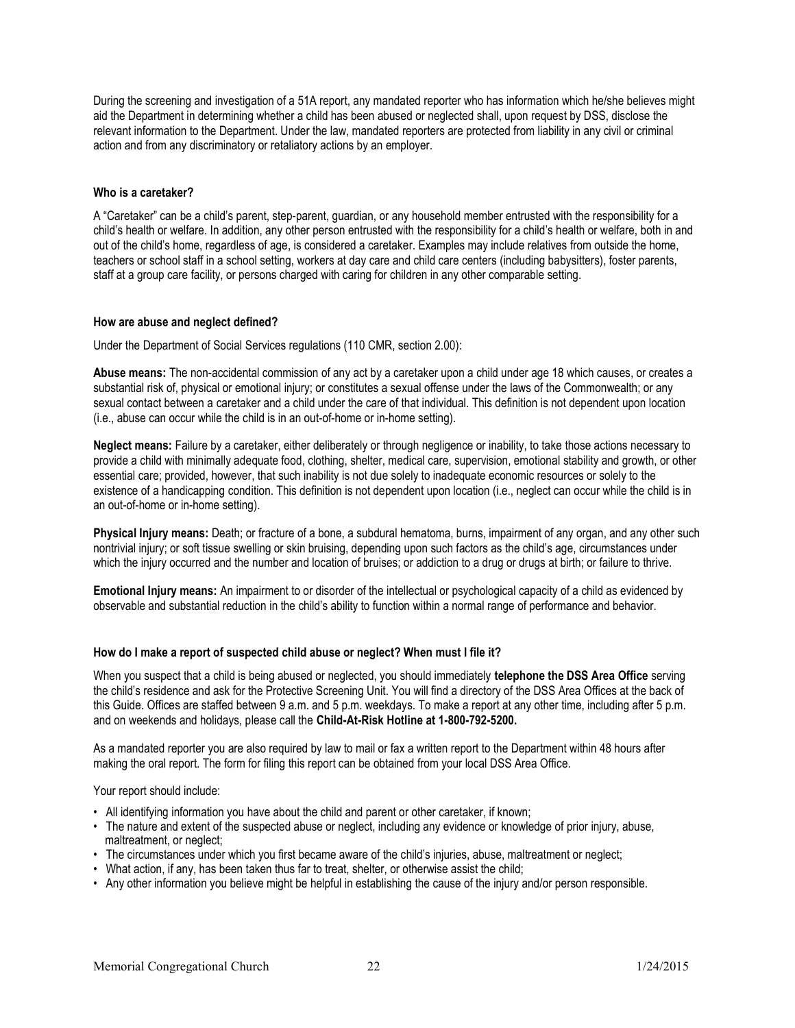During the screening and investigation of a 51A report, any mandated reporter who has information which he/she believes might aid the Department in determining whether a child has been abused or neglected shall, upon request by DSS, disclose the relevant information to the Department. Under the law, mandated reporters are protected from liability in any civil or criminal action and from any discriminatory or retaliatory actions by an employer.

### Who is a caretaker?

A "Caretaker" can be a child's parent, step-parent, guardian, or any household member entrusted with the responsibility for a child's health or welfare. In addition, any other person entrusted with the responsibility for a child's health or welfare, both in and out of the child's home, regardless of age, is considered a caretaker. Examples may include relatives from outside the home, teachers or school staff in a school setting, workers at day care and child care centers (including babysitters), foster parents, staff at a group care facility, or persons charged with caring for children in any other comparable setting.

### How are abuse and neglect defined?

Under the Department of Social Services regulations (110 CMR, section 2.00):

**Abuse means:** The non-accidental commission of any act by a caretaker upon a child under age 18 which causes, or creates a substantial risk of, physical or emotional injury; or constitutes a sexual offense under the laws of the Commonwealth; or any sexual contact between a caretaker and a child under the care of that individual. This definition is not dependent upon location (i.e., abuse can occur while the child is in an out-of-home or in-home setting).

**Neglect means:** Failure by a caretaker, either deliberately or through negligence or inability, to take those actions necessary to provide a child with minimally adequate food, clothing, shelter, medical care, supervision, emotional stability and growth, or other essential care; provided, however, that such inability is not due solely to inadequate economic resources or solely to the existence of a handicapping condition. This definition is not dependent upon location (i.e., neglect can occur while the child is in an out-of-home or in-home setting).

**Physical Injury means:** Death; or fracture of a bone, a subdural hematoma, burns, impairment of any organ, and any other such nontrivial injury; or soft tissue swelling or skin bruising, depending upon such factors as the child's age, circumstances under which the injury occurred and the number and location of bruises; or addiction to a drug or drugs at birth; or failure to thrive.

**Emotional Injury means:** An impairment to or disorder of the intellectual or psychological capacity of a child as evidenced by observable and substantial reduction in the child's ability to function within a normal range of performance and behavior.

### How do I make a report of suspected child abuse or neglect? When must I file it?

When you suspect that a child is being abused or neglected, you should immediately **telephone the DSS Area Office** serving the child's residence and ask for the Protective Screening Unit. You will find a directory of the DSS Area Offices at the back of this Guide. Offices are staffed between 9 a.m. and 5 p.m. weekdays. To make a report at any other time, including after 5 p.m. and on weekends and holidays, please call the **Child-At-Risk Hotline at 1-800-792-5200.**

As a mandated reporter you are also required by law to mail or fax a written report to the Department within 48 hours after making the oral report. The form for filing this report can be obtained from your local DSS Area Office.

Your report should include:

- All identifying information you have about the child and parent or other caretaker, if known;
- The nature and extent of the suspected abuse or neglect, including any evidence or knowledge of prior injury, abuse, maltreatment, or neglect;
- The circumstances under which you first became aware of the child's injuries, abuse, maltreatment or neglect;
- What action, if any, has been taken thus far to treat, shelter, or otherwise assist the child;
- Any other information you believe might be helpful in establishing the cause of the injury and/or person responsible.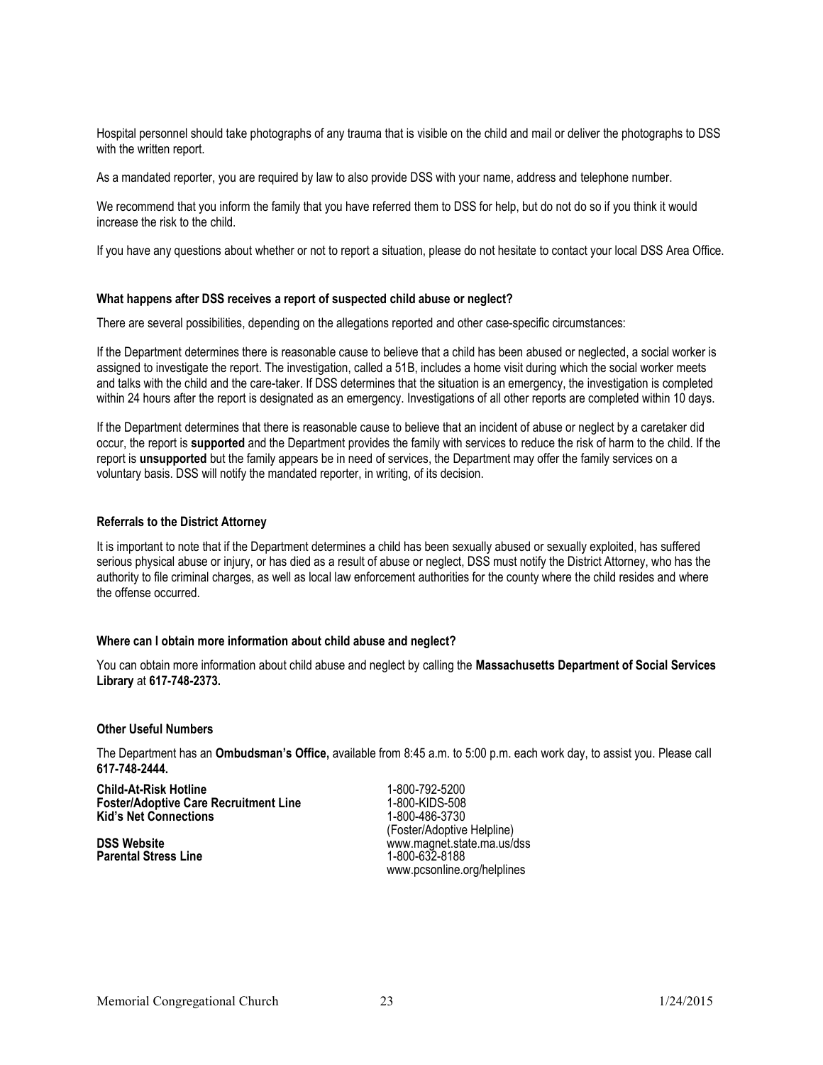Hospital personnel should take photographs of any trauma that is visible on the child and mail or deliver the photographs to DSS with the written report.

As a mandated reporter, you are required by law to also provide DSS with your name, address and telephone number.

We recommend that you inform the family that you have referred them to DSS for help, but do not do so if you think it would increase the risk to the child.

If you have any questions about whether or not to report a situation, please do not hesitate to contact your local DSS Area Office.

**What happens after DSS receives a report of suspected child abuse or neglect?**

There are several possibilities, depending on the allegations reported and other case-specific circumstances:

If the Department determines there is reasonable cause to believe that a child has been abused or neglected, a social worker is assigned to investigate the report. The investigation, called a 51B, includes a home visit during which the social worker meets and talks with the child and the care-taker. If DSS determines that the situation is an emergency, the investigation is completed within 24 hours after the report is designated as an emergency. Investigations of all other reports are completed within 10 days.

If the Department determines that there is reasonable cause to believe that an incident of abuse or neglect by a caretaker did occur, the report is **supported** and the Department provides the family with services to reduce the risk of harm to the child. If the report is **unsupported** but the family appears be in need of services, the Department may offer the family services on a voluntary basis. DSS will notify the mandated reporter, in writing, of its decision.

**Referrals to the District Attorney**

It is important to note that if the Department determines a child has been sexually abused or sexually exploited, has suffered serious physical abuse or injury, or has died as a result of abuse or neglect, DSS must notify the District Attorney, who has the authority to file criminal charges, as well as local law enforcement authorities for the county where the child resides and where the offense occurred.

**Where can I obtain more information about child abuse and neglect?**

You can obtain more information about child abuse and neglect by calling the **Massachusetts Department of Social Services Library** at **617-748-2373.**

**Other Useful Numbers**

The Department has an **Ombudsman's Office,** available from 8:45 a.m. to 5:00 p.m. each work day, to assist you. Please call **617-748-2444.**

**Child-At-Risk Hotline** 1-800-792-5200
**Foster/Adoptive Care Recruitment Line** 1-800-KIDS-508
**Kid's Net Connections** 1-800-486-3730 (Foster/Adoptive Helpline)
**DSS Website** www.magnet.state.ma.us/dss
**Parental Stress Line** 1-800-632-8188 www.pcsonline.org/helplines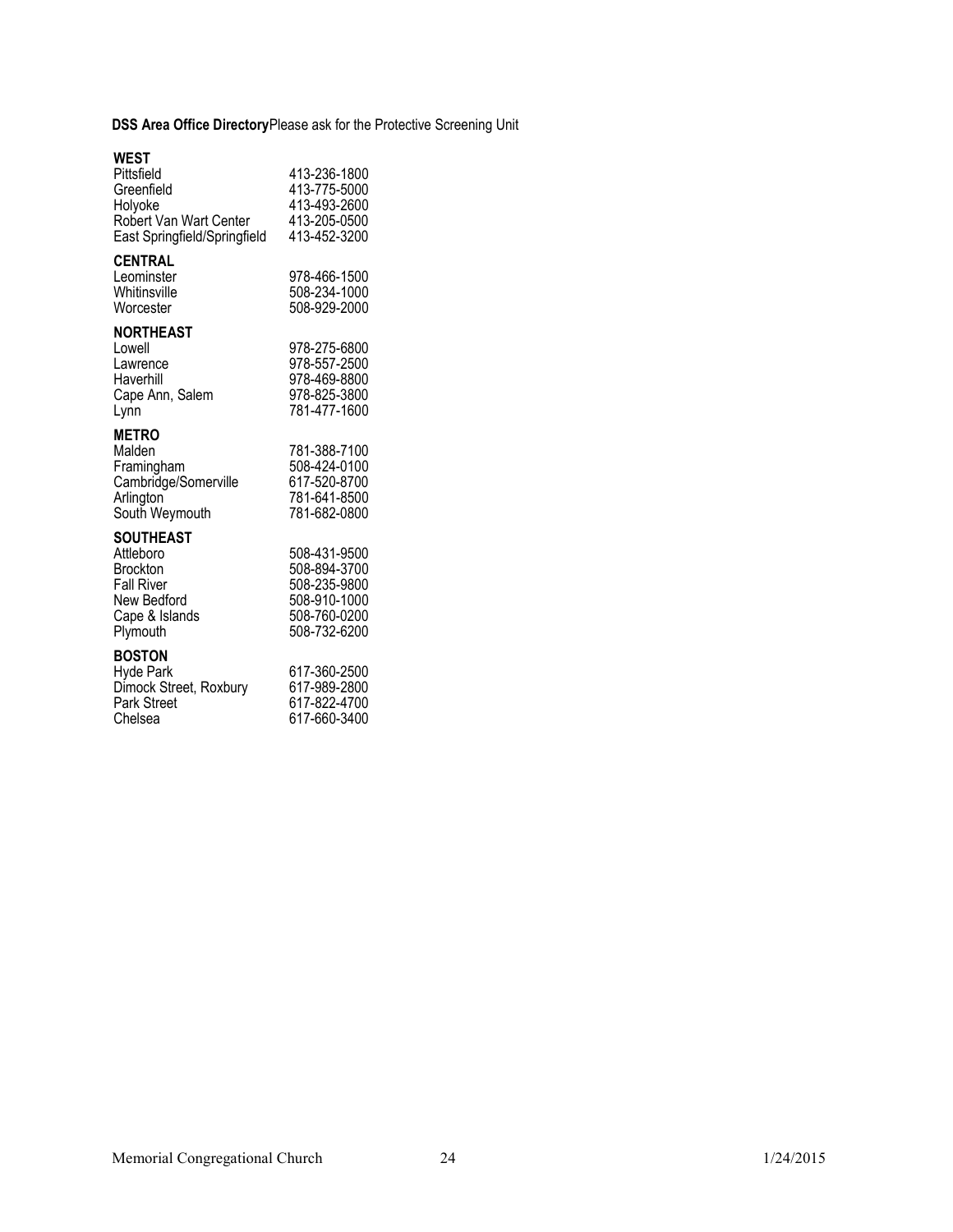**DSS Area Office Directory** Please ask for the Protective Screening Unit

**WEST**

| | |
|---|---|
| Pittsfield | 413-236-1800 |
| Greenfield | 413-775-5000 |
| Holyoke | 413-493-2600 |
| Robert Van Wart Center | 413-205-0500 |
| East Springfield/Springfield | 413-452-3200 |

**CENTRAL**

| | |
|---|---|
| Leominster | 978-466-1500 |
| Whitinsville | 508-234-1000 |
| Worcester | 508-929-2000 |

**NORTHEAST**

| | |
|---|---|
| Lowell | 978-275-6800 |
| Lawrence | 978-557-2500 |
| Haverhill | 978-469-8800 |
| Cape Ann, Salem | 978-825-3800 |
| Lynn | 781-477-1600 |

**METRO**

| | |
|---|---|
| Malden | 781-388-7100 |
| Framingham | 508-424-0100 |
| Cambridge/Somerville | 617-520-8700 |
| Arlington | 781-641-8500 |
| South Weymouth | 781-682-0800 |

**SOUTHEAST**

| | |
|---|---|
| Attleboro | 508-431-9500 |
| Brockton | 508-894-3700 |
| Fall River | 508-235-9800 |
| New Bedford | 508-910-1000 |
| Cape & Islands | 508-760-0200 |
| Plymouth | 508-732-6200 |

**BOSTON**

| | |
|---|---|
| Hyde Park | 617-360-2500 |
| Dimock Street, Roxbury | 617-989-2800 |
| Park Street | 617-822-4700 |
| Chelsea | 617-660-3400 |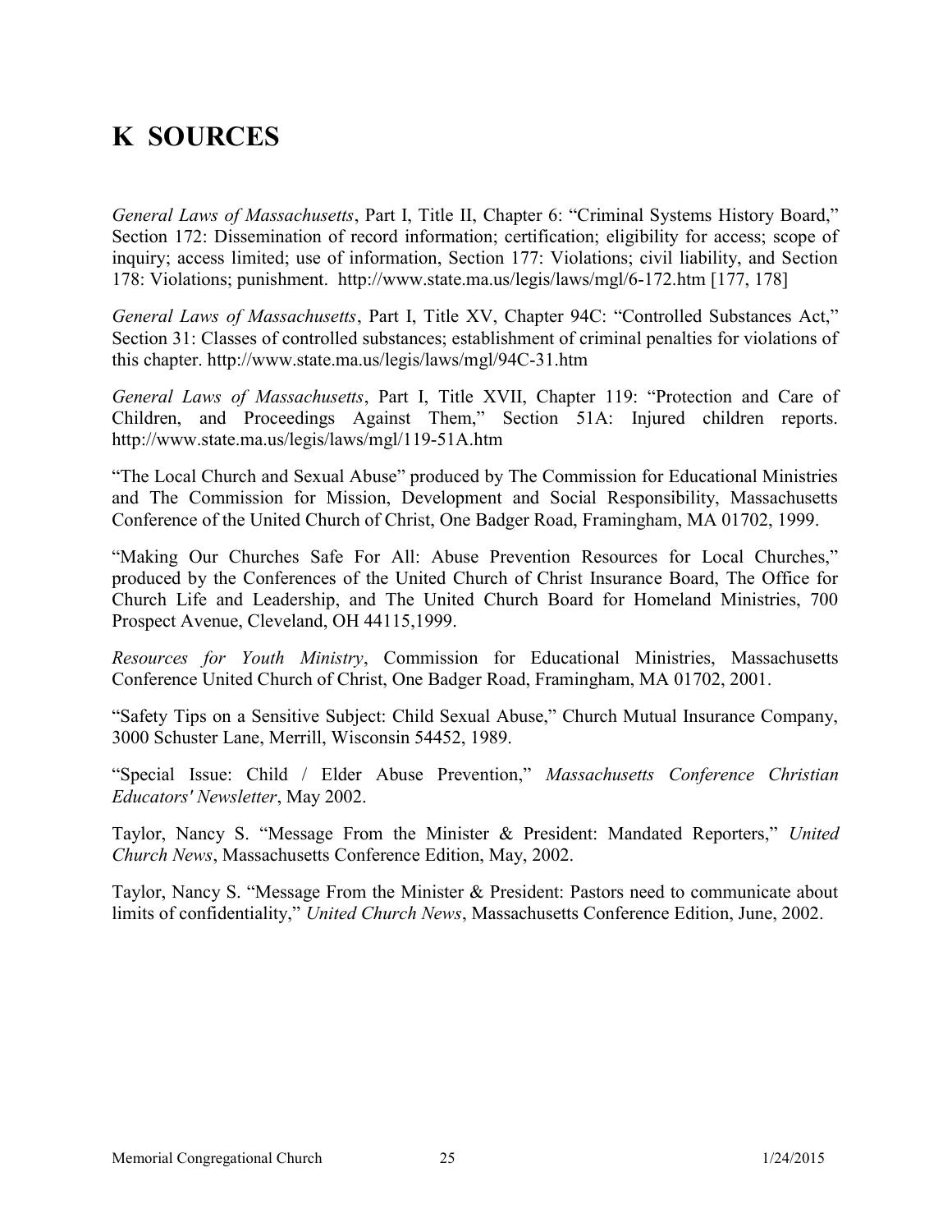# K SOURCES

*General Laws of Massachusetts*, Part I, Title II, Chapter 6: "Criminal Systems History Board," Section 172: Dissemination of record information; certification; eligibility for access; scope of inquiry; access limited; use of information, Section 177: Violations; civil liability, and Section 178: Violations; punishment. http://www.state.ma.us/legis/laws/mgl/6-172.htm [177, 178]

*General Laws of Massachusetts*, Part I, Title XV, Chapter 94C: "Controlled Substances Act," Section 31: Classes of controlled substances; establishment of criminal penalties for violations of this chapter. http://www.state.ma.us/legis/laws/mgl/94C-31.htm

*General Laws of Massachusetts*, Part I, Title XVII, Chapter 119: "Protection and Care of Children, and Proceedings Against Them," Section 51A: Injured children reports. http://www.state.ma.us/legis/laws/mgl/119-51A.htm

"The Local Church and Sexual Abuse" produced by The Commission for Educational Ministries and The Commission for Mission, Development and Social Responsibility, Massachusetts Conference of the United Church of Christ, One Badger Road, Framingham, MA 01702, 1999.

"Making Our Churches Safe For All: Abuse Prevention Resources for Local Churches," produced by the Conferences of the United Church of Christ Insurance Board, The Office for Church Life and Leadership, and The United Church Board for Homeland Ministries, 700 Prospect Avenue, Cleveland, OH 44115,1999.

*Resources for Youth Ministry*, Commission for Educational Ministries, Massachusetts Conference United Church of Christ, One Badger Road, Framingham, MA 01702, 2001.

"Safety Tips on a Sensitive Subject: Child Sexual Abuse," Church Mutual Insurance Company, 3000 Schuster Lane, Merrill, Wisconsin 54452, 1989.

"Special Issue: Child / Elder Abuse Prevention," *Massachusetts Conference Christian Educators' Newsletter*, May 2002.

Taylor, Nancy S. "Message From the Minister & President: Mandated Reporters," *United Church News*, Massachusetts Conference Edition, May, 2002.

Taylor, Nancy S. "Message From the Minister & President: Pastors need to communicate about limits of confidentiality," *United Church News*, Massachusetts Conference Edition, June, 2002.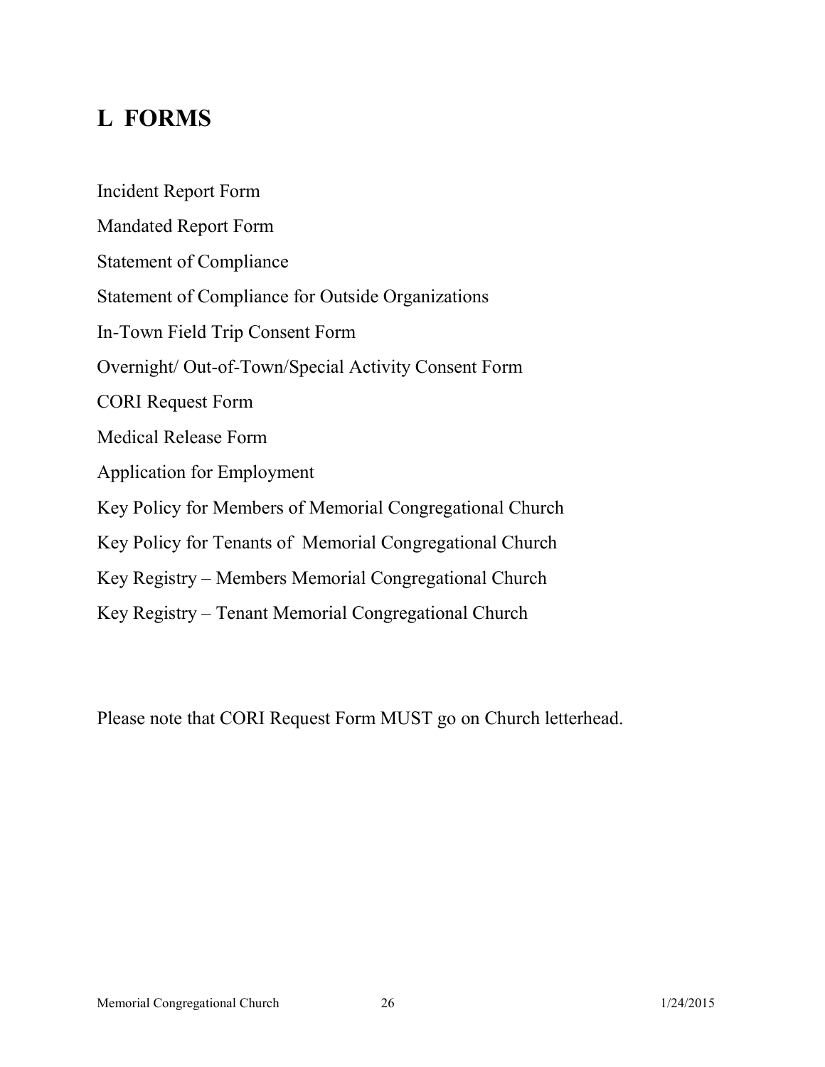# L FORMS

Incident Report Form

Mandated Report Form

Statement of Compliance

Statement of Compliance for Outside Organizations

In-Town Field Trip Consent Form

Overnight/ Out-of-Town/Special Activity Consent Form

CORI Request Form

Medical Release Form

Application for Employment

Key Policy for Members of Memorial Congregational Church

Key Policy for Tenants of Memorial Congregational Church

Key Registry – Members Memorial Congregational Church

Key Registry – Tenant Memorial Congregational Church

Please note that CORI Request Form MUST go on Church letterhead.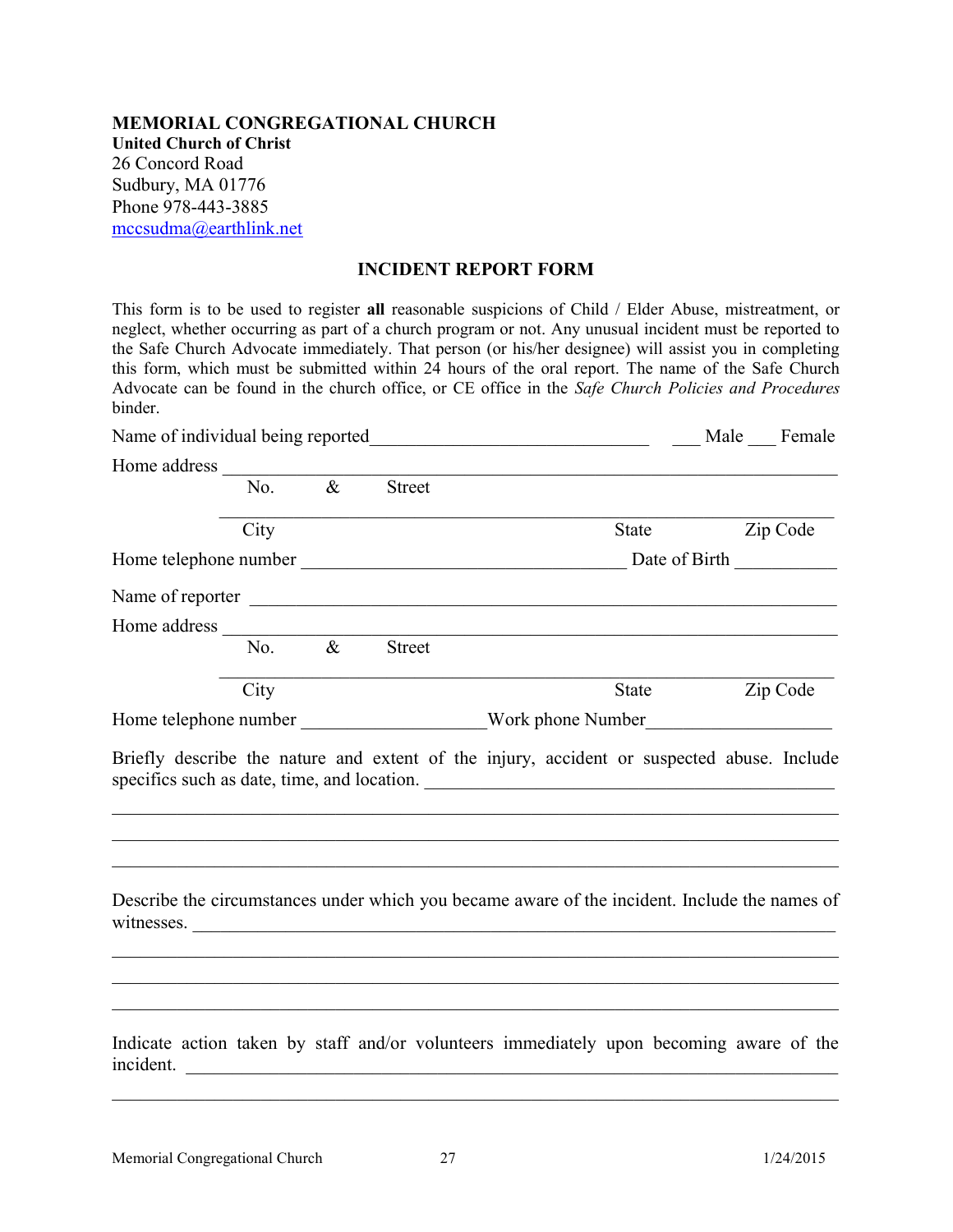**MEMORIAL CONGREGATIONAL CHURCH**
**United Church of Christ**
26 Concord Road
Sudbury, MA 01776
Phone 978-443-3885
mccsudma@earthlink.net

## INCIDENT REPORT FORM

This form is to be used to register **all** reasonable suspicions of Child / Elder Abuse, mistreatment, or neglect, whether occurring as part of a church program or not. Any unusual incident must be reported to the Safe Church Advocate immediately. That person (or his/her designee) will assist you in completing this form, which must be submitted within 24 hours of the oral report. The name of the Safe Church Advocate can be found in the church office, or CE office in the *Safe Church Policies and Procedures* binder.

Name of individual being reported_______________________________ ___ Male ___ Female

Home address ______________________________________________________________
No. & Street

______________________________________________________________
City State Zip Code

Home telephone number ____________________________________ Date of Birth ___________

Name of reporter __________________________________________________________

Home address ______________________________________________________________
No. & Street

______________________________________________________________
City State Zip Code

Home telephone number ____________________Work phone Number____________________

Briefly describe the nature and extent of the injury, accident or suspected abuse. Include specifics such as date, time, and location. _____________________________________________

_________________________________________________________________________________

_________________________________________________________________________________

_________________________________________________________________________________

Describe the circumstances under which you became aware of the incident. Include the names of witnesses. ________________________________________________________________________

_________________________________________________________________________________

_________________________________________________________________________________

_________________________________________________________________________________

Indicate action taken by staff and/or volunteers immediately upon becoming aware of the incident. ________________________________________________________________________

_________________________________________________________________________________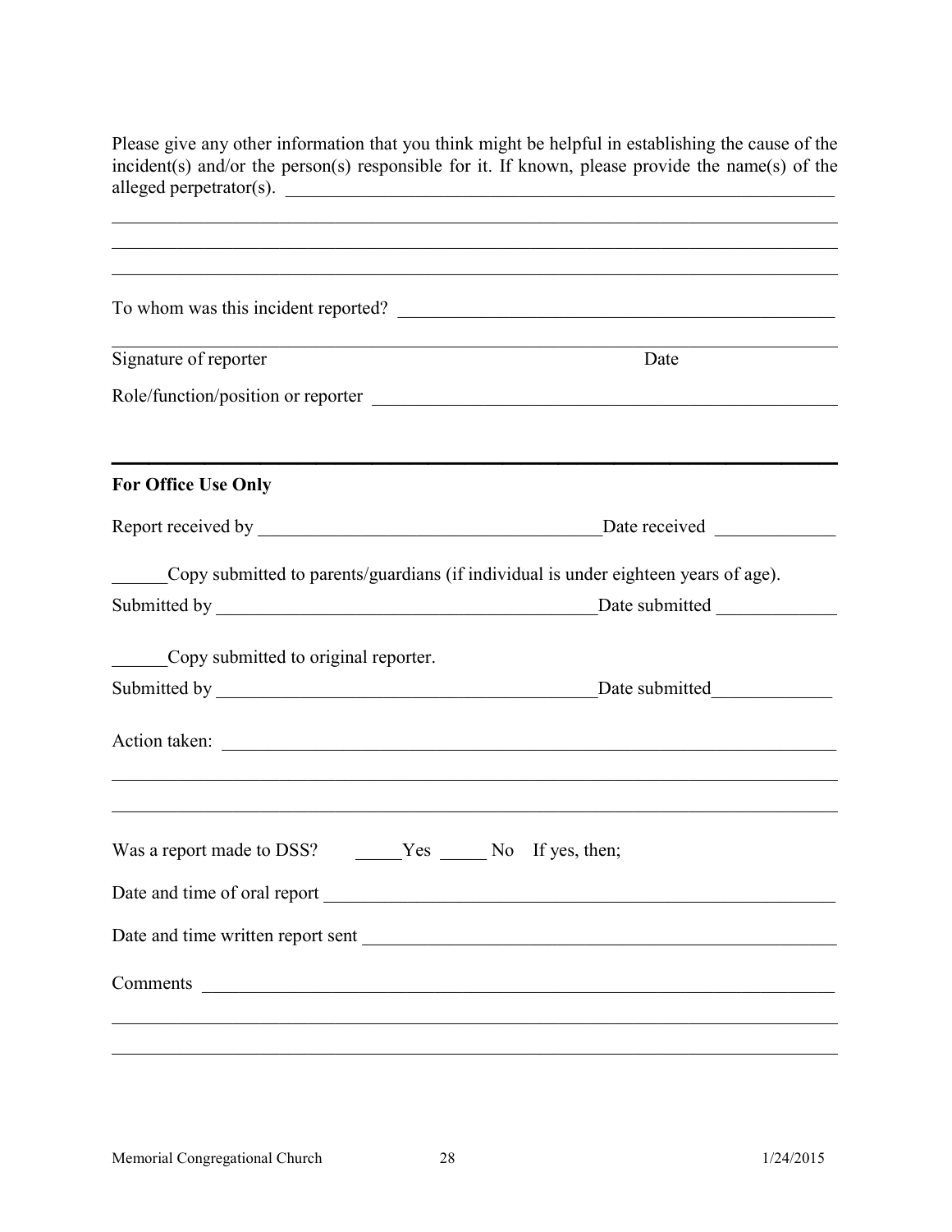Please give any other information that you think might be helpful in establishing the cause of the incident(s) and/or the person(s) responsible for it. If known, please provide the name(s) of the alleged perpetrator(s). ______________________________________________________________

______________________________________________________________________________

______________________________________________________________________________

______________________________________________________________________________

To whom was this incident reported? ______________________________________________

______________________________________________________________________________

Signature of reporter                                                                                    Date

Role/function/position or reporter _________________________________________________

---

**For Office Use Only**

Report received by ______________________________________Date received _____________

______Copy submitted to parents/guardians (if individual is under eighteen years of age).

Submitted by __________________________________________Date submitted _____________

______Copy submitted to original reporter.

Submitted by __________________________________________Date submitted_____________

Action taken: ___________________________________________________________________

______________________________________________________________________________

______________________________________________________________________________

Was a report made to DSS?     _____Yes _____ No   If yes, then;

Date and time of oral report _______________________________________________________

Date and time written report sent ___________________________________________________

Comments ______________________________________________________________________

______________________________________________________________________________

______________________________________________________________________________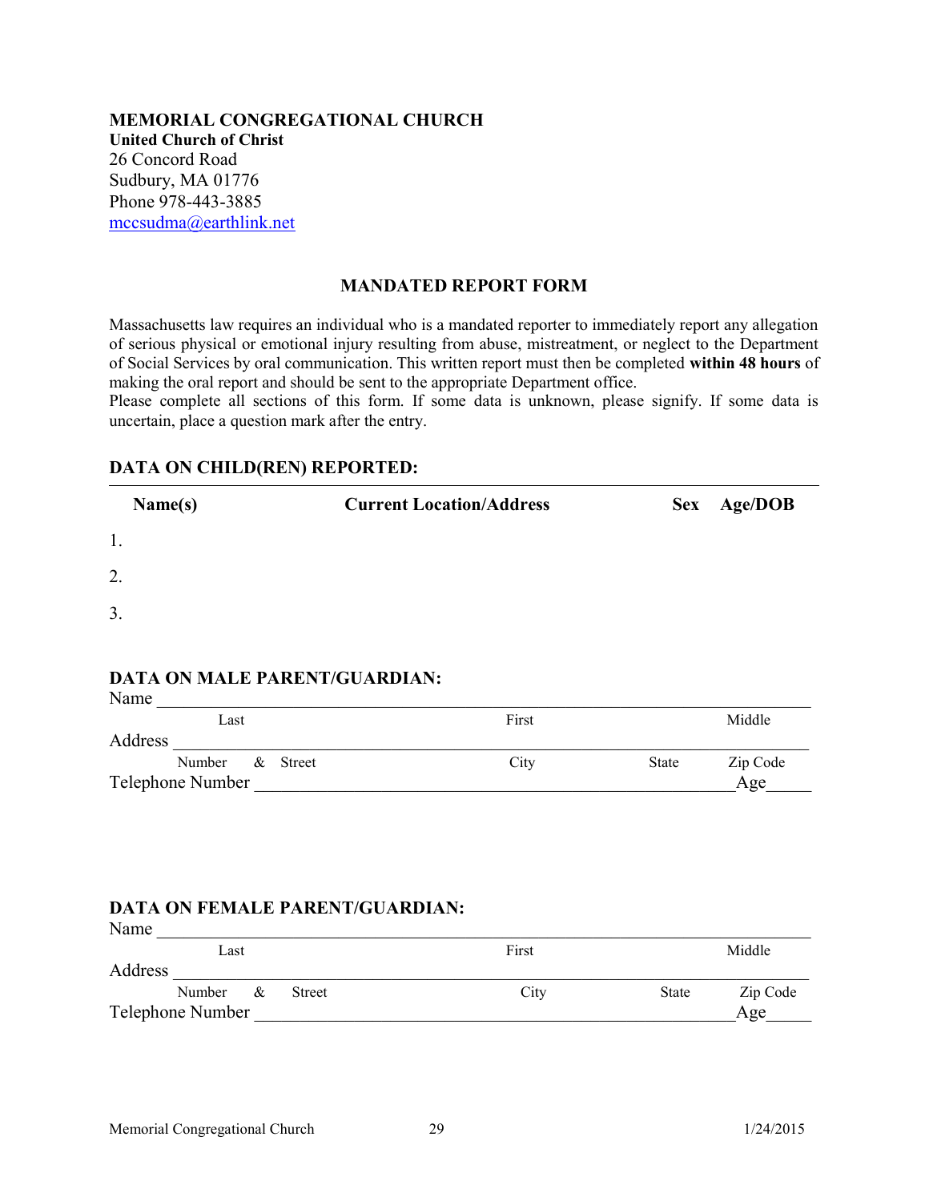**MEMORIAL CONGREGATIONAL CHURCH**
**United Church of Christ**
26 Concord Road
Sudbury, MA 01776
Phone 978-443-3885
mccsudma@earthlink.net

## MANDATED REPORT FORM

Massachusetts law requires an individual who is a mandated reporter to immediately report any allegation of serious physical or emotional injury resulting from abuse, mistreatment, or neglect to the Department of Social Services by oral communication. This written report must then be completed **within 48 hours** of making the oral report and should be sent to the appropriate Department office.
Please complete all sections of this form. If some data is unknown, please signify. If some data is uncertain, place a question mark after the entry.

### DATA ON CHILD(REN) REPORTED:

| | Name(s) | Current Location/Address | Sex | Age/DOB |
|---|---|---|---|---|
| 1. | | | | |
| 2. | | | | |
| 3. | | | | |

### DATA ON MALE PARENT/GUARDIAN:

Name ______________________________________________________________
Last First Middle

Address ____________________________________________________________
Number & Street City State Zip Code

Telephone Number ______________________________________________ Age_____

### DATA ON FEMALE PARENT/GUARDIAN:

Name ______________________________________________________________
Last First Middle

Address ____________________________________________________________
Number & Street City State Zip Code

Telephone Number ______________________________________________ Age_____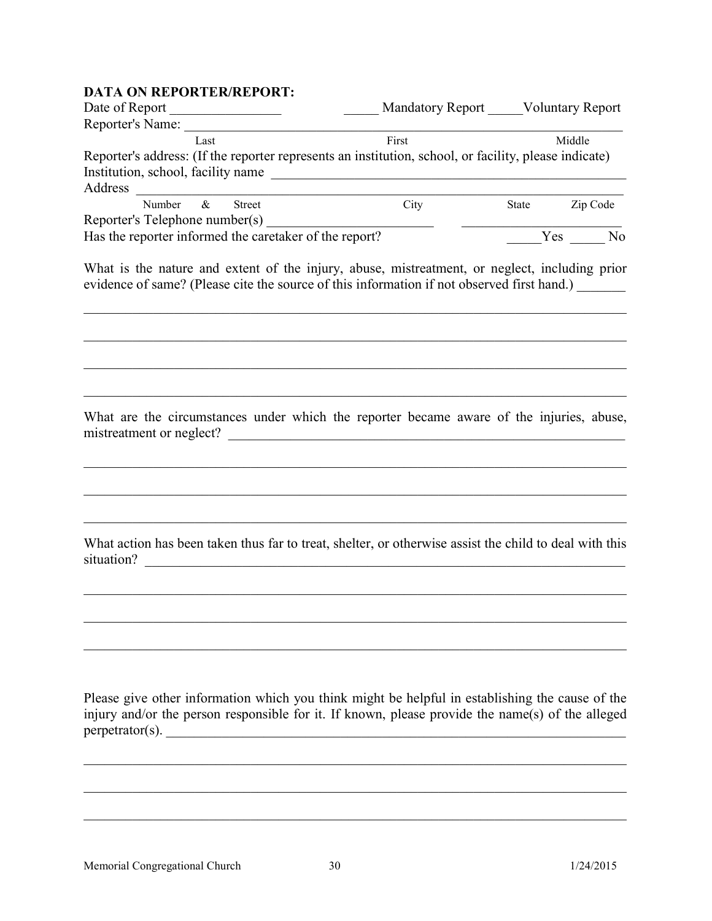**DATA ON REPORTER/REPORT:**

Date of Report ________________ _____ Mandatory Report _____Voluntary Report

Reporter's Name: ______________________________________________________________
Last First Middle

Reporter's address: (If the reporter represents an institution, school, or facility, please indicate)

Institution, school, facility name ______________________________________________________

Address ______________________________________________________________________
Number & Street City State Zip Code

Reporter's Telephone number(s) ________________________ ________________________

Has the reporter informed the caretaker of the report? _____Yes _____ No

What is the nature and extent of the injury, abuse, mistreatment, or neglect, including prior evidence of same? (Please cite the source of this information if not observed first hand.) _______

______________________________________________________________________________

______________________________________________________________________________

______________________________________________________________________________

______________________________________________________________________________

What are the circumstances under which the reporter became aware of the injuries, abuse, mistreatment or neglect? ____________________________________________________________

______________________________________________________________________________

______________________________________________________________________________

______________________________________________________________________________

What action has been taken thus far to treat, shelter, or otherwise assist the child to deal with this situation? ________________________________________________________________________

______________________________________________________________________________

______________________________________________________________________________

______________________________________________________________________________

Please give other information which you think might be helpful in establishing the cause of the injury and/or the person responsible for it. If known, please provide the name(s) of the alleged perpetrator(s). __________________________________________________________________

______________________________________________________________________________

______________________________________________________________________________

______________________________________________________________________________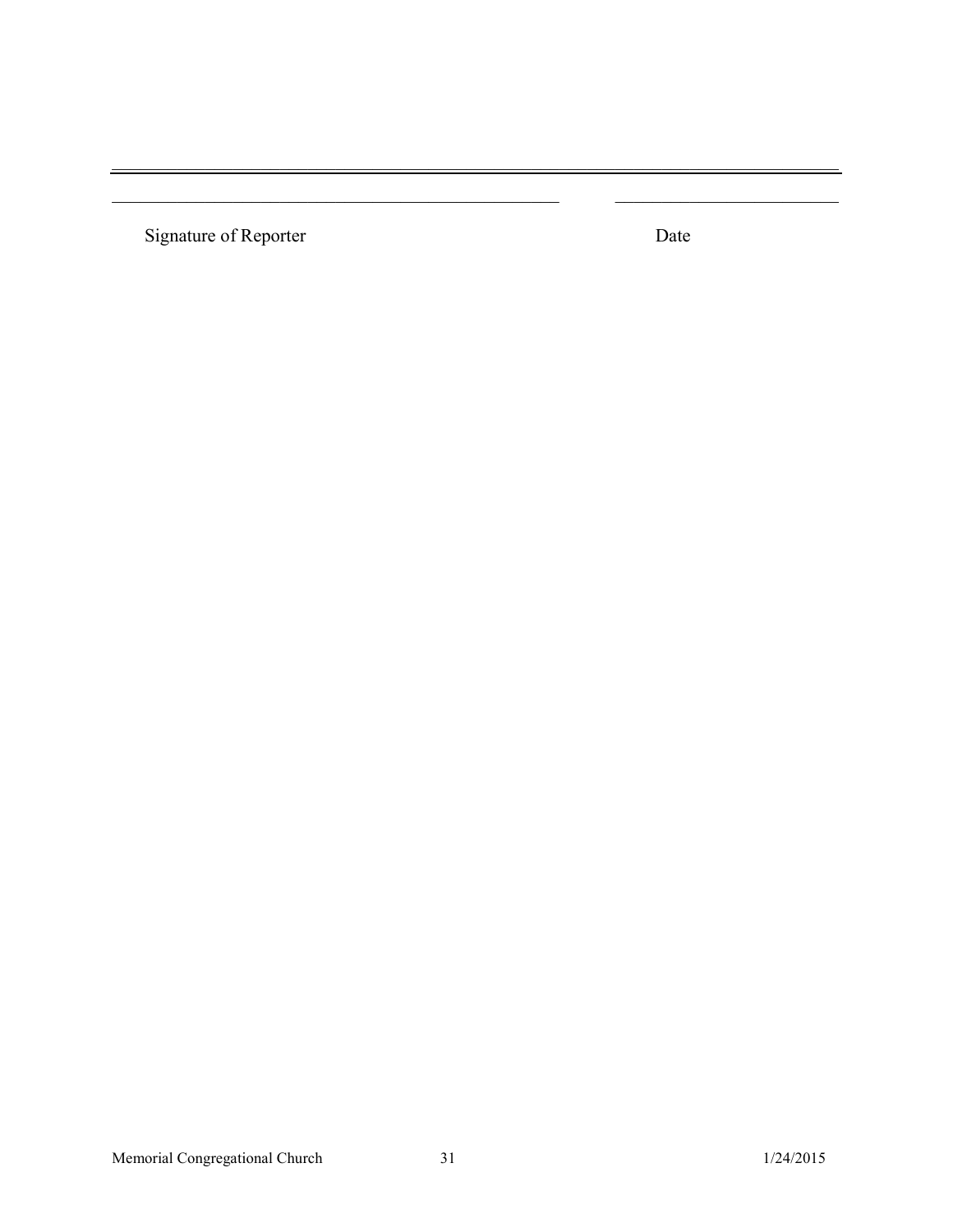______________________________________________________________ ______________________________

Signature of Reporter Date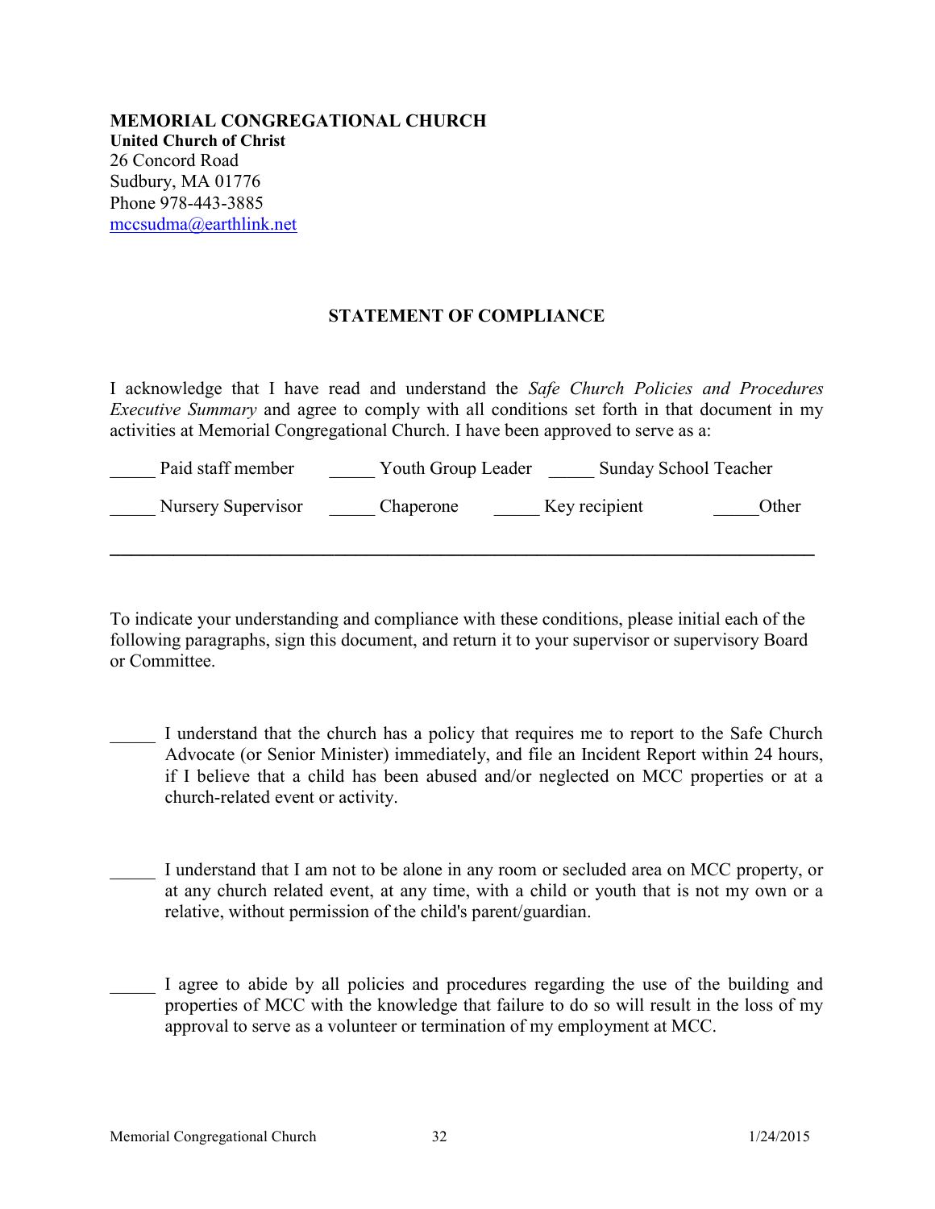**MEMORIAL CONGREGATIONAL CHURCH**
**United Church of Christ**
26 Concord Road
Sudbury, MA 01776
Phone 978-443-3885
mccsudma@earthlink.net

## STATEMENT OF COMPLIANCE

I acknowledge that I have read and understand the *Safe Church Policies and Procedures Executive Summary* and agree to comply with all conditions set forth in that document in my activities at Memorial Congregational Church. I have been approved to serve as a:

_____ Paid staff member _____ Youth Group Leader _____ Sunday School Teacher

_____ Nursery Supervisor _____ Chaperone _____ Key recipient _____Other

______________________________________________________________________________

To indicate your understanding and compliance with these conditions, please initial each of the following paragraphs, sign this document, and return it to your supervisor or supervisory Board or Committee.

_____ I understand that the church has a policy that requires me to report to the Safe Church Advocate (or Senior Minister) immediately, and file an Incident Report within 24 hours, if I believe that a child has been abused and/or neglected on MCC properties or at a church-related event or activity.

_____ I understand that I am not to be alone in any room or secluded area on MCC property, or at any church related event, at any time, with a child or youth that is not my own or a relative, without permission of the child's parent/guardian.

_____ I agree to abide by all policies and procedures regarding the use of the building and properties of MCC with the knowledge that failure to do so will result in the loss of my approval to serve as a volunteer or termination of my employment at MCC.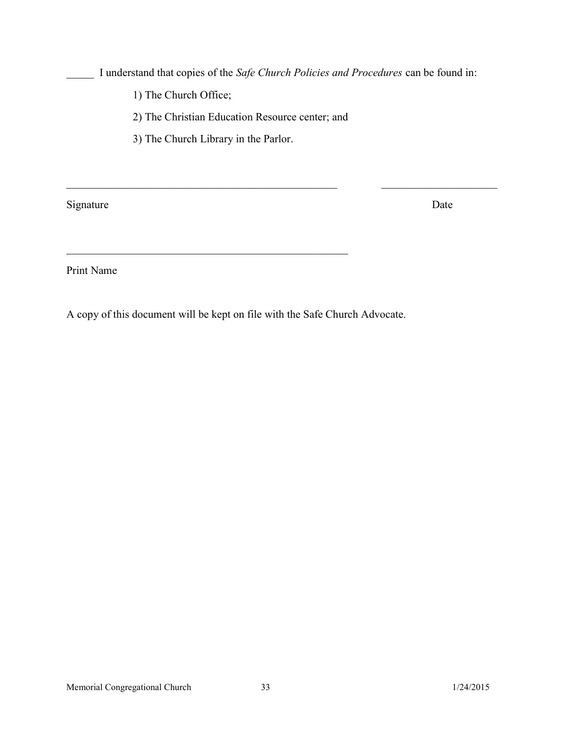_____ I understand that copies of the *Safe Church Policies and Procedures* can be found in:

1) The Church Office;

2) The Christian Education Resource center; and

3) The Church Library in the Parlor.

_______________________________________________ ____________________

Signature Date

_______________________________________________

Print Name

A copy of this document will be kept on file with the Safe Church Advocate.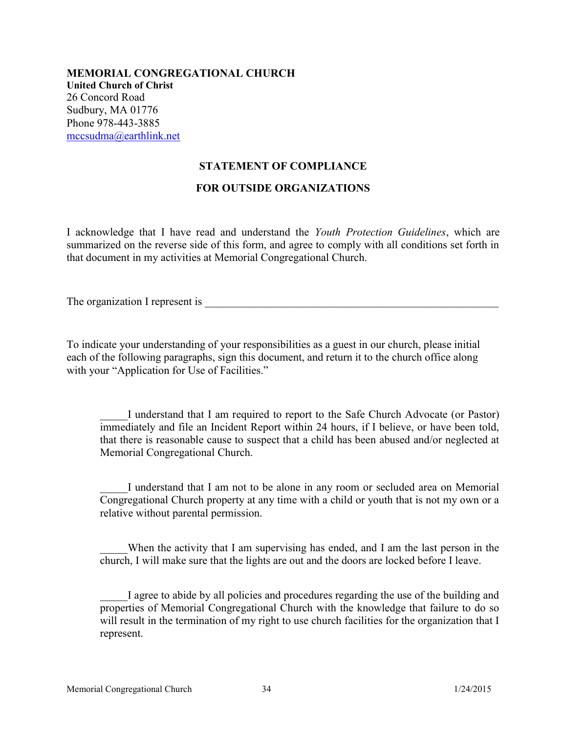**MEMORIAL CONGREGATIONAL CHURCH**
**United Church of Christ**
26 Concord Road
Sudbury, MA 01776
Phone 978-443-3885
mccsudma@earthlink.net

## STATEMENT OF COMPLIANCE

## FOR OUTSIDE ORGANIZATIONS

I acknowledge that I have read and understand the *Youth Protection Guidelines*, which are summarized on the reverse side of this form, and agree to comply with all conditions set forth in that document in my activities at Memorial Congregational Church.

The organization I represent is _______________________________________________________

To indicate your understanding of your responsibilities as a guest in our church, please initial each of the following paragraphs, sign this document, and return it to the church office along with your "Application for Use of Facilities."

_____I understand that I am required to report to the Safe Church Advocate (or Pastor) immediately and file an Incident Report within 24 hours, if I believe, or have been told, that there is reasonable cause to suspect that a child has been abused and/or neglected at Memorial Congregational Church.

_____I understand that I am not to be alone in any room or secluded area on Memorial Congregational Church property at any time with a child or youth that is not my own or a relative without parental permission.

_____When the activity that I am supervising has ended, and I am the last person in the church, I will make sure that the lights are out and the doors are locked before I leave.

_____I agree to abide by all policies and procedures regarding the use of the building and properties of Memorial Congregational Church with the knowledge that failure to do so will result in the termination of my right to use church facilities for the organization that I represent.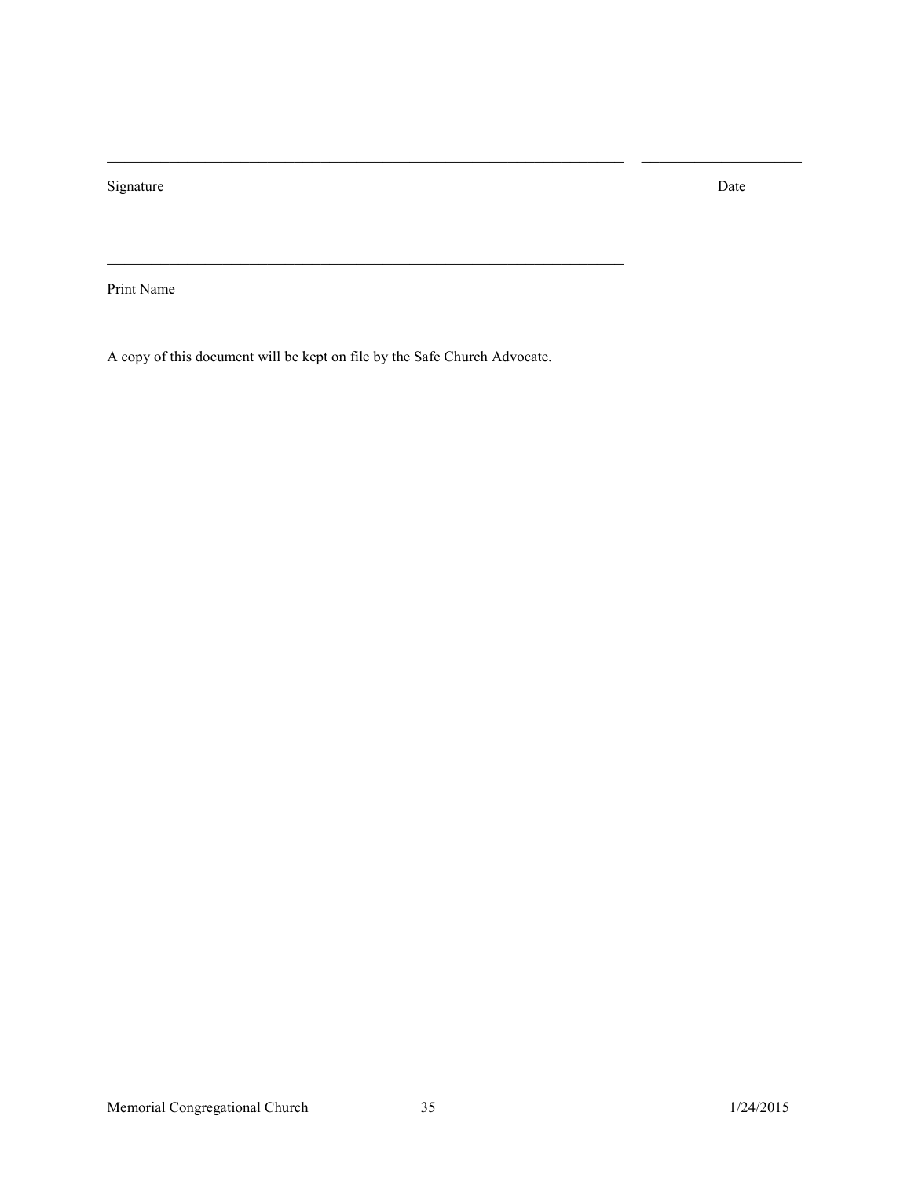_____________________________________________________________________ _____________________

Signature Date

_____________________________________________________________________

Print Name

A copy of this document will be kept on file by the Safe Church Advocate.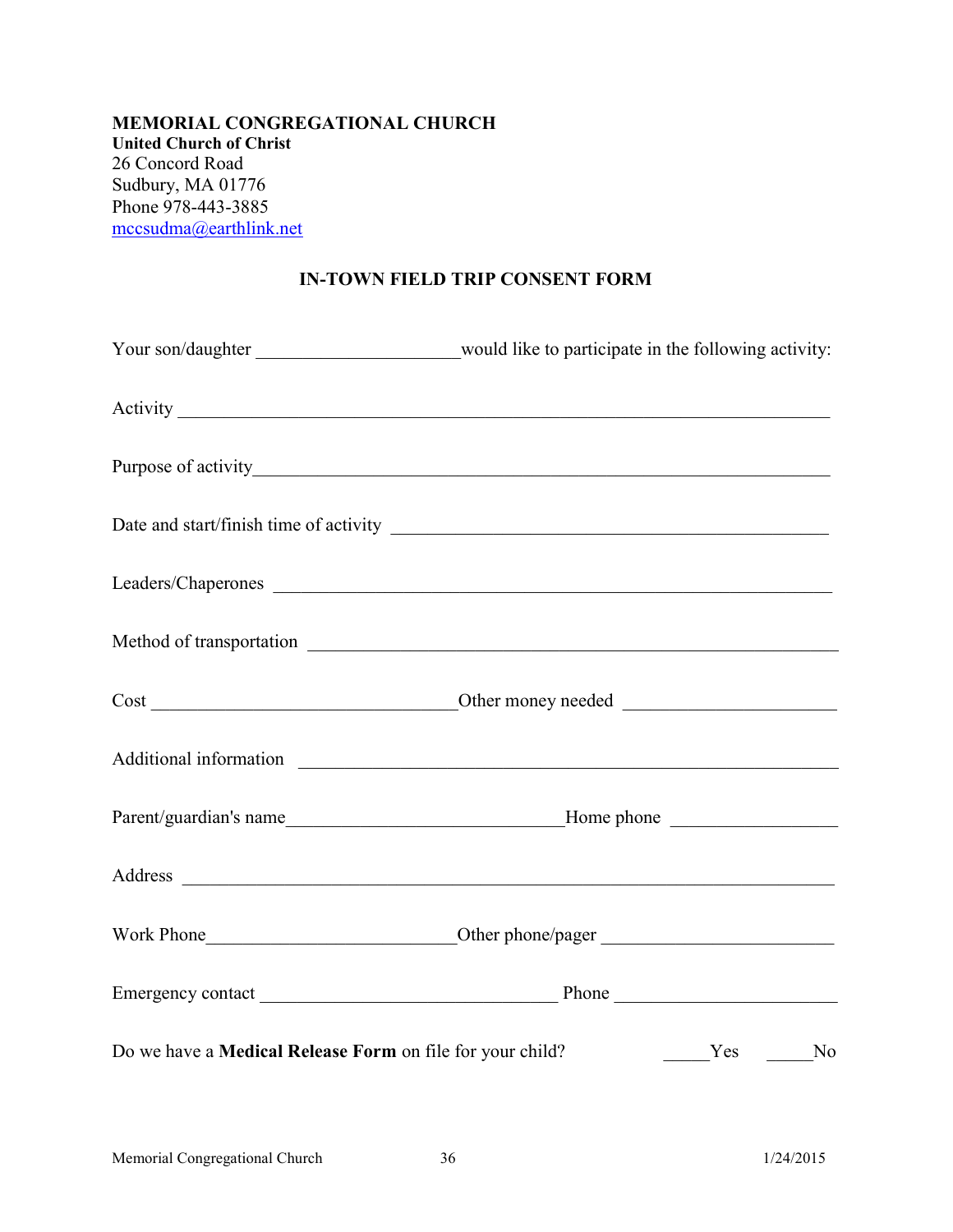**MEMORIAL CONGREGATIONAL CHURCH**
**United Church of Christ**
26 Concord Road
Sudbury, MA 01776
Phone 978-443-3885
mccsudma@earthlink.net

## IN-TOWN FIELD TRIP CONSENT FORM

Your son/daughter ______________________would like to participate in the following activity:

Activity ________________________________________________________________________

Purpose of activity________________________________________________________________

Date and start/finish time of activity ________________________________________________

Leaders/Chaperones ______________________________________________________________

Method of transportation __________________________________________________________

Cost _________________________________Other money needed ______________________

Additional information ____________________________________________________________

Parent/guardian's name______________________________Home phone _________________

Address ________________________________________________________________________

Work Phone___________________________Other phone/pager ________________________

Emergency contact ________________________________ Phone _______________________

Do we have a **Medical Release Form** on file for your child? _____Yes _____No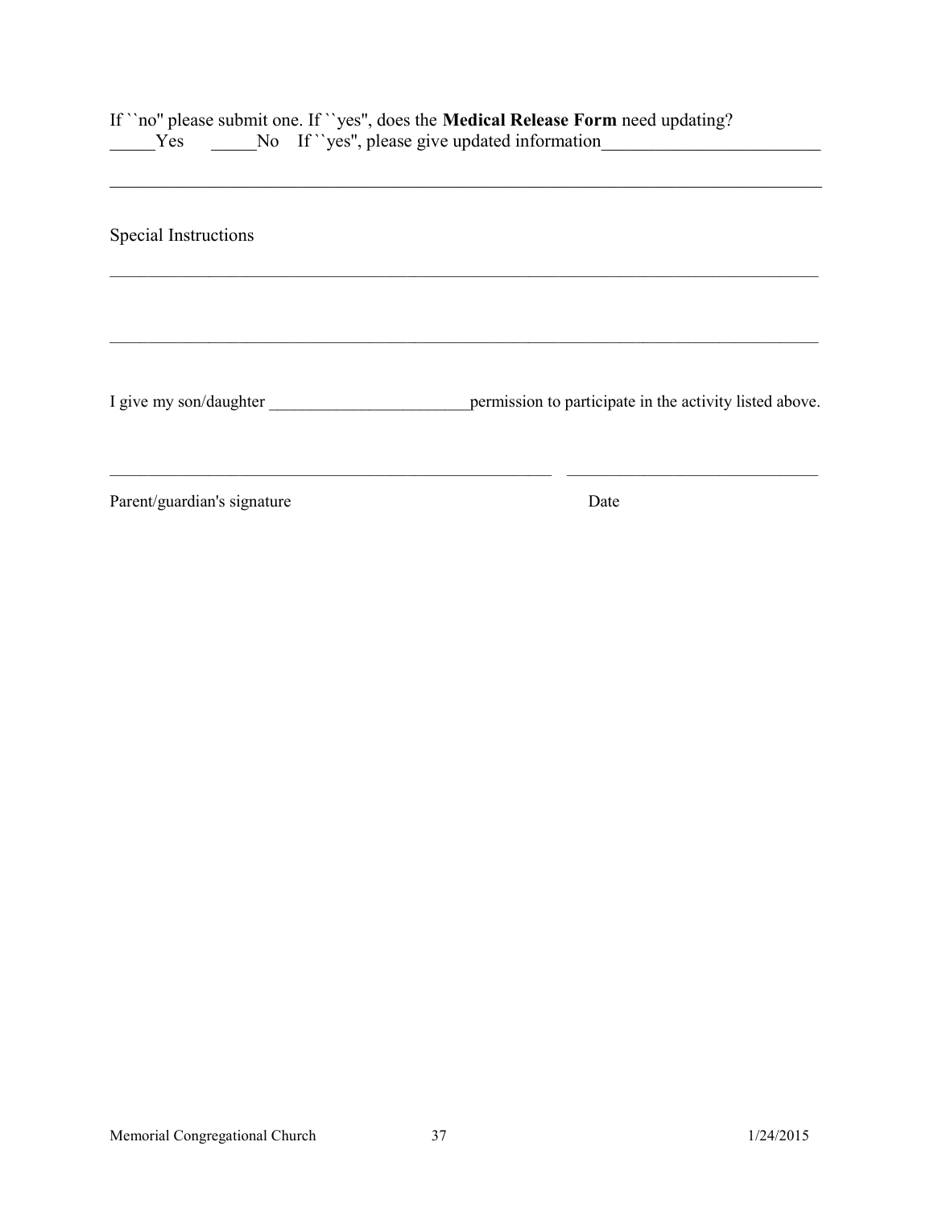If ``no'' please submit one. If ``yes'', does the **Medical Release Form** need updating?
_____Yes     _____No   If ``yes'', please give updated information________________________

________________________________________________________________________________

Special Instructions

________________________________________________________________________________

________________________________________________________________________________

I give my son/daughter ________________________permission to participate in the activity listed above.

____________________________________________________     ______________________________

Parent/guardian's signature                                                                    Date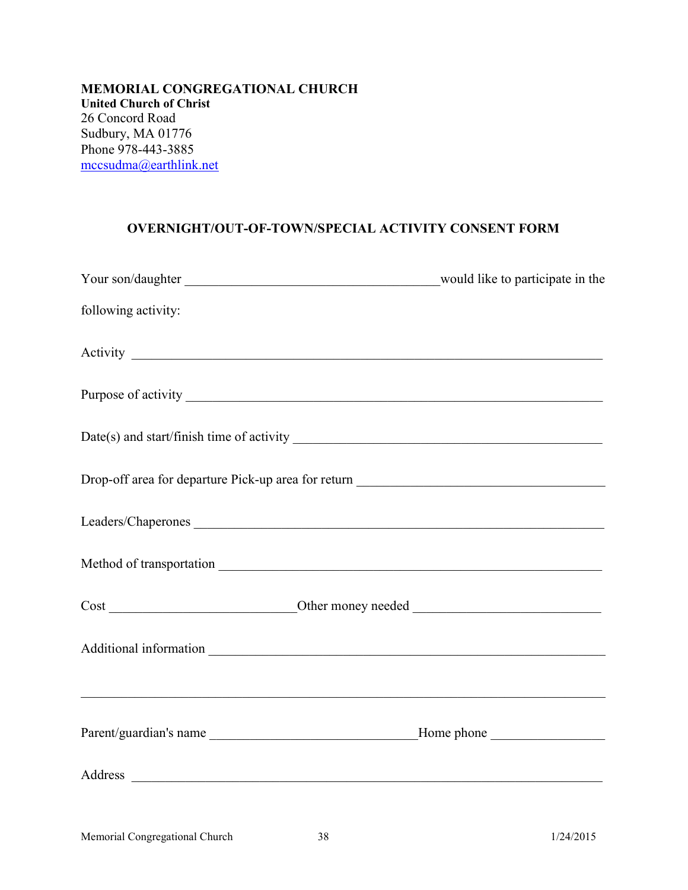**MEMORIAL CONGREGATIONAL CHURCH**
**United Church of Christ**
26 Concord Road
Sudbury, MA 01776
Phone 978-443-3885
mccsudma@earthlink.net

## OVERNIGHT/OUT-OF-TOWN/SPECIAL ACTIVITY CONSENT FORM

Your son/daughter _____________________________________would like to participate in the following activity:

Activity ______________________________________________________________________

Purpose of activity _______________________________________________________________

Date(s) and start/finish time of activity _____________________________________________

Drop-off area for departure Pick-up area for return ___________________________________

Leaders/Chaperones _____________________________________________________________

Method of transportation _________________________________________________________

Cost ___________________________Other money needed ___________________________

Additional information ___________________________________________________________

_____________________________________________________________________________

Parent/guardian's name ______________________________Home phone ________________

Address ______________________________________________________________________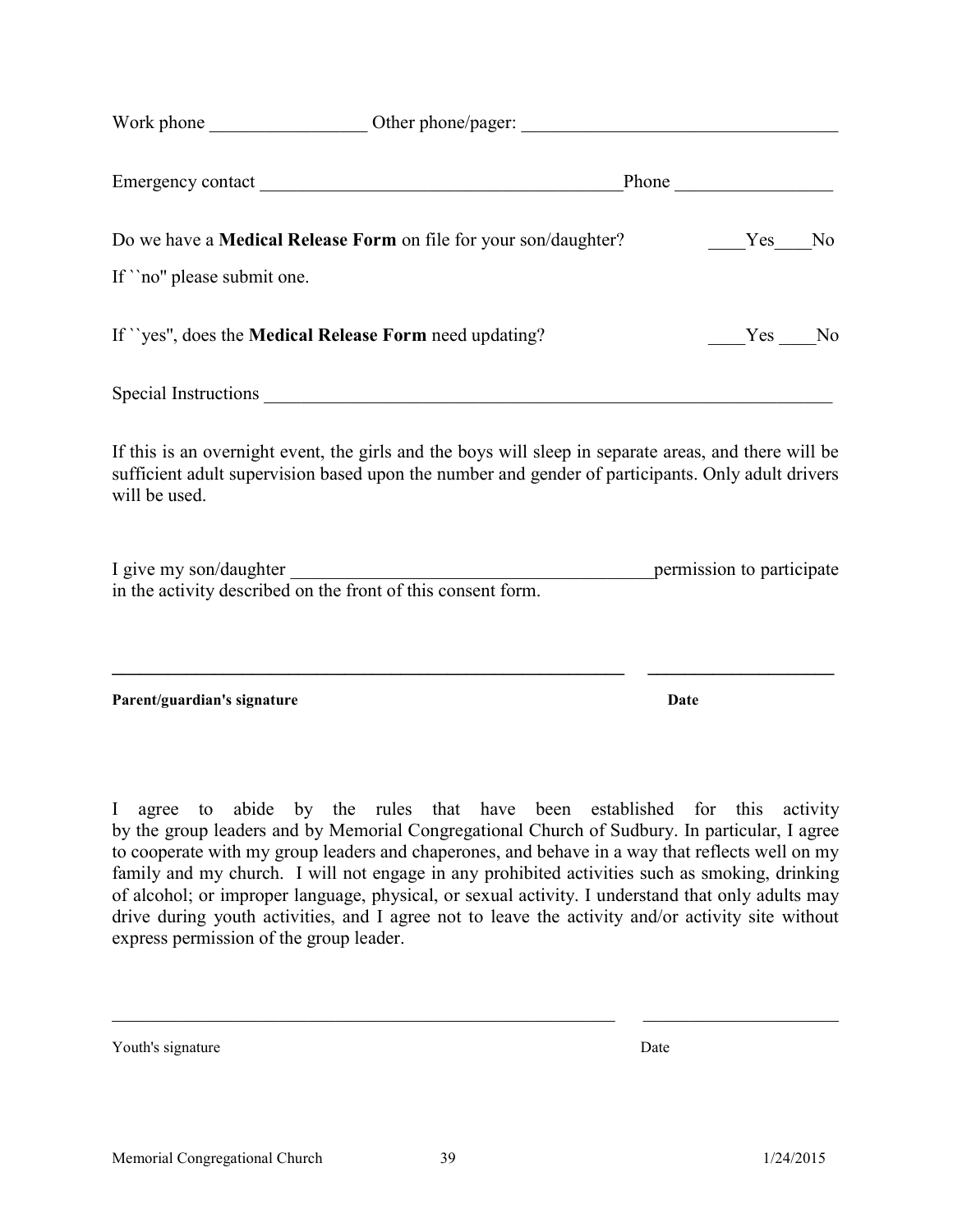Work phone _________________ Other phone/pager: __________________________________

Emergency contact ______________________________________Phone _________________

Do we have a **Medical Release Form** on file for your son/daughter? ____Yes____No

If ``no'' please submit one.

If ``yes'', does the **Medical Release Form** need updating? ____Yes ____No

Special Instructions ______________________________________________________________

If this is an overnight event, the girls and the boys will sleep in separate areas, and there will be sufficient adult supervision based upon the number and gender of participants. Only adult drivers will be used.

I give my son/daughter _______________________________________permission to participate in the activity described on the front of this consent form.

__________________________________________________________ ____________________

**Parent/guardian's signature** **Date**

I agree to abide by the rules that have been established for this activity by the group leaders and by Memorial Congregational Church of Sudbury. In particular, I agree to cooperate with my group leaders and chaperones, and behave in a way that reflects well on my family and my church. I will not engage in any prohibited activities such as smoking, drinking of alcohol; or improper language, physical, or sexual activity. I understand that only adults may drive during youth activities, and I agree not to leave the activity and/or activity site without express permission of the group leader.

__________________________________________________________ ____________________

Youth's signature Date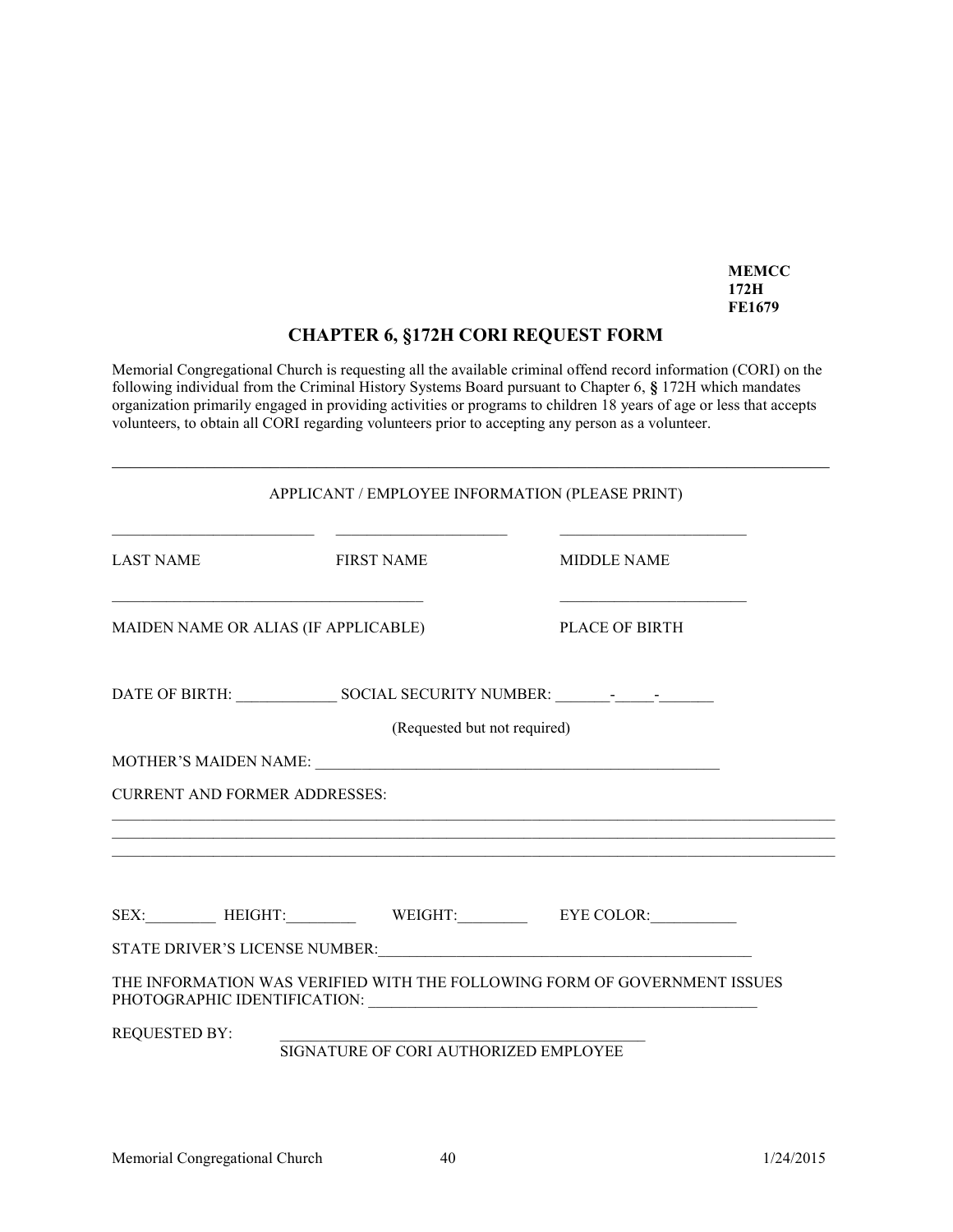**MEMCC**
**172H**
**FE1679**

## CHAPTER 6, §172H CORI REQUEST FORM

Memorial Congregational Church is requesting all the available criminal offend record information (CORI) on the following individual from the Criminal History Systems Board pursuant to Chapter 6, **§** 172H which mandates organization primarily engaged in providing activities or programs to children 18 years of age or less that accepts volunteers, to obtain all CORI regarding volunteers prior to accepting any person as a volunteer.

---

APPLICANT / EMPLOYEE INFORMATION (PLEASE PRINT)

\_\_\_\_\_\_\_\_\_\_\_\_\_\_\_\_\_\_\_\_\_\_\_\_\_\_ \_\_\_\_\_\_\_\_\_\_\_\_\_\_\_\_\_\_\_\_\_\_ \_\_\_\_\_\_\_\_\_\_\_\_\_\_\_\_\_\_\_\_\_\_\_\_

LAST NAME FIRST NAME MIDDLE NAME

\_\_\_\_\_\_\_\_\_\_\_\_\_\_\_\_\_\_\_\_\_\_\_\_\_\_\_\_\_\_\_\_\_\_\_\_\_\_\_ \_\_\_\_\_\_\_\_\_\_\_\_\_\_\_\_\_\_\_\_\_\_\_\_

MAIDEN NAME OR ALIAS (IF APPLICABLE) PLACE OF BIRTH

DATE OF BIRTH: \_\_\_\_\_\_\_\_\_\_\_\_\_ SOCIAL SECURITY NUMBER: \_\_\_\_\_\_\_-\_\_\_\_\_-\_\_\_\_\_\_\_

(Requested but not required)

MOTHER'S MAIDEN NAME: \_\_\_\_\_\_\_\_\_\_\_\_\_\_\_\_\_\_\_\_\_\_\_\_\_\_\_\_\_\_\_\_\_\_\_\_\_\_\_\_\_\_\_\_\_\_\_\_\_\_\_\_

CURRENT AND FORMER ADDRESSES:

\_\_\_\_\_\_\_\_\_\_\_\_\_\_\_\_\_\_\_\_\_\_\_\_\_\_\_\_\_\_\_\_\_\_\_\_\_\_\_\_\_\_\_\_\_\_\_\_\_\_\_\_\_\_\_\_\_\_\_\_\_\_\_\_\_\_\_\_\_\_\_\_\_\_\_\_\_\_\_\_\_\_\_\_\_\_\_\_\_
\_\_\_\_\_\_\_\_\_\_\_\_\_\_\_\_\_\_\_\_\_\_\_\_\_\_\_\_\_\_\_\_\_\_\_\_\_\_\_\_\_\_\_\_\_\_\_\_\_\_\_\_\_\_\_\_\_\_\_\_\_\_\_\_\_\_\_\_\_\_\_\_\_\_\_\_\_\_\_\_\_\_\_\_\_\_\_\_\_
\_\_\_\_\_\_\_\_\_\_\_\_\_\_\_\_\_\_\_\_\_\_\_\_\_\_\_\_\_\_\_\_\_\_\_\_\_\_\_\_\_\_\_\_\_\_\_\_\_\_\_\_\_\_\_\_\_\_\_\_\_\_\_\_\_\_\_\_\_\_\_\_\_\_\_\_\_\_\_\_\_\_\_\_\_\_\_\_\_

SEX:\_\_\_\_\_\_\_\_\_ HEIGHT:\_\_\_\_\_\_\_\_\_ WEIGHT:\_\_\_\_\_\_\_\_\_ EYE COLOR:\_\_\_\_\_\_\_\_\_\_\_

STATE DRIVER'S LICENSE NUMBER:\_\_\_\_\_\_\_\_\_\_\_\_\_\_\_\_\_\_\_\_\_\_\_\_\_\_\_\_\_\_\_\_\_\_\_\_\_\_\_\_\_\_\_\_\_\_\_\_\_

THE INFORMATION WAS VERIFIED WITH THE FOLLOWING FORM OF GOVERNMENT ISSUES PHOTOGRAPHIC IDENTIFICATION: \_\_\_\_\_\_\_\_\_\_\_\_\_\_\_\_\_\_\_\_\_\_\_\_\_\_\_\_\_\_\_\_\_\_\_\_\_\_\_\_\_\_\_\_\_\_\_\_\_\_

REQUESTED BY: \_\_\_\_\_\_\_\_\_\_\_\_\_\_\_\_\_\_\_\_\_\_\_\_\_\_\_\_\_\_\_\_\_\_\_\_\_\_\_\_\_\_\_\_\_\_\_
SIGNATURE OF CORI AUTHORIZED EMPLOYEE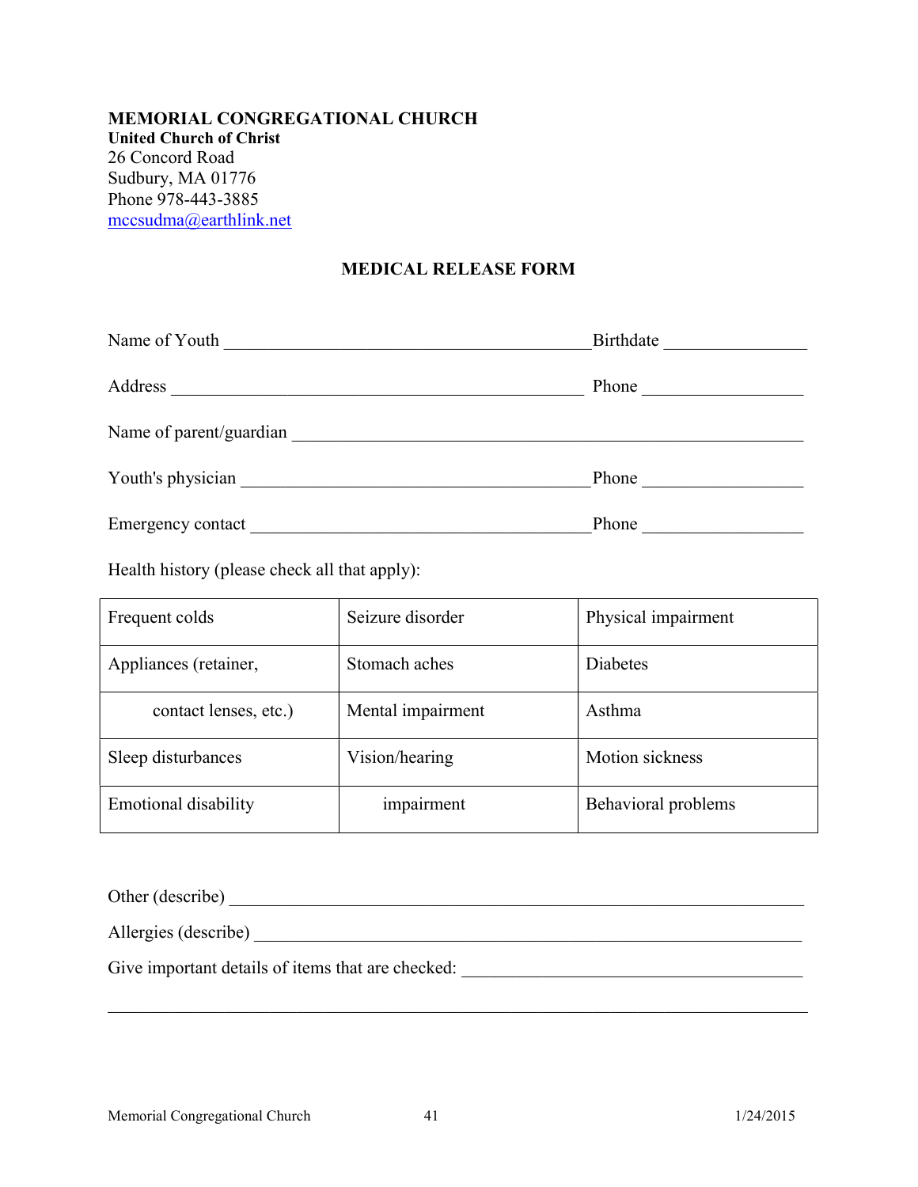**MEMORIAL CONGREGATIONAL CHURCH**
**United Church of Christ**
26 Concord Road
Sudbury, MA 01776
Phone 978-443-3885
mccsudma@earthlink.net

## MEDICAL RELEASE FORM

Name of Youth \_\_\_\_\_\_\_\_\_\_\_\_\_\_\_\_\_\_\_\_\_\_\_\_\_\_\_\_\_\_\_\_\_\_\_\_\_\_\_\_ Birthdate \_\_\_\_\_\_\_\_\_\_\_\_\_\_\_\_

Address \_\_\_\_\_\_\_\_\_\_\_\_\_\_\_\_\_\_\_\_\_\_\_\_\_\_\_\_\_\_\_\_\_\_\_\_\_\_\_\_\_\_\_\_\_\_ Phone \_\_\_\_\_\_\_\_\_\_\_\_\_\_\_\_\_\_

Name of parent/guardian \_\_\_\_\_\_\_\_\_\_\_\_\_\_\_\_\_\_\_\_\_\_\_\_\_\_\_\_\_\_\_\_\_\_\_\_\_\_\_\_\_\_\_\_\_\_\_\_\_\_\_\_\_\_\_\_

Youth's physician \_\_\_\_\_\_\_\_\_\_\_\_\_\_\_\_\_\_\_\_\_\_\_\_\_\_\_\_\_\_\_\_\_\_\_\_\_\_\_\_ Phone \_\_\_\_\_\_\_\_\_\_\_\_\_\_\_\_\_\_

Emergency contact \_\_\_\_\_\_\_\_\_\_\_\_\_\_\_\_\_\_\_\_\_\_\_\_\_\_\_\_\_\_\_\_\_\_\_\_\_\_\_ Phone \_\_\_\_\_\_\_\_\_\_\_\_\_\_\_\_\_\_

Health history (please check all that apply):

| | | |
|---|---|---|
| Frequent colds | Seizure disorder | Physical impairment |
| Appliances (retainer, | Stomach aches | Diabetes |
| contact lenses, etc.) | Mental impairment | Asthma |
| Sleep disturbances | Vision/hearing | Motion sickness |
| Emotional disability | impairment | Behavioral problems |

Other (describe) \_\_\_\_\_\_\_\_\_\_\_\_\_\_\_\_\_\_\_\_\_\_\_\_\_\_\_\_\_\_\_\_\_\_\_\_\_\_\_\_\_\_\_\_\_\_\_\_\_\_\_\_\_\_\_\_\_\_\_\_\_\_\_

Allergies (describe) \_\_\_\_\_\_\_\_\_\_\_\_\_\_\_\_\_\_\_\_\_\_\_\_\_\_\_\_\_\_\_\_\_\_\_\_\_\_\_\_\_\_\_\_\_\_\_\_\_\_\_\_\_\_\_\_\_\_\_\_\_

Give important details of items that are checked: \_\_\_\_\_\_\_\_\_\_\_\_\_\_\_\_\_\_\_\_\_\_\_\_\_\_\_\_\_\_\_\_\_\_\_\_\_\_

\_\_\_\_\_\_\_\_\_\_\_\_\_\_\_\_\_\_\_\_\_\_\_\_\_\_\_\_\_\_\_\_\_\_\_\_\_\_\_\_\_\_\_\_\_\_\_\_\_\_\_\_\_\_\_\_\_\_\_\_\_\_\_\_\_\_\_\_\_\_\_\_\_\_\_\_\_\_\_\_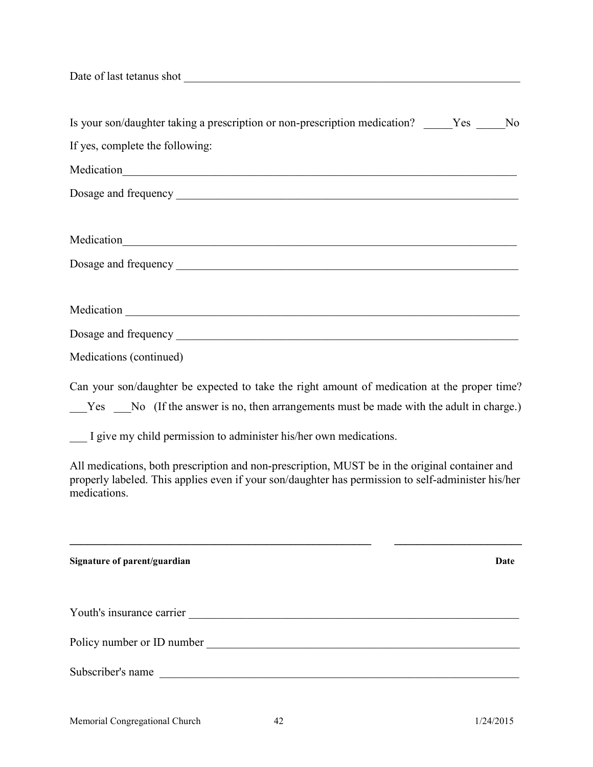Date of last tetanus shot ____________________________________________________________

Is your son/daughter taking a prescription or non-prescription medication? _____Yes _____No

If yes, complete the following:

Medication__________________________________________________________________

Dosage and frequency ________________________________________________________

Medication__________________________________________________________________

Dosage and frequency ________________________________________________________

Medication __________________________________________________________________

Dosage and frequency ________________________________________________________

Medications (continued)

Can your son/daughter be expected to take the right amount of medication at the proper time? ___Yes ___No (If the answer is no, then arrangements must be made with the adult in charge.)

___ I give my child permission to administer his/her own medications.

All medications, both prescription and non-prescription, MUST be in the original container and properly labeled. This applies even if your son/daughter has permission to self-administer his/her medications.

______________________________________________________ ______________________

**Signature of parent/guardian** **Date**

Youth's insurance carrier ______________________________________________________

Policy number or ID number ____________________________________________________

Subscriber's name ____________________________________________________________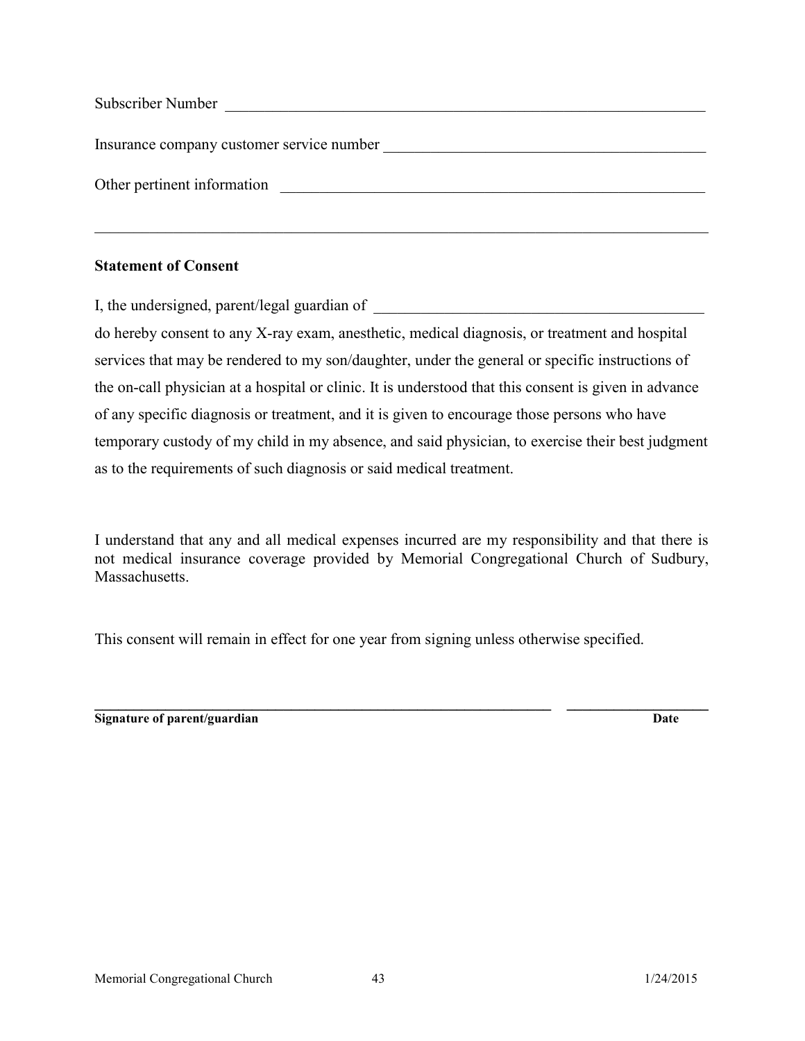Subscriber Number ________________________________________________________________

Insurance company customer service number ___________________________________________

Other pertinent information ________________________________________________________

____________________________________________________________________________________

**Statement of Consent**

I, the undersigned, parent/legal guardian of _____________________________________________ do hereby consent to any X-ray exam, anesthetic, medical diagnosis, or treatment and hospital services that may be rendered to my son/daughter, under the general or specific instructions of the on-call physician at a hospital or clinic. It is understood that this consent is given in advance of any specific diagnosis or treatment, and it is given to encourage those persons who have temporary custody of my child in my absence, and said physician, to exercise their best judgment as to the requirements of such diagnosis or said medical treatment.

I understand that any and all medical expenses incurred are my responsibility and that there is not medical insurance coverage provided by Memorial Congregational Church of Sudbury, Massachusetts.

This consent will remain in effect for one year from signing unless otherwise specified.

______________________________________________________________ ____________________

**Signature of parent/guardian** **Date**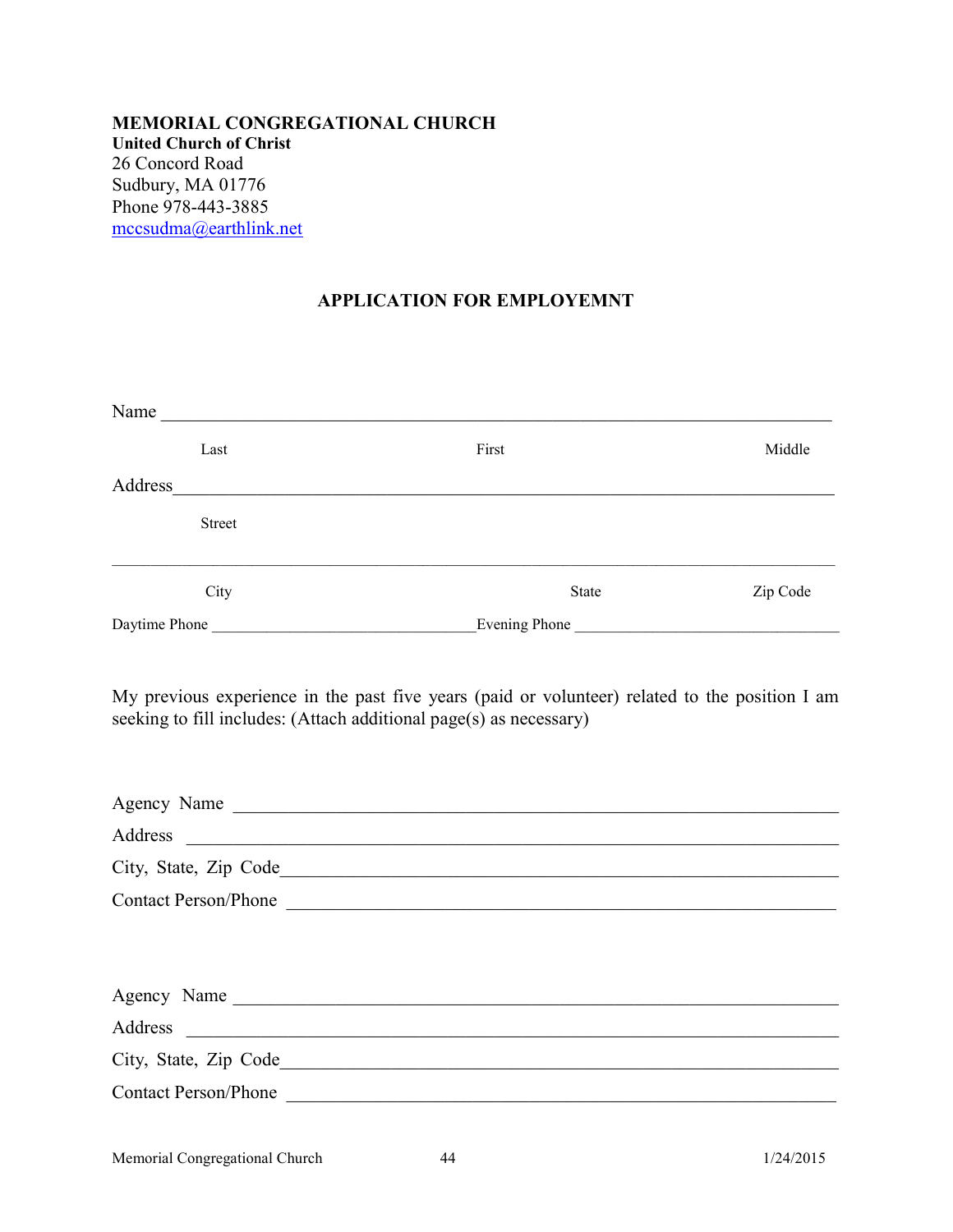**MEMORIAL CONGREGATIONAL CHURCH**
**United Church of Christ**
26 Concord Road
Sudbury, MA 01776
Phone 978-443-3885
mccsudma@earthlink.net

## APPLICATION FOR EMPLOYEMNT

Name ___________________________________________________________________________

Last First Middle

Address_________________________________________________________________________

Street

________________________________________________________________________________

City State Zip Code

Daytime Phone ________________________________Evening Phone ________________________________

My previous experience in the past five years (paid or volunteer) related to the position I am seeking to fill includes: (Attach additional page(s) as necessary)

Agency Name ____________________________________________________________

Address ________________________________________________________________

City, State, Zip Code______________________________________________________

Contact Person/Phone _____________________________________________________

Agency Name ____________________________________________________________

Address ________________________________________________________________

City, State, Zip Code______________________________________________________

Contact Person/Phone _____________________________________________________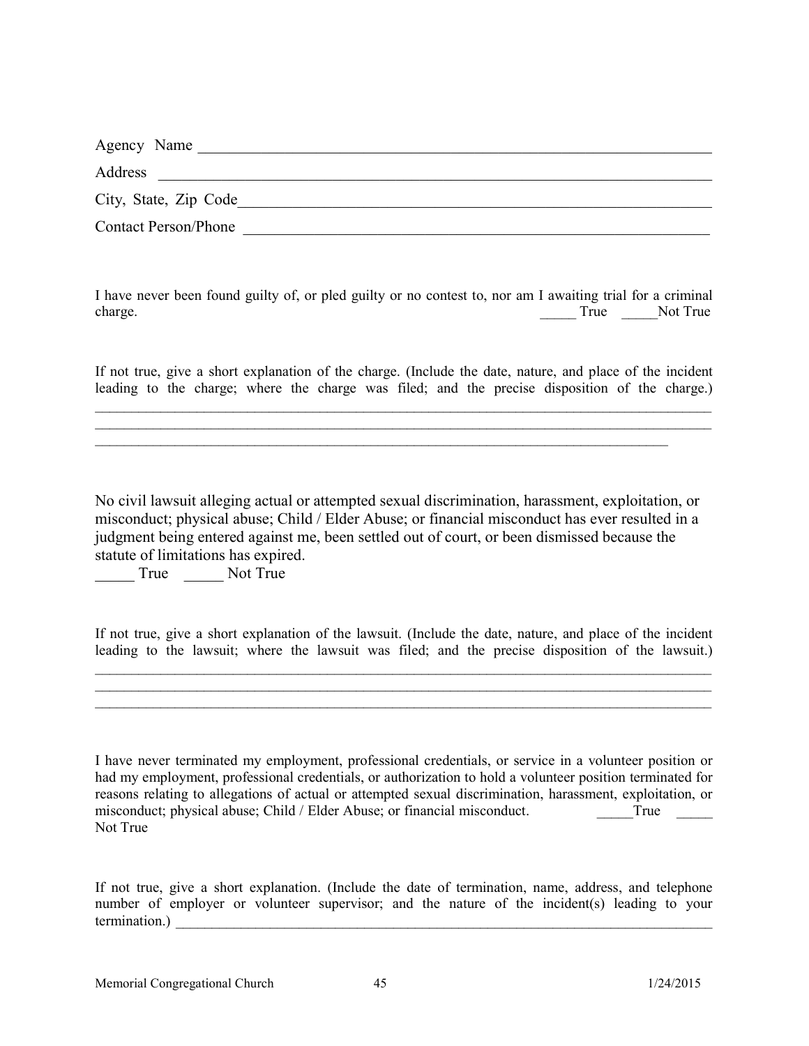Agency Name \_\_\_\_\_\_\_\_\_\_\_\_\_\_\_\_\_\_\_\_\_\_\_\_\_\_\_\_\_\_\_\_\_\_\_\_\_\_\_\_\_\_\_\_\_\_\_\_\_\_\_\_\_\_\_\_\_\_\_\_

Address \_\_\_\_\_\_\_\_\_\_\_\_\_\_\_\_\_\_\_\_\_\_\_\_\_\_\_\_\_\_\_\_\_\_\_\_\_\_\_\_\_\_\_\_\_\_\_\_\_\_\_\_\_\_\_\_\_\_\_\_\_\_\_\_

City, State, Zip Code\_\_\_\_\_\_\_\_\_\_\_\_\_\_\_\_\_\_\_\_\_\_\_\_\_\_\_\_\_\_\_\_\_\_\_\_\_\_\_\_\_\_\_\_\_\_\_\_\_\_\_\_\_\_

Contact Person/Phone \_\_\_\_\_\_\_\_\_\_\_\_\_\_\_\_\_\_\_\_\_\_\_\_\_\_\_\_\_\_\_\_\_\_\_\_\_\_\_\_\_\_\_\_\_\_\_\_\_\_\_\_\_

I have never been found guilty of, or pled guilty or no contest to, nor am I awaiting trial for a criminal charge. \_\_\_\_\_ True \_\_\_\_\_Not True

If not true, give a short explanation of the charge. (Include the date, nature, and place of the incident leading to the charge; where the charge was filed; and the precise disposition of the charge.)

\_\_\_\_\_\_\_\_\_\_\_\_\_\_\_\_\_\_\_\_\_\_\_\_\_\_\_\_\_\_\_\_\_\_\_\_\_\_\_\_\_\_\_\_\_\_\_\_\_\_\_\_\_\_\_\_\_\_\_\_\_\_\_\_\_\_\_\_\_\_\_\_\_\_\_\_

\_\_\_\_\_\_\_\_\_\_\_\_\_\_\_\_\_\_\_\_\_\_\_\_\_\_\_\_\_\_\_\_\_\_\_\_\_\_\_\_\_\_\_\_\_\_\_\_\_\_\_\_\_\_\_\_\_\_\_\_\_\_\_\_\_\_\_\_\_\_\_\_\_\_\_\_

\_\_\_\_\_\_\_\_\_\_\_\_\_\_\_\_\_\_\_\_\_\_\_\_\_\_\_\_\_\_\_\_\_\_\_\_\_\_\_\_\_\_\_\_\_\_\_\_\_\_\_\_\_\_\_\_\_\_\_\_\_\_\_\_\_\_\_\_\_

No civil lawsuit alleging actual or attempted sexual discrimination, harassment, exploitation, or misconduct; physical abuse; Child / Elder Abuse; or financial misconduct has ever resulted in a judgment being entered against me, been settled out of court, or been dismissed because the statute of limitations has expired.

\_\_\_\_\_ True \_\_\_\_\_ Not True

If not true, give a short explanation of the lawsuit. (Include the date, nature, and place of the incident leading to the lawsuit; where the lawsuit was filed; and the precise disposition of the lawsuit.)

\_\_\_\_\_\_\_\_\_\_\_\_\_\_\_\_\_\_\_\_\_\_\_\_\_\_\_\_\_\_\_\_\_\_\_\_\_\_\_\_\_\_\_\_\_\_\_\_\_\_\_\_\_\_\_\_\_\_\_\_\_\_\_\_\_\_\_\_\_\_\_\_\_\_\_\_

\_\_\_\_\_\_\_\_\_\_\_\_\_\_\_\_\_\_\_\_\_\_\_\_\_\_\_\_\_\_\_\_\_\_\_\_\_\_\_\_\_\_\_\_\_\_\_\_\_\_\_\_\_\_\_\_\_\_\_\_\_\_\_\_\_\_\_\_\_\_\_\_\_\_\_\_

\_\_\_\_\_\_\_\_\_\_\_\_\_\_\_\_\_\_\_\_\_\_\_\_\_\_\_\_\_\_\_\_\_\_\_\_\_\_\_\_\_\_\_\_\_\_\_\_\_\_\_\_\_\_\_\_\_\_\_\_\_\_\_\_\_\_\_\_\_\_\_\_\_\_\_\_

I have never terminated my employment, professional credentials, or service in a volunteer position or had my employment, professional credentials, or authorization to hold a volunteer position terminated for reasons relating to allegations of actual or attempted sexual discrimination, harassment, exploitation, or misconduct; physical abuse; Child / Elder Abuse; or financial misconduct. \_\_\_\_\_True \_\_\_\_\_ Not True

If not true, give a short explanation. (Include the date of termination, name, address, and telephone number of employer or volunteer supervisor; and the nature of the incident(s) leading to your termination.) \_\_\_\_\_\_\_\_\_\_\_\_\_\_\_\_\_\_\_\_\_\_\_\_\_\_\_\_\_\_\_\_\_\_\_\_\_\_\_\_\_\_\_\_\_\_\_\_\_\_\_\_\_\_\_\_\_\_\_\_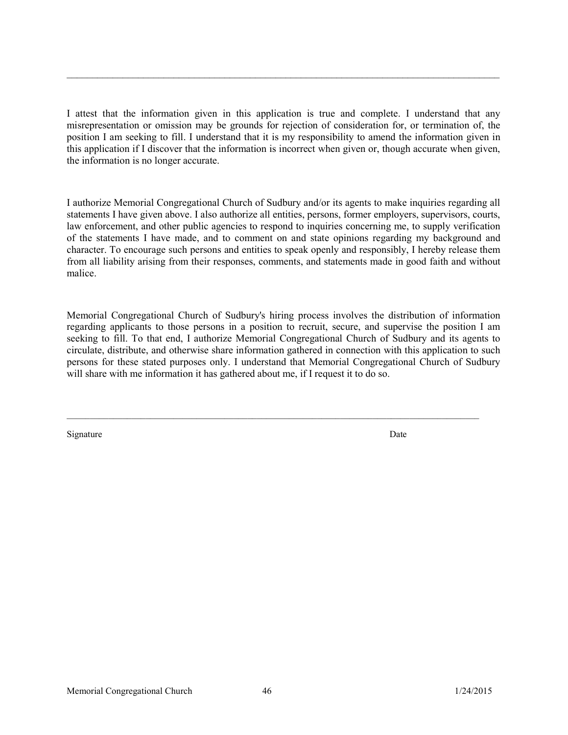\_\_\_\_\_\_\_\_\_\_\_\_\_\_\_\_\_\_\_\_\_\_\_\_\_\_\_\_\_\_\_\_\_\_\_\_\_\_\_\_\_\_\_\_\_\_\_\_\_\_\_\_\_\_\_\_\_\_\_\_\_\_\_\_\_\_\_\_\_\_\_\_\_\_\_\_\_\_\_\_\_\_\_\_\_\_\_\_

I attest that the information given in this application is true and complete. I understand that any misrepresentation or omission may be grounds for rejection of consideration for, or termination of, the position I am seeking to fill. I understand that it is my responsibility to amend the information given in this application if I discover that the information is incorrect when given or, though accurate when given, the information is no longer accurate.

I authorize Memorial Congregational Church of Sudbury and/or its agents to make inquiries regarding all statements I have given above. I also authorize all entities, persons, former employers, supervisors, courts, law enforcement, and other public agencies to respond to inquiries concerning me, to supply verification of the statements I have made, and to comment on and state opinions regarding my background and character. To encourage such persons and entities to speak openly and responsibly, I hereby release them from all liability arising from their responses, comments, and statements made in good faith and without malice.

Memorial Congregational Church of Sudbury's hiring process involves the distribution of information regarding applicants to those persons in a position to recruit, secure, and supervise the position I am seeking to fill. To that end, I authorize Memorial Congregational Church of Sudbury and its agents to circulate, distribute, and otherwise share information gathered in connection with this application to such persons for these stated purposes only. I understand that Memorial Congregational Church of Sudbury will share with me information it has gathered about me, if I request it to do so.

\_\_\_\_\_\_\_\_\_\_\_\_\_\_\_\_\_\_\_\_\_\_\_\_\_\_\_\_\_\_\_\_\_\_\_\_\_\_\_\_\_\_\_\_\_\_\_\_\_\_\_\_\_\_\_\_\_\_\_\_\_\_\_\_\_\_\_\_\_\_\_\_\_\_\_\_\_\_\_\_\_\_

Signature                                                                                                                  Date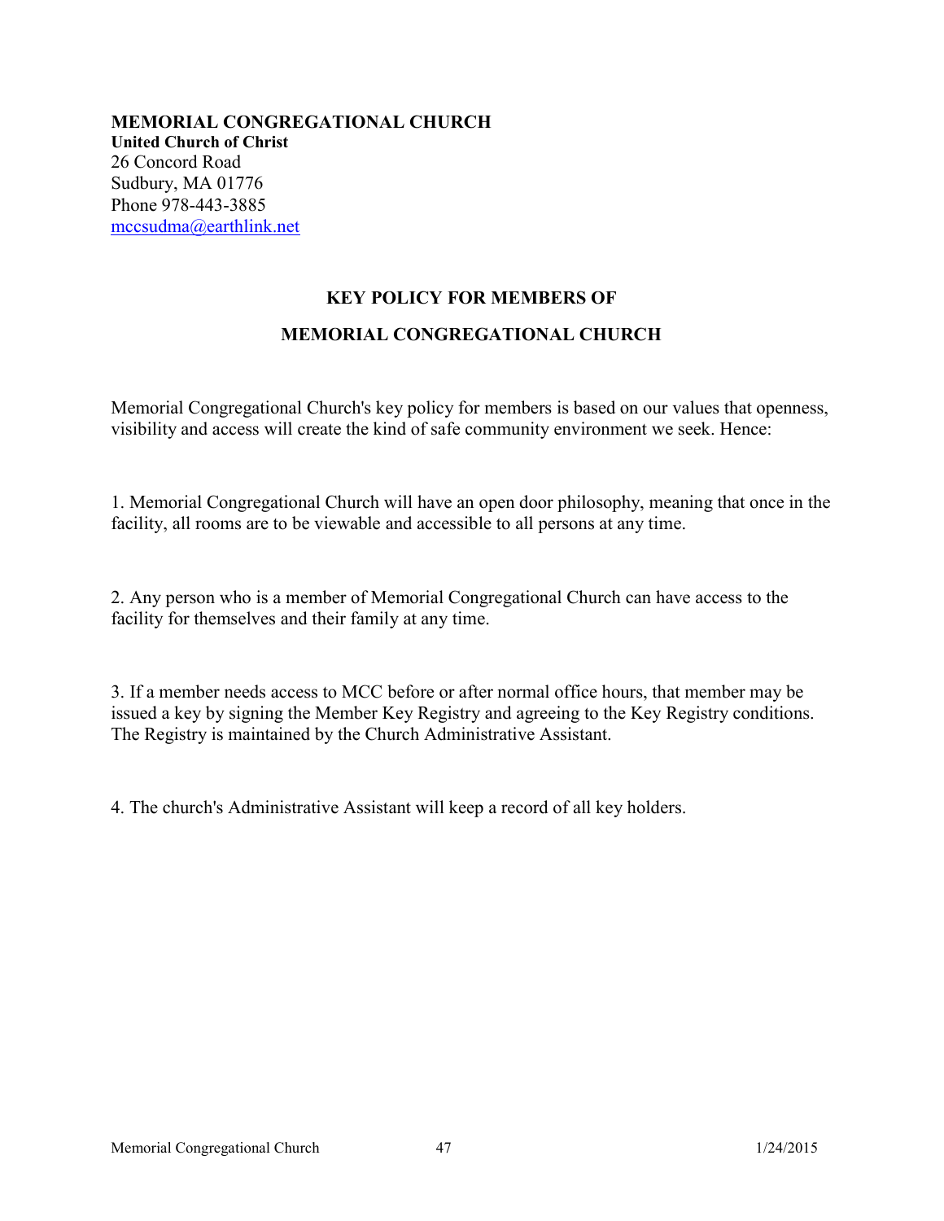**MEMORIAL CONGREGATIONAL CHURCH**
**United Church of Christ**
26 Concord Road
Sudbury, MA 01776
Phone 978-443-3885
mccsudma@earthlink.net

## KEY POLICY FOR MEMBERS OF MEMORIAL CONGREGATIONAL CHURCH

Memorial Congregational Church's key policy for members is based on our values that openness, visibility and access will create the kind of safe community environment we seek. Hence:

1. Memorial Congregational Church will have an open door philosophy, meaning that once in the facility, all rooms are to be viewable and accessible to all persons at any time.

2. Any person who is a member of Memorial Congregational Church can have access to the facility for themselves and their family at any time.

3. If a member needs access to MCC before or after normal office hours, that member may be issued a key by signing the Member Key Registry and agreeing to the Key Registry conditions. The Registry is maintained by the Church Administrative Assistant.

4. The church's Administrative Assistant will keep a record of all key holders.